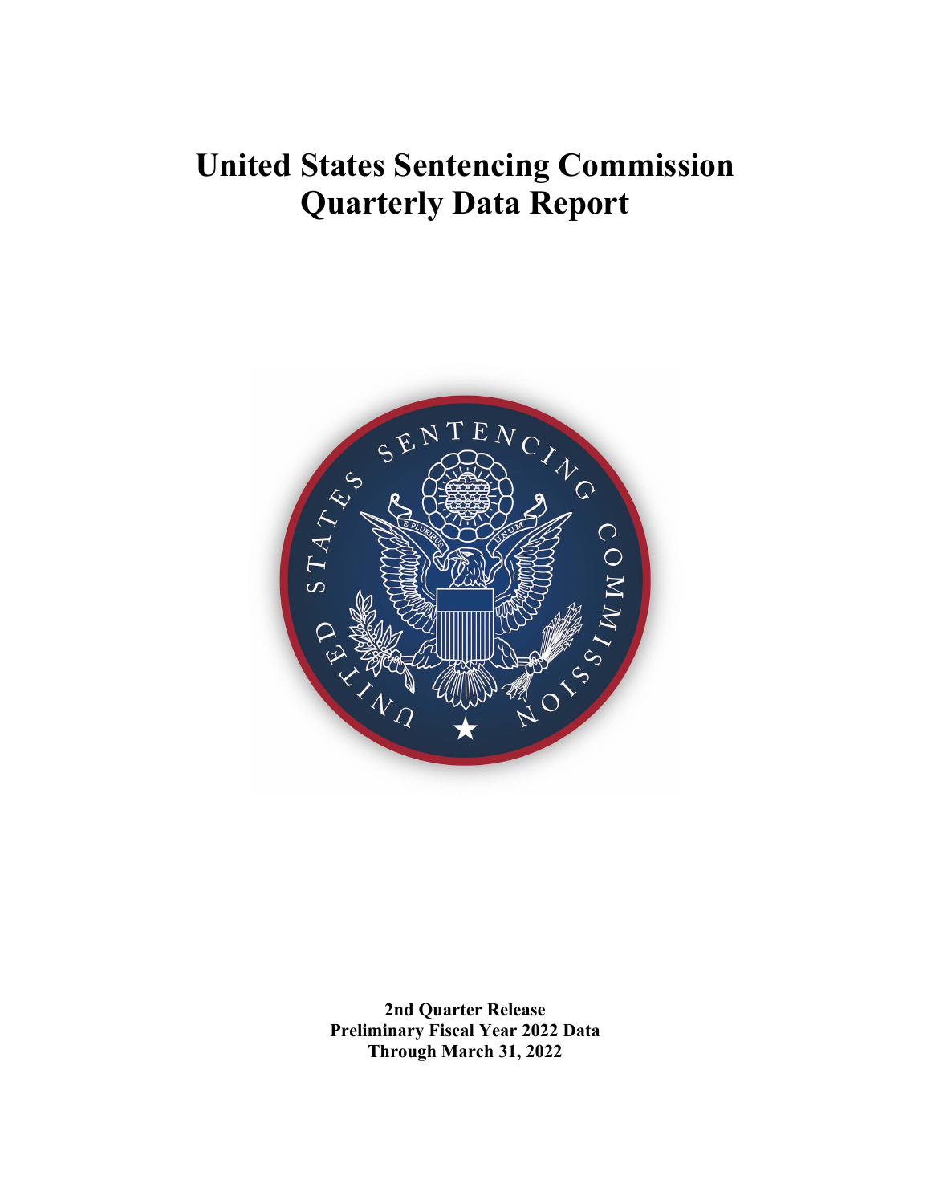# United States Sentencing Commission Quarterly Data Report

**2nd Quarter Release**
**Preliminary Fiscal Year 2022 Data**
**Through March 31, 2022**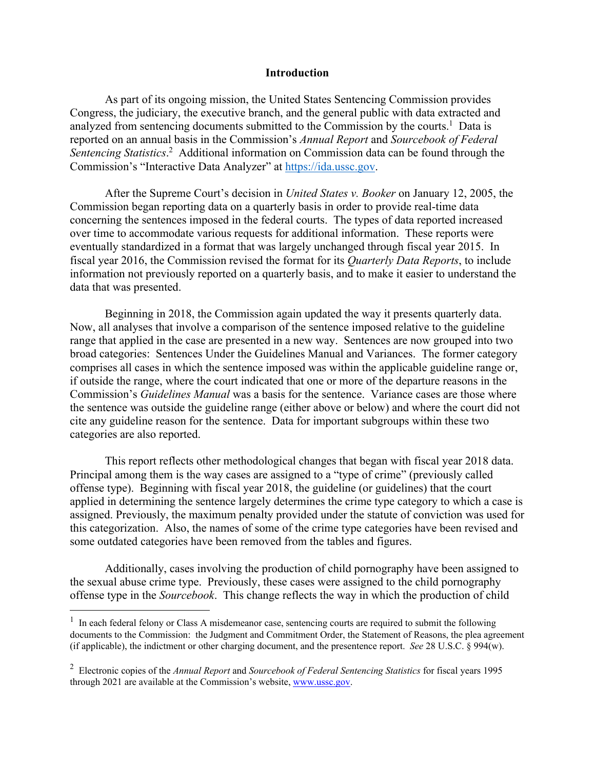## Introduction

As part of its ongoing mission, the United States Sentencing Commission provides Congress, the judiciary, the executive branch, and the general public with data extracted and analyzed from sentencing documents submitted to the Commission by the courts.[1] Data is reported on an annual basis in the Commission's *Annual Report* and *Sourcebook of Federal Sentencing Statistics*.[2] Additional information on Commission data can be found through the Commission's "Interactive Data Analyzer" at https://ida.ussc.gov.

After the Supreme Court's decision in *United States v. Booker* on January 12, 2005, the Commission began reporting data on a quarterly basis in order to provide real-time data concerning the sentences imposed in the federal courts. The types of data reported increased over time to accommodate various requests for additional information. These reports were eventually standardized in a format that was largely unchanged through fiscal year 2015. In fiscal year 2016, the Commission revised the format for its *Quarterly Data Reports*, to include information not previously reported on a quarterly basis, and to make it easier to understand the data that was presented.

Beginning in 2018, the Commission again updated the way it presents quarterly data. Now, all analyses that involve a comparison of the sentence imposed relative to the guideline range that applied in the case are presented in a new way. Sentences are now grouped into two broad categories: Sentences Under the Guidelines Manual and Variances. The former category comprises all cases in which the sentence imposed was within the applicable guideline range or, if outside the range, where the court indicated that one or more of the departure reasons in the Commission's *Guidelines Manual* was a basis for the sentence. Variance cases are those where the sentence was outside the guideline range (either above or below) and where the court did not cite any guideline reason for the sentence. Data for important subgroups within these two categories are also reported.

This report reflects other methodological changes that began with fiscal year 2018 data. Principal among them is the way cases are assigned to a "type of crime" (previously called offense type). Beginning with fiscal year 2018, the guideline (or guidelines) that the court applied in determining the sentence largely determines the crime type category to which a case is assigned. Previously, the maximum penalty provided under the statute of conviction was used for this categorization. Also, the names of some of the crime type categories have been revised and some outdated categories have been removed from the tables and figures.

Additionally, cases involving the production of child pornography have been assigned to the sexual abuse crime type. Previously, these cases were assigned to the child pornography offense type in the *Sourcebook*. This change reflects the way in which the production of child

---

[1] In each federal felony or Class A misdemeanor case, sentencing courts are required to submit the following documents to the Commission: the Judgment and Commitment Order, the Statement of Reasons, the plea agreement (if applicable), the indictment or other charging document, and the presentence report. *See* 28 U.S.C. § 994(w).

[2] Electronic copies of the *Annual Report* and *Sourcebook of Federal Sentencing Statistics* for fiscal years 1995 through 2021 are available at the Commission's website, www.ussc.gov.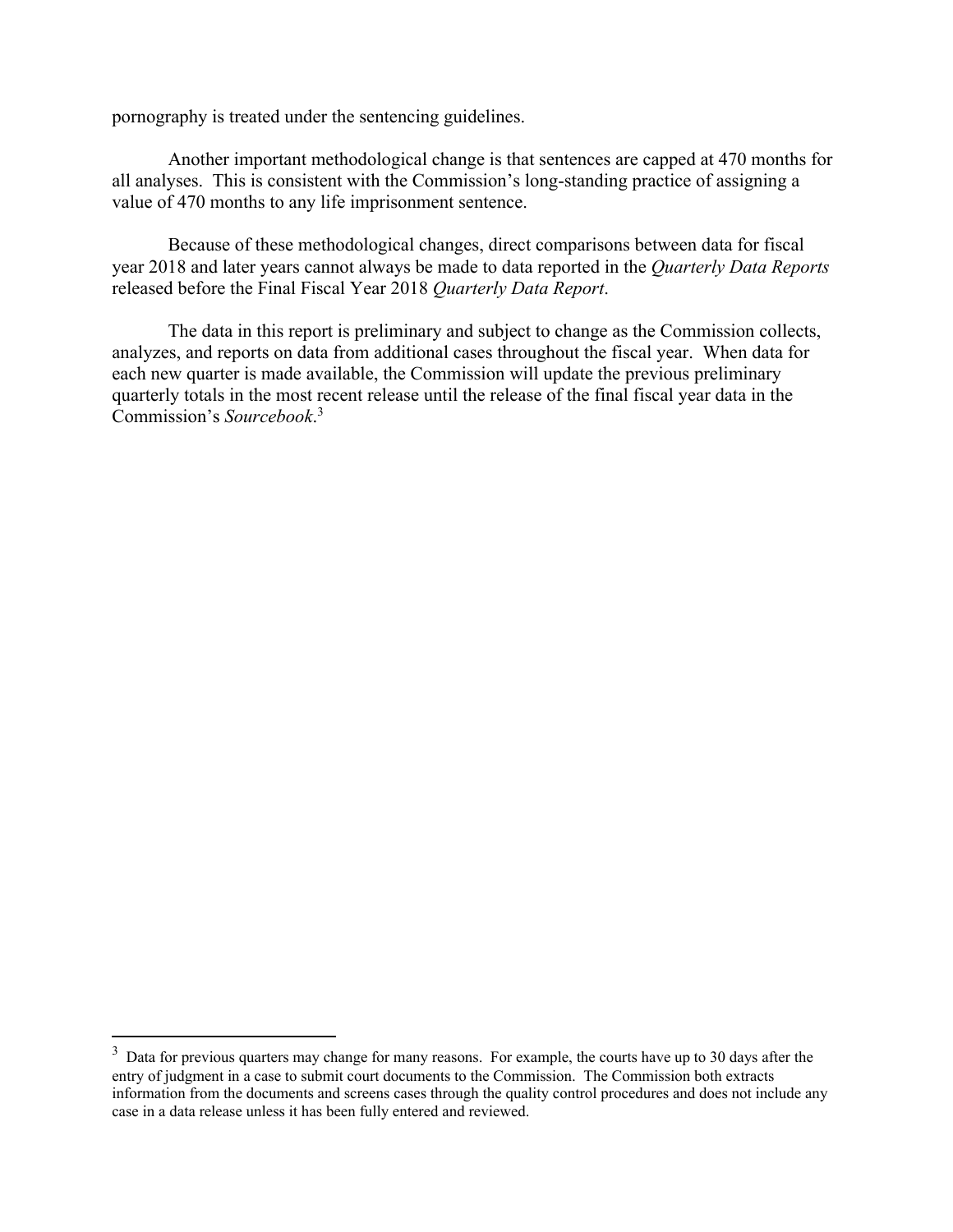pornography is treated under the sentencing guidelines.

Another important methodological change is that sentences are capped at 470 months for all analyses. This is consistent with the Commission's long-standing practice of assigning a value of 470 months to any life imprisonment sentence.

Because of these methodological changes, direct comparisons between data for fiscal year 2018 and later years cannot always be made to data reported in the *Quarterly Data Reports* released before the Final Fiscal Year 2018 *Quarterly Data Report*.

The data in this report is preliminary and subject to change as the Commission collects, analyzes, and reports on data from additional cases throughout the fiscal year. When data for each new quarter is made available, the Commission will update the previous preliminary quarterly totals in the most recent release until the release of the final fiscal year data in the Commission's *Sourcebook*.[3]

---

[3] Data for previous quarters may change for many reasons. For example, the courts have up to 30 days after the entry of judgment in a case to submit court documents to the Commission. The Commission both extracts information from the documents and screens cases through the quality control procedures and does not include any case in a data release unless it has been fully entered and reviewed.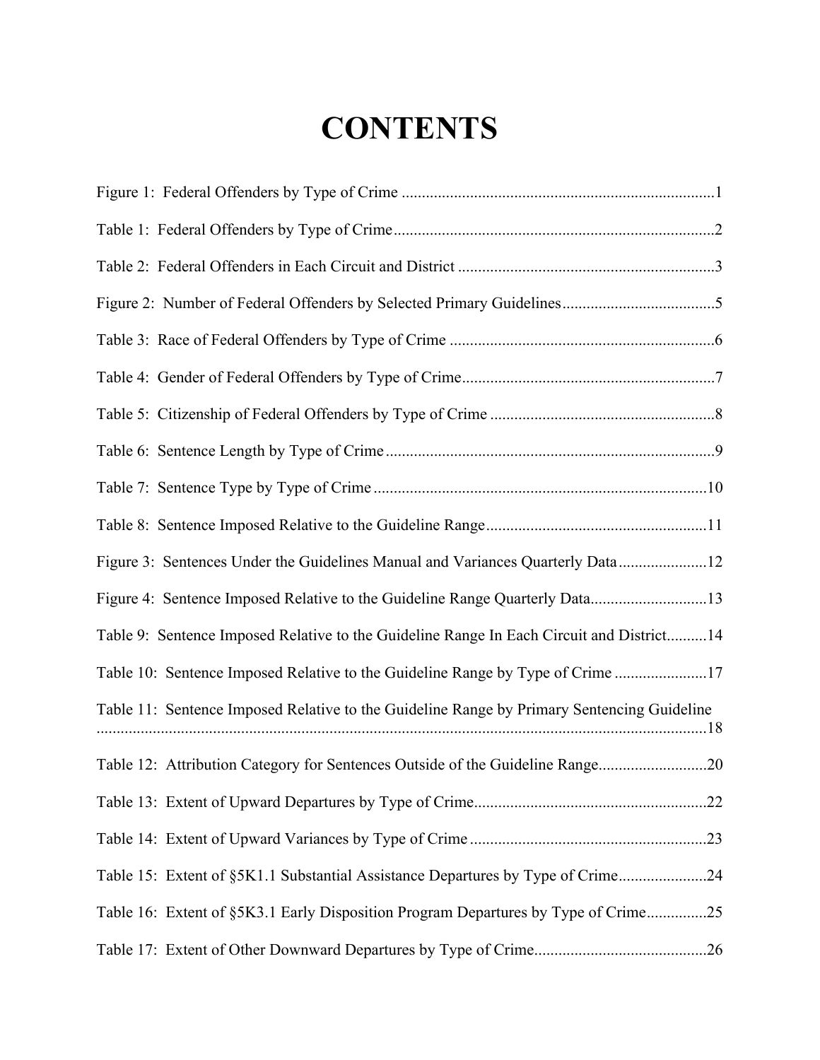# CONTENTS

Figure 1: Federal Offenders by Type of Crime ..............................................................................1

Table 1: Federal Offenders by Type of Crime ...............................................................................2

Table 2: Federal Offenders in Each Circuit and District ................................................................3

Figure 2: Number of Federal Offenders by Selected Primary Guidelines ......................................5

Table 3: Race of Federal Offenders by Type of Crime ..................................................................6

Table 4: Gender of Federal Offenders by Type of Crime ...............................................................7

Table 5: Citizenship of Federal Offenders by Type of Crime ........................................................8

Table 6: Sentence Length by Type of Crime ..................................................................................9

Table 7: Sentence Type by Type of Crime ...................................................................................10

Table 8: Sentence Imposed Relative to the Guideline Range .......................................................11

Figure 3: Sentences Under the Guidelines Manual and Variances Quarterly Data ......................12

Figure 4: Sentence Imposed Relative to the Guideline Range Quarterly Data.............................13

Table 9: Sentence Imposed Relative to the Guideline Range In Each Circuit and District..........14

Table 10: Sentence Imposed Relative to the Guideline Range by Type of Crime .......................17

Table 11: Sentence Imposed Relative to the Guideline Range by Primary Sentencing Guideline ..........................................................................................................................................................18

Table 12: Attribution Category for Sentences Outside of the Guideline Range...........................20

Table 13: Extent of Upward Departures by Type of Crime..........................................................22

Table 14: Extent of Upward Variances by Type of Crime ...........................................................23

Table 15: Extent of §5K1.1 Substantial Assistance Departures by Type of Crime......................24

Table 16: Extent of §5K3.1 Early Disposition Program Departures by Type of Crime...............25

Table 17: Extent of Other Downward Departures by Type of Crime...........................................26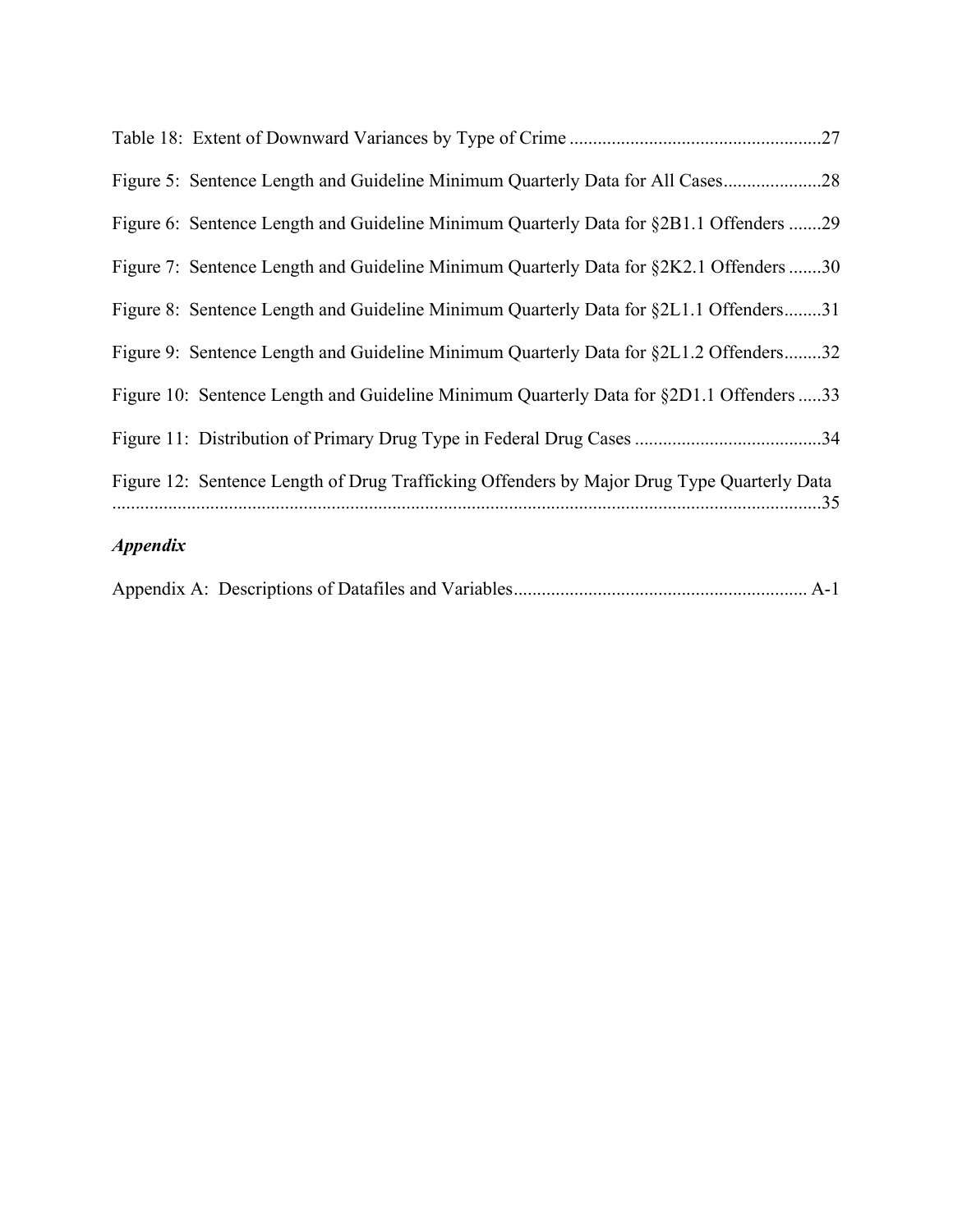Table 18: Extent of Downward Variances by Type of Crime ......................................................27

Figure 5: Sentence Length and Guideline Minimum Quarterly Data for All Cases.....................28

Figure 6: Sentence Length and Guideline Minimum Quarterly Data for §2B1.1 Offenders .......29

Figure 7: Sentence Length and Guideline Minimum Quarterly Data for §2K2.1 Offenders .......30

Figure 8: Sentence Length and Guideline Minimum Quarterly Data for §2L1.1 Offenders........31

Figure 9: Sentence Length and Guideline Minimum Quarterly Data for §2L1.2 Offenders........32

Figure 10: Sentence Length and Guideline Minimum Quarterly Data for §2D1.1 Offenders .....33

Figure 11: Distribution of Primary Drug Type in Federal Drug Cases ........................................34

Figure 12: Sentence Length of Drug Trafficking Offenders by Major Drug Type Quarterly Data ........................................................................................................................................35

### *Appendix*

Appendix A: Descriptions of Datafiles and Variables............................................................... A-1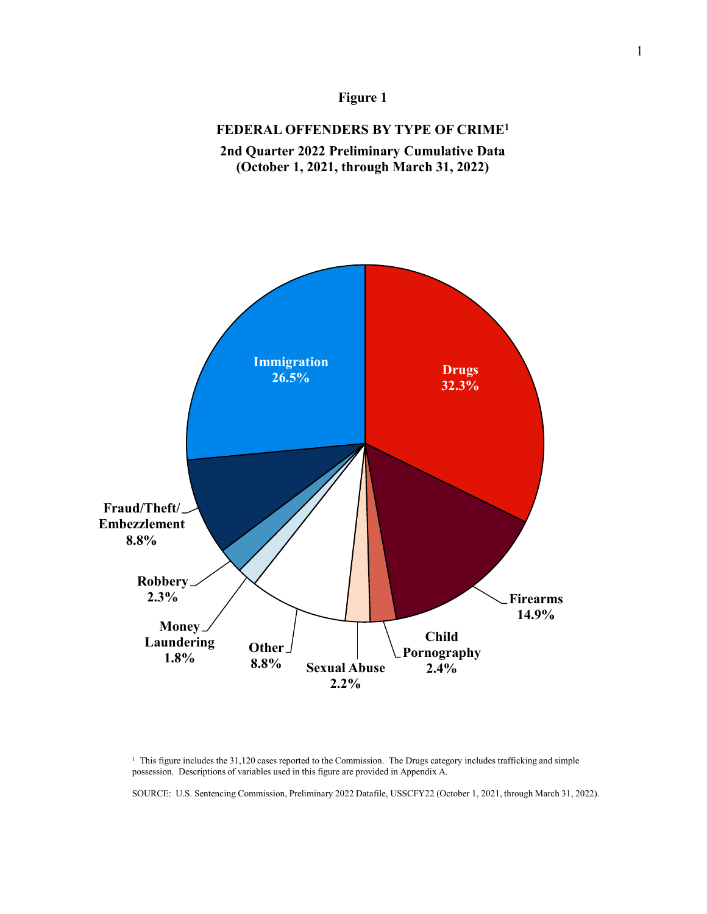**Figure 1**

**FEDERAL OFFENDERS BY TYPE OF CRIME[1]**

**2nd Quarter 2022 Preliminary Cumulative Data (October 1, 2021, through March 31, 2022)**

| Type of Crime | Percent |
|---|---|
| Drugs | 32.3% |
| Immigration | 26.5% |
| Firearms | 14.9% |
| Fraud/Theft/Embezzlement | 8.8% |
| Other | 8.8% |
| Child Pornography | 2.4% |
| Robbery | 2.3% |
| Sexual Abuse | 2.2% |
| Money Laundering | 1.8% |

[1] This figure includes the 31,120 cases reported to the Commission. The Drugs category includes trafficking and simple possession. Descriptions of variables used in this figure are provided in Appendix A.

SOURCE: U.S. Sentencing Commission, Preliminary 2022 Datafile, USSCFY22 (October 1, 2021, through March 31, 2022).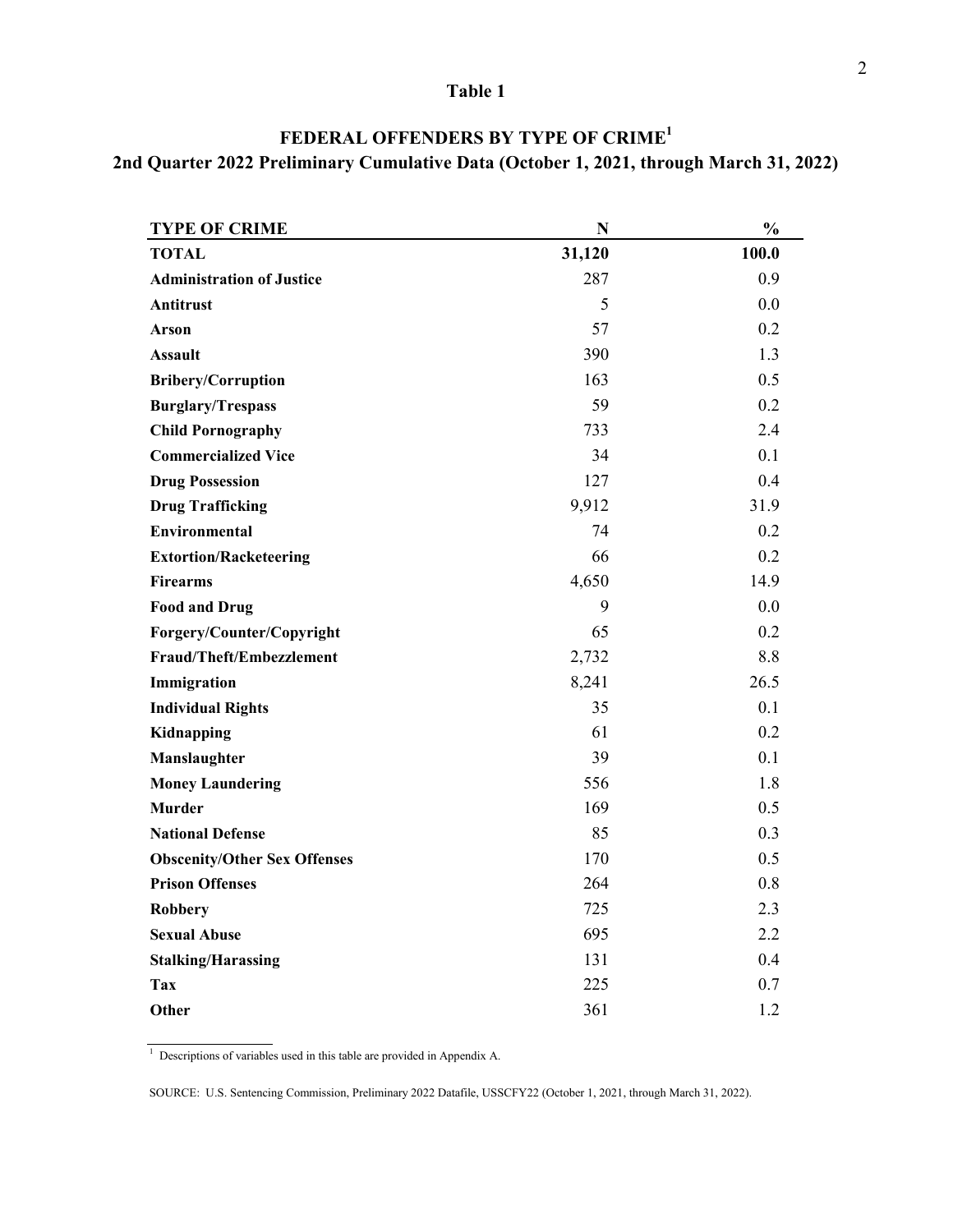# Table 1

## FEDERAL OFFENDERS BY TYPE OF CRIME[1]
## 2nd Quarter 2022 Preliminary Cumulative Data (October 1, 2021, through March 31, 2022)

| TYPE OF CRIME | N | % |
|---|---|---|
| **TOTAL** | **31,120** | **100.0** |
| **Administration of Justice** | 287 | 0.9 |
| **Antitrust** | 5 | 0.0 |
| **Arson** | 57 | 0.2 |
| **Assault** | 390 | 1.3 |
| **Bribery/Corruption** | 163 | 0.5 |
| **Burglary/Trespass** | 59 | 0.2 |
| **Child Pornography** | 733 | 2.4 |
| **Commercialized Vice** | 34 | 0.1 |
| **Drug Possession** | 127 | 0.4 |
| **Drug Trafficking** | 9,912 | 31.9 |
| **Environmental** | 74 | 0.2 |
| **Extortion/Racketeering** | 66 | 0.2 |
| **Firearms** | 4,650 | 14.9 |
| **Food and Drug** | 9 | 0.0 |
| **Forgery/Counter/Copyright** | 65 | 0.2 |
| **Fraud/Theft/Embezzlement** | 2,732 | 8.8 |
| **Immigration** | 8,241 | 26.5 |
| **Individual Rights** | 35 | 0.1 |
| **Kidnapping** | 61 | 0.2 |
| **Manslaughter** | 39 | 0.1 |
| **Money Laundering** | 556 | 1.8 |
| **Murder** | 169 | 0.5 |
| **National Defense** | 85 | 0.3 |
| **Obscenity/Other Sex Offenses** | 170 | 0.5 |
| **Prison Offenses** | 264 | 0.8 |
| **Robbery** | 725 | 2.3 |
| **Sexual Abuse** | 695 | 2.2 |
| **Stalking/Harassing** | 131 | 0.4 |
| **Tax** | 225 | 0.7 |
| **Other** | 361 | 1.2 |

[1] Descriptions of variables used in this table are provided in Appendix A.

SOURCE: U.S. Sentencing Commission, Preliminary 2022 Datafile, USSCFY22 (October 1, 2021, through March 31, 2022).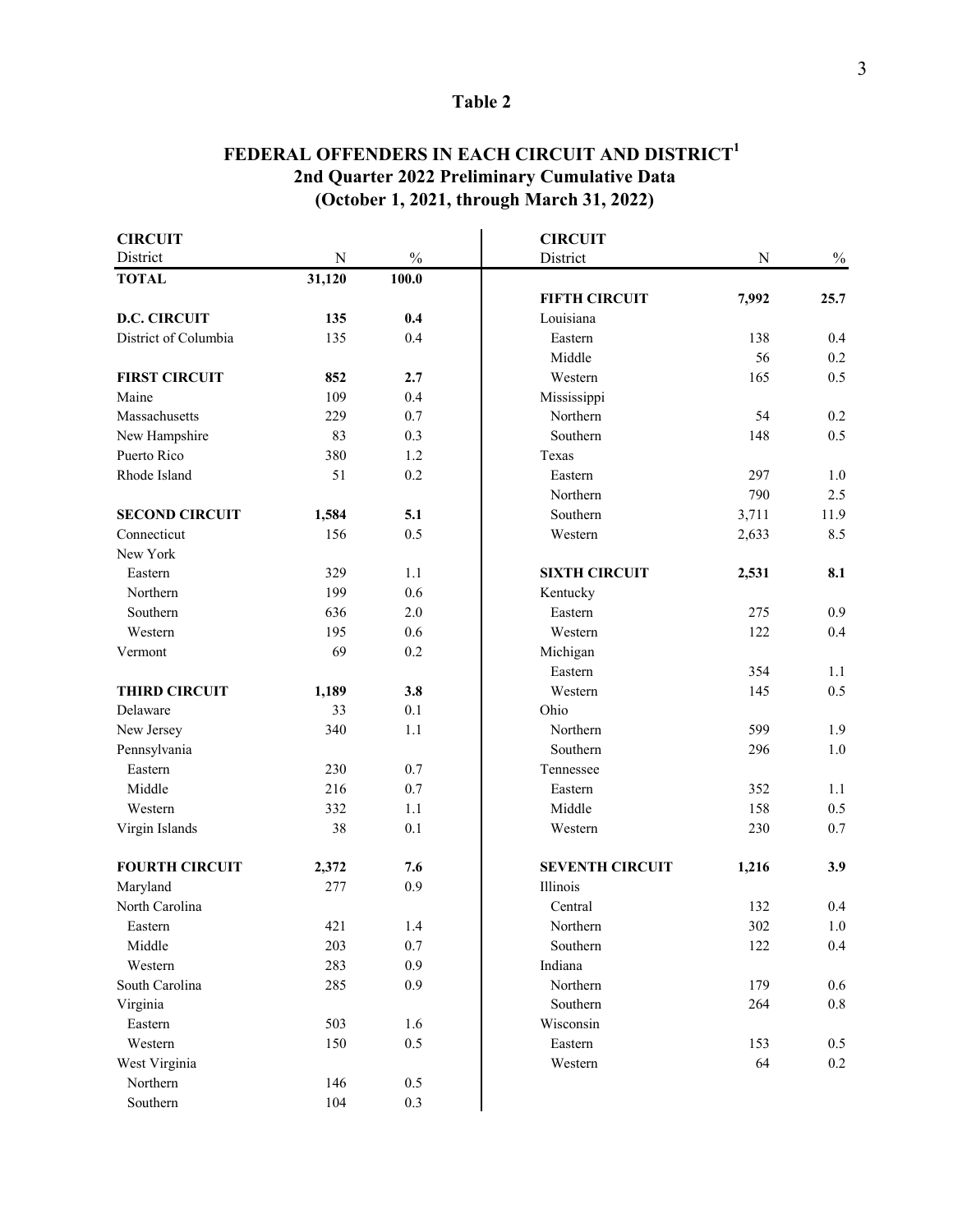# Table 2

## FEDERAL OFFENDERS IN EACH CIRCUIT AND DISTRICT[1]
## 2nd Quarter 2022 Preliminary Cumulative Data
## (October 1, 2021, through March 31, 2022)

| CIRCUIT<br>District | N | % |
|---|---|---|
| **TOTAL** | **31,120** | **100.0** |
| | | |
| **D.C. CIRCUIT** | **135** | **0.4** |
| District of Columbia | 135 | 0.4 |
| | | |
| **FIRST CIRCUIT** | **852** | **2.7** |
| Maine | 109 | 0.4 |
| Massachusetts | 229 | 0.7 |
| New Hampshire | 83 | 0.3 |
| Puerto Rico | 380 | 1.2 |
| Rhode Island | 51 | 0.2 |
| | | |
| **SECOND CIRCUIT** | **1,584** | **5.1** |
| Connecticut | 156 | 0.5 |
| New York | | |
| Eastern | 329 | 1.1 |
| Northern | 199 | 0.6 |
| Southern | 636 | 2.0 |
| Western | 195 | 0.6 |
| Vermont | 69 | 0.2 |
| | | |
| **THIRD CIRCUIT** | **1,189** | **3.8** |
| Delaware | 33 | 0.1 |
| New Jersey | 340 | 1.1 |
| Pennsylvania | | |
| Eastern | 230 | 0.7 |
| Middle | 216 | 0.7 |
| Western | 332 | 1.1 |
| Virgin Islands | 38 | 0.1 |
| | | |
| **FOURTH CIRCUIT** | **2,372** | **7.6** |
| Maryland | 277 | 0.9 |
| North Carolina | | |
| Eastern | 421 | 1.4 |
| Middle | 203 | 0.7 |
| Western | 283 | 0.9 |
| South Carolina | 285 | 0.9 |
| Virginia | | |
| Eastern | 503 | 1.6 |
| Western | 150 | 0.5 |
| West Virginia | | |
| Northern | 146 | 0.5 |
| Southern | 104 | 0.3 |
| | | |
| **FIFTH CIRCUIT** | **7,992** | **25.7** |
| Louisiana | | |
| Eastern | 138 | 0.4 |
| Middle | 56 | 0.2 |
| Western | 165 | 0.5 |
| Mississippi | | |
| Northern | 54 | 0.2 |
| Southern | 148 | 0.5 |
| Texas | | |
| Eastern | 297 | 1.0 |
| Northern | 790 | 2.5 |
| Southern | 3,711 | 11.9 |
| Western | 2,633 | 8.5 |
| | | |
| **SIXTH CIRCUIT** | **2,531** | **8.1** |
| Kentucky | | |
| Eastern | 275 | 0.9 |
| Western | 122 | 0.4 |
| Michigan | | |
| Eastern | 354 | 1.1 |
| Western | 145 | 0.5 |
| Ohio | | |
| Northern | 599 | 1.9 |
| Southern | 296 | 1.0 |
| Tennessee | | |
| Eastern | 352 | 1.1 |
| Middle | 158 | 0.5 |
| Western | 230 | 0.7 |
| | | |
| **SEVENTH CIRCUIT** | **1,216** | **3.9** |
| Illinois | | |
| Central | 132 | 0.4 |
| Northern | 302 | 1.0 |
| Southern | 122 | 0.4 |
| Indiana | | |
| Northern | 179 | 0.6 |
| Southern | 264 | 0.8 |
| Wisconsin | | |
| Eastern | 153 | 0.5 |
| Western | 64 | 0.2 |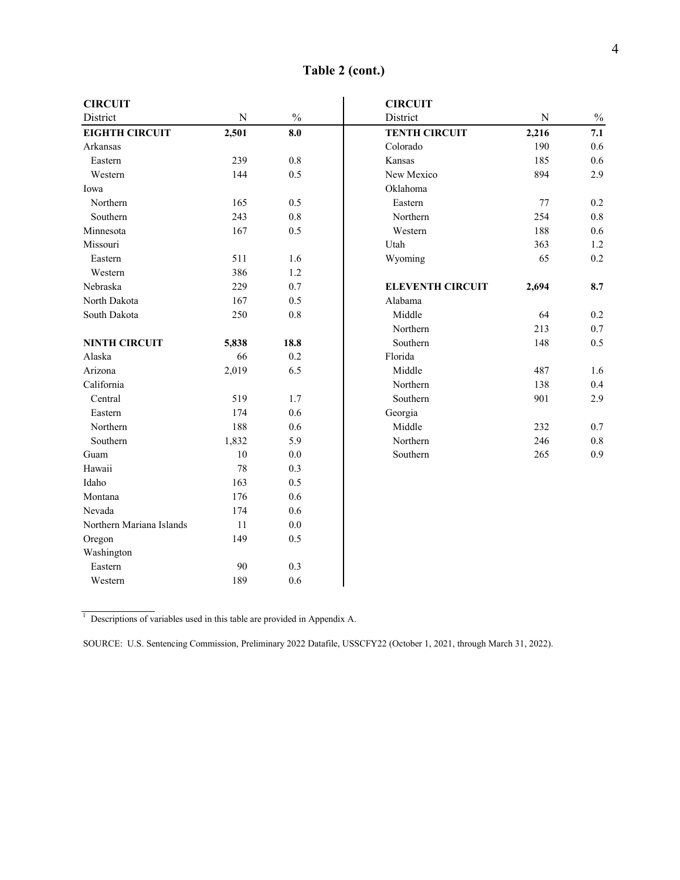## Table 2 (cont.)

| CIRCUIT<br>District | N | % |
|---|---|---|
| **EIGHTH CIRCUIT** | **2,501** | **8.0** |
| Arkansas | | |
| Eastern | 239 | 0.8 |
| Western | 144 | 0.5 |
| Iowa | | |
| Northern | 165 | 0.5 |
| Southern | 243 | 0.8 |
| Minnesota | 167 | 0.5 |
| Missouri | | |
| Eastern | 511 | 1.6 |
| Western | 386 | 1.2 |
| Nebraska | 229 | 0.7 |
| North Dakota | 167 | 0.5 |
| South Dakota | 250 | 0.8 |
| **NINTH CIRCUIT** | **5,838** | **18.8** |
| Alaska | 66 | 0.2 |
| Arizona | 2,019 | 6.5 |
| California | | |
| Central | 519 | 1.7 |
| Eastern | 174 | 0.6 |
| Northern | 188 | 0.6 |
| Southern | 1,832 | 5.9 |
| Guam | 10 | 0.0 |
| Hawaii | 78 | 0.3 |
| Idaho | 163 | 0.5 |
| Montana | 176 | 0.6 |
| Nevada | 174 | 0.6 |
| Northern Mariana Islands | 11 | 0.0 |
| Oregon | 149 | 0.5 |
| Washington | | |
| Eastern | 90 | 0.3 |
| Western | 189 | 0.6 |
| **TENTH CIRCUIT** | **2,216** | **7.1** |
| Colorado | 190 | 0.6 |
| Kansas | 185 | 0.6 |
| New Mexico | 894 | 2.9 |
| Oklahoma | | |
| Eastern | 77 | 0.2 |
| Northern | 254 | 0.8 |
| Western | 188 | 0.6 |
| Utah | 363 | 1.2 |
| Wyoming | 65 | 0.2 |
| **ELEVENTH CIRCUIT** | **2,694** | **8.7** |
| Alabama | | |
| Middle | 64 | 0.2 |
| Northern | 213 | 0.7 |
| Southern | 148 | 0.5 |
| Florida | | |
| Middle | 487 | 1.6 |
| Northern | 138 | 0.4 |
| Southern | 901 | 2.9 |
| Georgia | | |
| Middle | 232 | 0.7 |
| Northern | 246 | 0.8 |
| Southern | 265 | 0.9 |

[1] Descriptions of variables used in this table are provided in Appendix A.

SOURCE: U.S. Sentencing Commission, Preliminary 2022 Datafile, USSCFY22 (October 1, 2021, through March 31, 2022).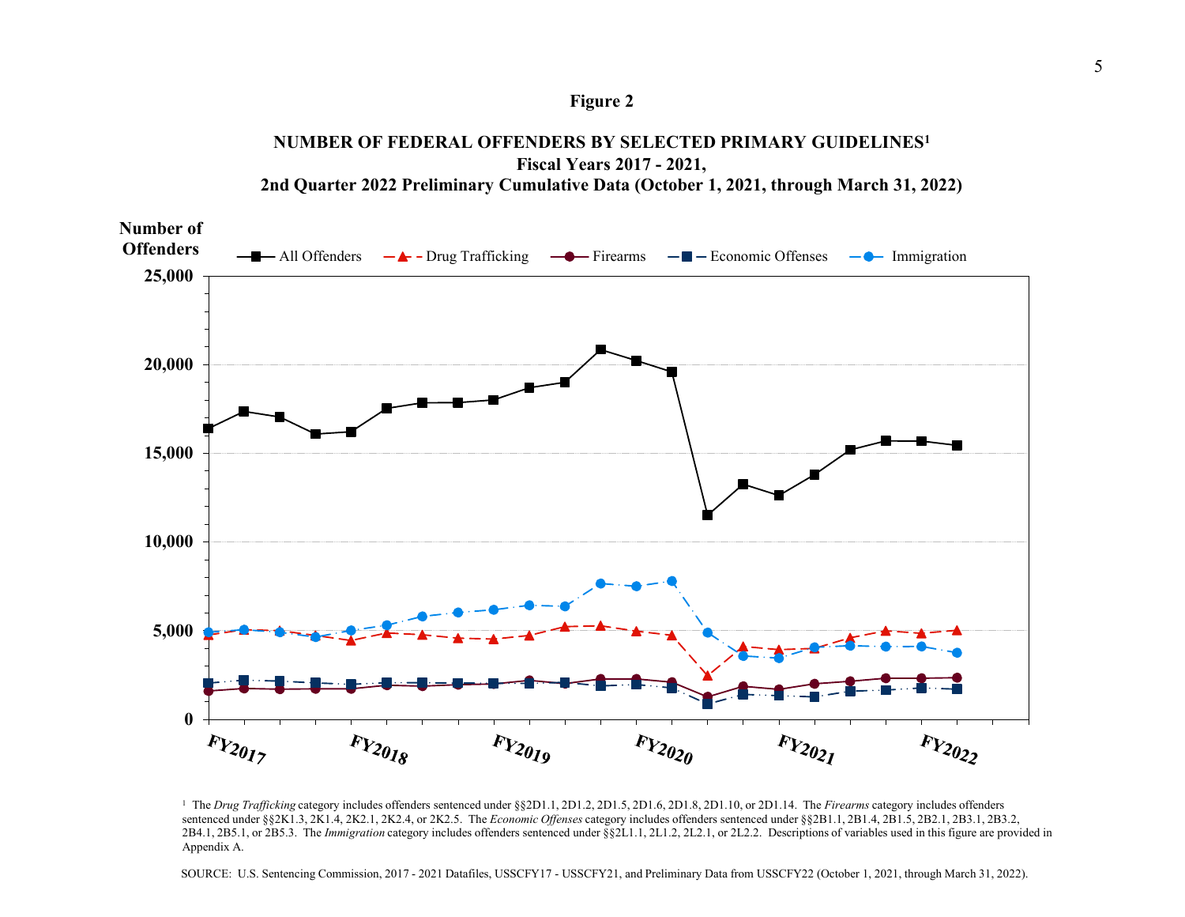**Figure 2**

**NUMBER OF FEDERAL OFFENDERS BY SELECTED PRIMARY GUIDELINES[1]**
**Fiscal Years 2017 - 2021,**
**2nd Quarter 2022 Preliminary Cumulative Data (October 1, 2021, through March 31, 2022)**

**Number of Offenders**

All Offenders | Drug Trafficking | Firearms | Economic Offenses | Immigration

25,000
20,000
15,000
10,000
5,000
0

FY2017 | FY2018 | FY2019 | FY2020 | FY2021 | FY2022

[1] The *Drug Trafficking* category includes offenders sentenced under §§2D1.1, 2D1.2, 2D1.5, 2D1.6, 2D1.8, 2D1.10, or 2D1.14. The *Firearms* category includes offenders sentenced under §§2K1.3, 2K1.4, 2K2.1, 2K2.4, or 2K2.5. The *Economic Offenses* category includes offenders sentenced under §§2B1.1, 2B1.4, 2B1.5, 2B2.1, 2B3.1, 2B3.2, 2B4.1, 2B5.1, or 2B5.3. The *Immigration* category includes offenders sentenced under §§2L1.1, 2L1.2, 2L2.1, or 2L2.2. Descriptions of variables used in this figure are provided in Appendix A.

SOURCE: U.S. Sentencing Commission, 2017 - 2021 Datafiles, USSCFY17 - USSCFY21, and Preliminary Data from USSCFY22 (October 1, 2021, through March 31, 2022).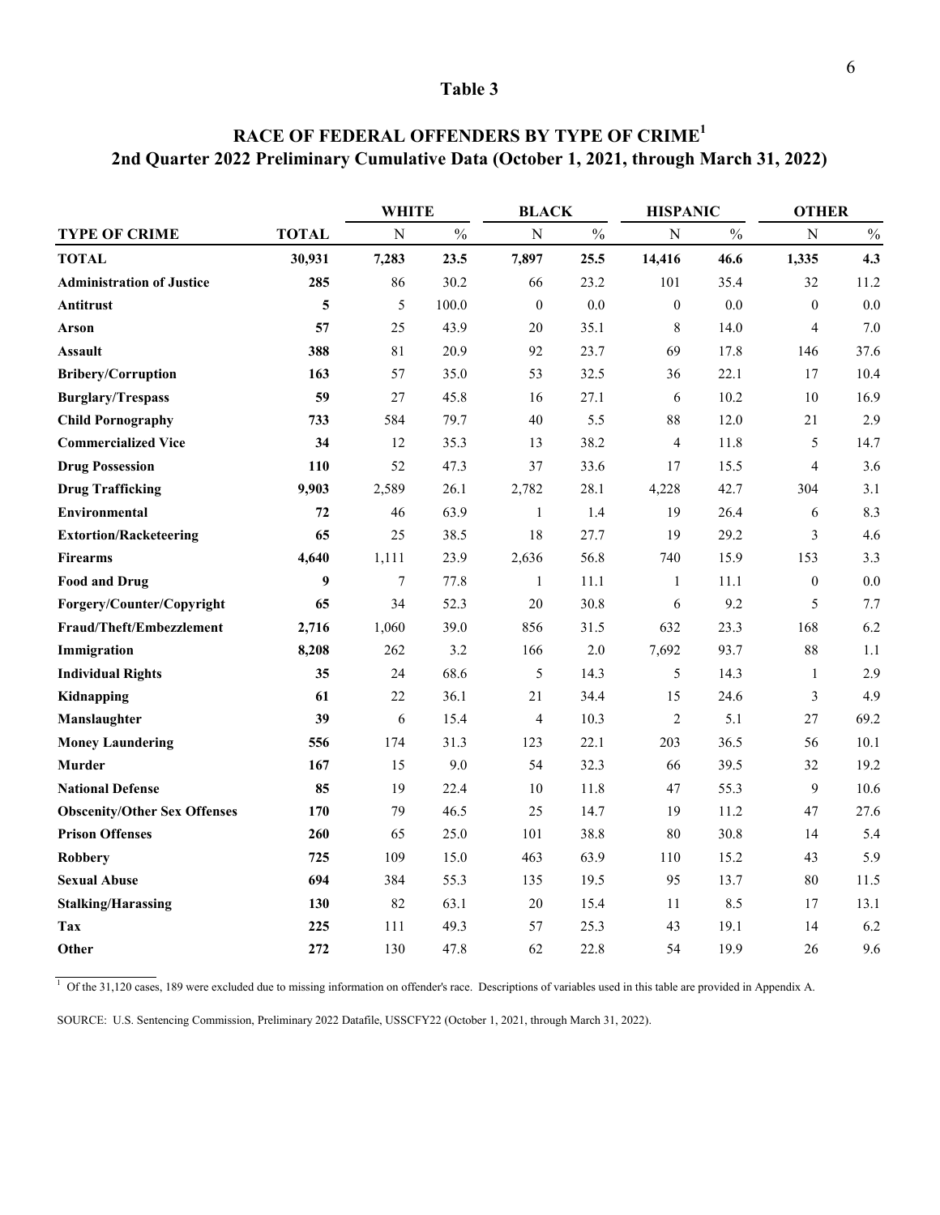# Table 3

## RACE OF FEDERAL OFFENDERS BY TYPE OF CRIME[1]
## 2nd Quarter 2022 Preliminary Cumulative Data (October 1, 2021, through March 31, 2022)

| | | WHITE | | BLACK | | HISPANIC | | OTHER | |
|---|---|---|---|---|---|---|---|---|---|
| **TYPE OF CRIME** | **TOTAL** | N | % | N | % | N | % | N | % |
| **TOTAL** | **30,931** | **7,283** | **23.5** | **7,897** | **25.5** | **14,416** | **46.6** | **1,335** | **4.3** |
| **Administration of Justice** | **285** | 86 | 30.2 | 66 | 23.2 | 101 | 35.4 | 32 | 11.2 |
| **Antitrust** | **5** | 5 | 100.0 | 0 | 0.0 | 0 | 0.0 | 0 | 0.0 |
| **Arson** | **57** | 25 | 43.9 | 20 | 35.1 | 8 | 14.0 | 4 | 7.0 |
| **Assault** | **388** | 81 | 20.9 | 92 | 23.7 | 69 | 17.8 | 146 | 37.6 |
| **Bribery/Corruption** | **163** | 57 | 35.0 | 53 | 32.5 | 36 | 22.1 | 17 | 10.4 |
| **Burglary/Trespass** | **59** | 27 | 45.8 | 16 | 27.1 | 6 | 10.2 | 10 | 16.9 |
| **Child Pornography** | **733** | 584 | 79.7 | 40 | 5.5 | 88 | 12.0 | 21 | 2.9 |
| **Commercialized Vice** | **34** | 12 | 35.3 | 13 | 38.2 | 4 | 11.8 | 5 | 14.7 |
| **Drug Possession** | **110** | 52 | 47.3 | 37 | 33.6 | 17 | 15.5 | 4 | 3.6 |
| **Drug Trafficking** | **9,903** | 2,589 | 26.1 | 2,782 | 28.1 | 4,228 | 42.7 | 304 | 3.1 |
| **Environmental** | **72** | 46 | 63.9 | 1 | 1.4 | 19 | 26.4 | 6 | 8.3 |
| **Extortion/Racketeering** | **65** | 25 | 38.5 | 18 | 27.7 | 19 | 29.2 | 3 | 4.6 |
| **Firearms** | **4,640** | 1,111 | 23.9 | 2,636 | 56.8 | 740 | 15.9 | 153 | 3.3 |
| **Food and Drug** | **9** | 7 | 77.8 | 1 | 11.1 | 1 | 11.1 | 0 | 0.0 |
| **Forgery/Counter/Copyright** | **65** | 34 | 52.3 | 20 | 30.8 | 6 | 9.2 | 5 | 7.7 |
| **Fraud/Theft/Embezzlement** | **2,716** | 1,060 | 39.0 | 856 | 31.5 | 632 | 23.3 | 168 | 6.2 |
| **Immigration** | **8,208** | 262 | 3.2 | 166 | 2.0 | 7,692 | 93.7 | 88 | 1.1 |
| **Individual Rights** | **35** | 24 | 68.6 | 5 | 14.3 | 5 | 14.3 | 1 | 2.9 |
| **Kidnapping** | **61** | 22 | 36.1 | 21 | 34.4 | 15 | 24.6 | 3 | 4.9 |
| **Manslaughter** | **39** | 6 | 15.4 | 4 | 10.3 | 2 | 5.1 | 27 | 69.2 |
| **Money Laundering** | **556** | 174 | 31.3 | 123 | 22.1 | 203 | 36.5 | 56 | 10.1 |
| **Murder** | **167** | 15 | 9.0 | 54 | 32.3 | 66 | 39.5 | 32 | 19.2 |
| **National Defense** | **85** | 19 | 22.4 | 10 | 11.8 | 47 | 55.3 | 9 | 10.6 |
| **Obscenity/Other Sex Offenses** | **170** | 79 | 46.5 | 25 | 14.7 | 19 | 11.2 | 47 | 27.6 |
| **Prison Offenses** | **260** | 65 | 25.0 | 101 | 38.8 | 80 | 30.8 | 14 | 5.4 |
| **Robbery** | **725** | 109 | 15.0 | 463 | 63.9 | 110 | 15.2 | 43 | 5.9 |
| **Sexual Abuse** | **694** | 384 | 55.3 | 135 | 19.5 | 95 | 13.7 | 80 | 11.5 |
| **Stalking/Harassing** | **130** | 82 | 63.1 | 20 | 15.4 | 11 | 8.5 | 17 | 13.1 |
| **Tax** | **225** | 111 | 49.3 | 57 | 25.3 | 43 | 19.1 | 14 | 6.2 |
| **Other** | **272** | 130 | 47.8 | 62 | 22.8 | 54 | 19.9 | 26 | 9.6 |

[1] Of the 31,120 cases, 189 were excluded due to missing information on offender's race. Descriptions of variables used in this table are provided in Appendix A.

SOURCE: U.S. Sentencing Commission, Preliminary 2022 Datafile, USSCFY22 (October 1, 2021, through March 31, 2022).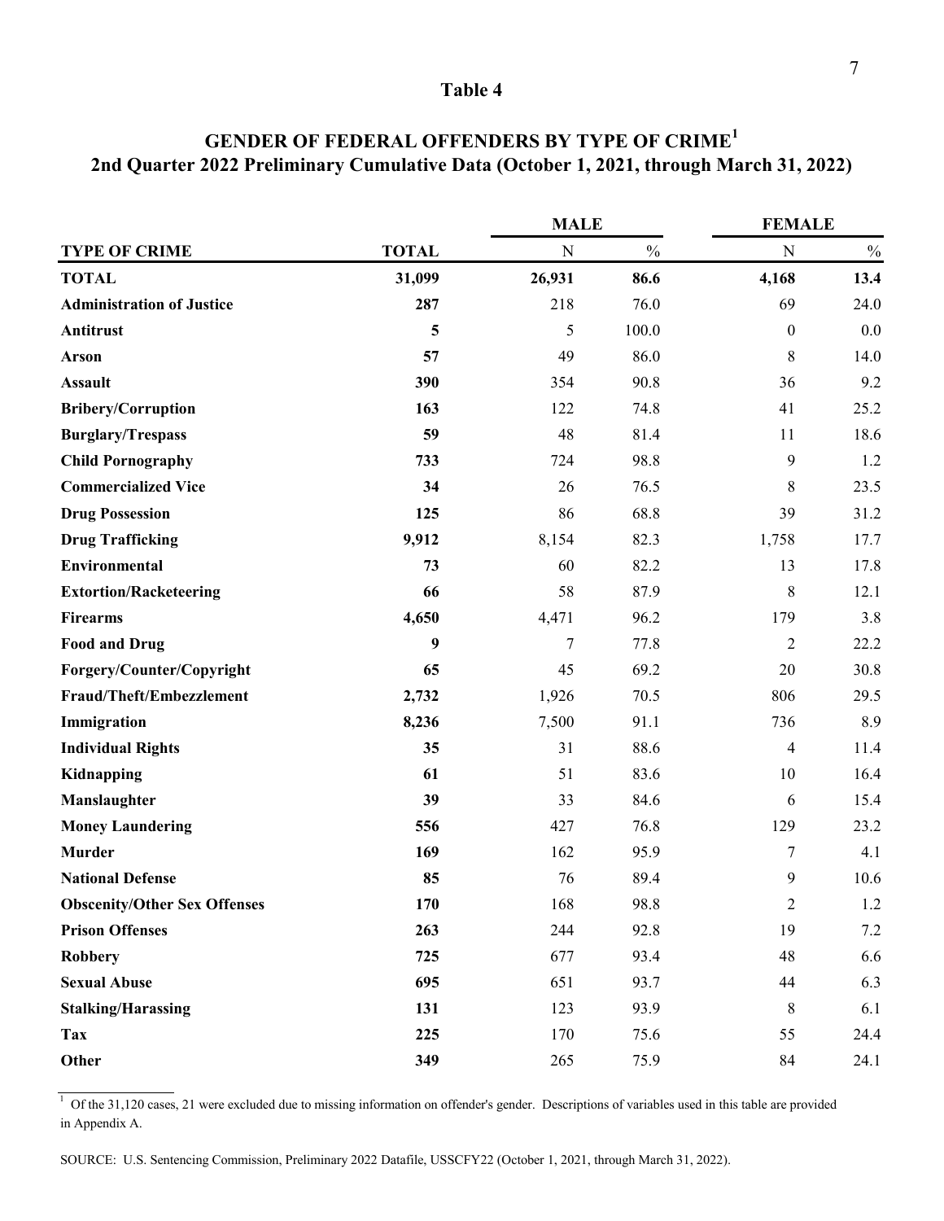## Table 4

## GENDER OF FEDERAL OFFENDERS BY TYPE OF CRIME[1]
## 2nd Quarter 2022 Preliminary Cumulative Data (October 1, 2021, through March 31, 2022)

| | | MALE | | FEMALE | |
|---|---|---|---|---|---|
| **TYPE OF CRIME** | **TOTAL** | N | % | N | % |
| **TOTAL** | **31,099** | **26,931** | **86.6** | **4,168** | **13.4** |
| **Administration of Justice** | **287** | 218 | 76.0 | 69 | 24.0 |
| **Antitrust** | **5** | 5 | 100.0 | 0 | 0.0 |
| **Arson** | **57** | 49 | 86.0 | 8 | 14.0 |
| **Assault** | **390** | 354 | 90.8 | 36 | 9.2 |
| **Bribery/Corruption** | **163** | 122 | 74.8 | 41 | 25.2 |
| **Burglary/Trespass** | **59** | 48 | 81.4 | 11 | 18.6 |
| **Child Pornography** | **733** | 724 | 98.8 | 9 | 1.2 |
| **Commercialized Vice** | **34** | 26 | 76.5 | 8 | 23.5 |
| **Drug Possession** | **125** | 86 | 68.8 | 39 | 31.2 |
| **Drug Trafficking** | **9,912** | 8,154 | 82.3 | 1,758 | 17.7 |
| **Environmental** | **73** | 60 | 82.2 | 13 | 17.8 |
| **Extortion/Racketeering** | **66** | 58 | 87.9 | 8 | 12.1 |
| **Firearms** | **4,650** | 4,471 | 96.2 | 179 | 3.8 |
| **Food and Drug** | **9** | 7 | 77.8 | 2 | 22.2 |
| **Forgery/Counter/Copyright** | **65** | 45 | 69.2 | 20 | 30.8 |
| **Fraud/Theft/Embezzlement** | **2,732** | 1,926 | 70.5 | 806 | 29.5 |
| **Immigration** | **8,236** | 7,500 | 91.1 | 736 | 8.9 |
| **Individual Rights** | **35** | 31 | 88.6 | 4 | 11.4 |
| **Kidnapping** | **61** | 51 | 83.6 | 10 | 16.4 |
| **Manslaughter** | **39** | 33 | 84.6 | 6 | 15.4 |
| **Money Laundering** | **556** | 427 | 76.8 | 129 | 23.2 |
| **Murder** | **169** | 162 | 95.9 | 7 | 4.1 |
| **National Defense** | **85** | 76 | 89.4 | 9 | 10.6 |
| **Obscenity/Other Sex Offenses** | **170** | 168 | 98.8 | 2 | 1.2 |
| **Prison Offenses** | **263** | 244 | 92.8 | 19 | 7.2 |
| **Robbery** | **725** | 677 | 93.4 | 48 | 6.6 |
| **Sexual Abuse** | **695** | 651 | 93.7 | 44 | 6.3 |
| **Stalking/Harassing** | **131** | 123 | 93.9 | 8 | 6.1 |
| **Tax** | **225** | 170 | 75.6 | 55 | 24.4 |
| **Other** | **349** | 265 | 75.9 | 84 | 24.1 |

[1] Of the 31,120 cases, 21 were excluded due to missing information on offender's gender. Descriptions of variables used in this table are provided in Appendix A.

SOURCE: U.S. Sentencing Commission, Preliminary 2022 Datafile, USSCFY22 (October 1, 2021, through March 31, 2022).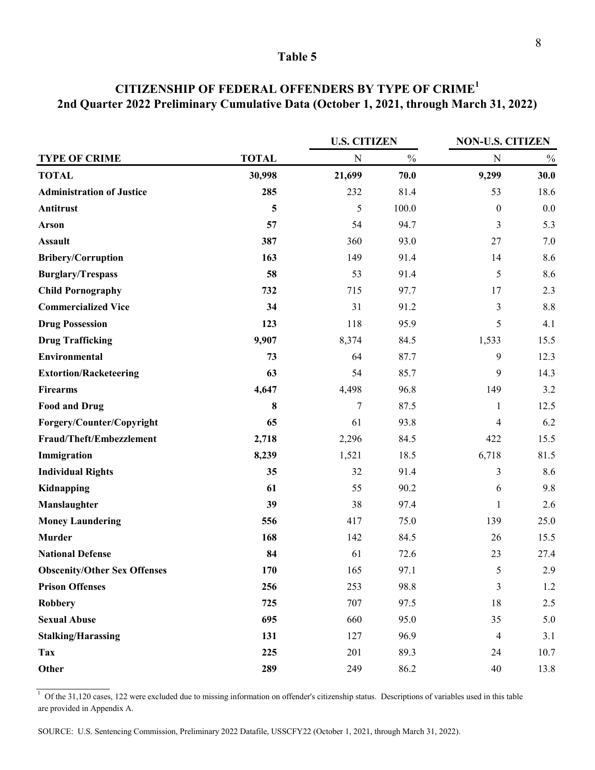# Table 5

## CITIZENSHIP OF FEDERAL OFFENDERS BY TYPE OF CRIME[1]
## 2nd Quarter 2022 Preliminary Cumulative Data (October 1, 2021, through March 31, 2022)

| | | U.S. CITIZEN | | NON-U.S. CITIZEN | |
|---|---|---|---|---|---|
| **TYPE OF CRIME** | **TOTAL** | N | % | N | % |
| **TOTAL** | **30,998** | **21,699** | **70.0** | **9,299** | **30.0** |
| **Administration of Justice** | **285** | 232 | 81.4 | 53 | 18.6 |
| **Antitrust** | **5** | 5 | 100.0 | 0 | 0.0 |
| **Arson** | **57** | 54 | 94.7 | 3 | 5.3 |
| **Assault** | **387** | 360 | 93.0 | 27 | 7.0 |
| **Bribery/Corruption** | **163** | 149 | 91.4 | 14 | 8.6 |
| **Burglary/Trespass** | **58** | 53 | 91.4 | 5 | 8.6 |
| **Child Pornography** | **732** | 715 | 97.7 | 17 | 2.3 |
| **Commercialized Vice** | **34** | 31 | 91.2 | 3 | 8.8 |
| **Drug Possession** | **123** | 118 | 95.9 | 5 | 4.1 |
| **Drug Trafficking** | **9,907** | 8,374 | 84.5 | 1,533 | 15.5 |
| **Environmental** | **73** | 64 | 87.7 | 9 | 12.3 |
| **Extortion/Racketeering** | **63** | 54 | 85.7 | 9 | 14.3 |
| **Firearms** | **4,647** | 4,498 | 96.8 | 149 | 3.2 |
| **Food and Drug** | **8** | 7 | 87.5 | 1 | 12.5 |
| **Forgery/Counter/Copyright** | **65** | 61 | 93.8 | 4 | 6.2 |
| **Fraud/Theft/Embezzlement** | **2,718** | 2,296 | 84.5 | 422 | 15.5 |
| **Immigration** | **8,239** | 1,521 | 18.5 | 6,718 | 81.5 |
| **Individual Rights** | **35** | 32 | 91.4 | 3 | 8.6 |
| **Kidnapping** | **61** | 55 | 90.2 | 6 | 9.8 |
| **Manslaughter** | **39** | 38 | 97.4 | 1 | 2.6 |
| **Money Laundering** | **556** | 417 | 75.0 | 139 | 25.0 |
| **Murder** | **168** | 142 | 84.5 | 26 | 15.5 |
| **National Defense** | **84** | 61 | 72.6 | 23 | 27.4 |
| **Obscenity/Other Sex Offenses** | **170** | 165 | 97.1 | 5 | 2.9 |
| **Prison Offenses** | **256** | 253 | 98.8 | 3 | 1.2 |
| **Robbery** | **725** | 707 | 97.5 | 18 | 2.5 |
| **Sexual Abuse** | **695** | 660 | 95.0 | 35 | 5.0 |
| **Stalking/Harassing** | **131** | 127 | 96.9 | 4 | 3.1 |
| **Tax** | **225** | 201 | 89.3 | 24 | 10.7 |
| **Other** | **289** | 249 | 86.2 | 40 | 13.8 |

[1] Of the 31,120 cases, 122 were excluded due to missing information on offender's citizenship status. Descriptions of variables used in this table are provided in Appendix A.

SOURCE: U.S. Sentencing Commission, Preliminary 2022 Datafile, USSCFY22 (October 1, 2021, through March 31, 2022).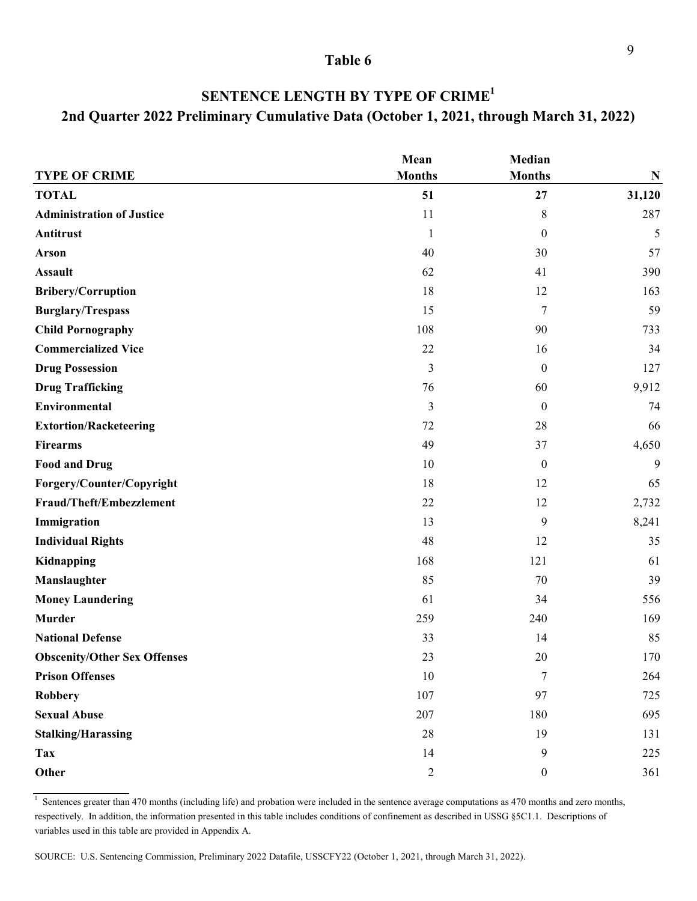## Table 6

## SENTENCE LENGTH BY TYPE OF CRIME[1]

## 2nd Quarter 2022 Preliminary Cumulative Data (October 1, 2021, through March 31, 2022)

| TYPE OF CRIME | Mean Months | Median Months | N |
|---|---|---|---|
| **TOTAL** | **51** | **27** | **31,120** |
| **Administration of Justice** | 11 | 8 | 287 |
| **Antitrust** | 1 | 0 | 5 |
| **Arson** | 40 | 30 | 57 |
| **Assault** | 62 | 41 | 390 |
| **Bribery/Corruption** | 18 | 12 | 163 |
| **Burglary/Trespass** | 15 | 7 | 59 |
| **Child Pornography** | 108 | 90 | 733 |
| **Commercialized Vice** | 22 | 16 | 34 |
| **Drug Possession** | 3 | 0 | 127 |
| **Drug Trafficking** | 76 | 60 | 9,912 |
| **Environmental** | 3 | 0 | 74 |
| **Extortion/Racketeering** | 72 | 28 | 66 |
| **Firearms** | 49 | 37 | 4,650 |
| **Food and Drug** | 10 | 0 | 9 |
| **Forgery/Counter/Copyright** | 18 | 12 | 65 |
| **Fraud/Theft/Embezzlement** | 22 | 12 | 2,732 |
| **Immigration** | 13 | 9 | 8,241 |
| **Individual Rights** | 48 | 12 | 35 |
| **Kidnapping** | 168 | 121 | 61 |
| **Manslaughter** | 85 | 70 | 39 |
| **Money Laundering** | 61 | 34 | 556 |
| **Murder** | 259 | 240 | 169 |
| **National Defense** | 33 | 14 | 85 |
| **Obscenity/Other Sex Offenses** | 23 | 20 | 170 |
| **Prison Offenses** | 10 | 7 | 264 |
| **Robbery** | 107 | 97 | 725 |
| **Sexual Abuse** | 207 | 180 | 695 |
| **Stalking/Harassing** | 28 | 19 | 131 |
| **Tax** | 14 | 9 | 225 |
| **Other** | 2 | 0 | 361 |

[1] Sentences greater than 470 months (including life) and probation were included in the sentence average computations as 470 months and zero months, respectively. In addition, the information presented in this table includes conditions of confinement as described in USSG §5C1.1. Descriptions of variables used in this table are provided in Appendix A.

SOURCE: U.S. Sentencing Commission, Preliminary 2022 Datafile, USSCFY22 (October 1, 2021, through March 31, 2022).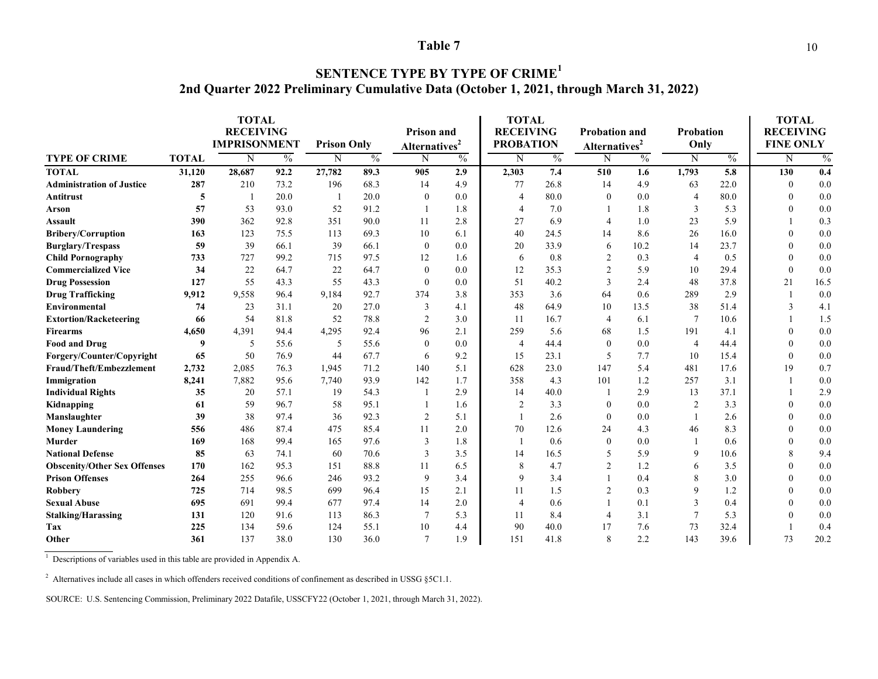# Table 7

## SENTENCE TYPE BY TYPE OF CRIME[1]

### 2nd Quarter 2022 Preliminary Cumulative Data (October 1, 2021, through March 31, 2022)

| TYPE OF CRIME | TOTAL | TOTAL RECEIVING IMPRISONMENT | | Prison Only | | Prison and Alternatives[2] | | TOTAL RECEIVING PROBATION | | Probation and Alternatives[2] | | Probation Only | | TOTAL RECEIVING FINE ONLY | |
|---|---|---|---|---|---|---|---|---|---|---|---|---|---|---|---|
| | | N | % | N | % | N | % | N | % | N | % | N | % | N | % |
| **TOTAL** | **31,120** | **28,687** | **92.2** | **27,782** | **89.3** | **905** | **2.9** | **2,303** | **7.4** | **510** | **1.6** | **1,793** | **5.8** | **130** | **0.4** |
| **Administration of Justice** | **287** | 210 | 73.2 | 196 | 68.3 | 14 | 4.9 | 77 | 26.8 | 14 | 4.9 | 63 | 22.0 | 0 | 0.0 |
| **Antitrust** | **5** | 1 | 20.0 | 1 | 20.0 | 0 | 0.0 | 4 | 80.0 | 0 | 0.0 | 4 | 80.0 | 0 | 0.0 |
| **Arson** | **57** | 53 | 93.0 | 52 | 91.2 | 1 | 1.8 | 4 | 7.0 | 1 | 1.8 | 3 | 5.3 | 0 | 0.0 |
| **Assault** | **390** | 362 | 92.8 | 351 | 90.0 | 11 | 2.8 | 27 | 6.9 | 4 | 1.0 | 23 | 5.9 | 1 | 0.3 |
| **Bribery/Corruption** | **163** | 123 | 75.5 | 113 | 69.3 | 10 | 6.1 | 40 | 24.5 | 14 | 8.6 | 26 | 16.0 | 0 | 0.0 |
| **Burglary/Trespass** | **59** | 39 | 66.1 | 39 | 66.1 | 0 | 0.0 | 20 | 33.9 | 6 | 10.2 | 14 | 23.7 | 0 | 0.0 |
| **Child Pornography** | **733** | 727 | 99.2 | 715 | 97.5 | 12 | 1.6 | 6 | 0.8 | 2 | 0.3 | 4 | 0.5 | 0 | 0.0 |
| **Commercialized Vice** | **34** | 22 | 64.7 | 22 | 64.7 | 0 | 0.0 | 12 | 35.3 | 2 | 5.9 | 10 | 29.4 | 0 | 0.0 |
| **Drug Possession** | **127** | 55 | 43.3 | 55 | 43.3 | 0 | 0.0 | 51 | 40.2 | 3 | 2.4 | 48 | 37.8 | 21 | 16.5 |
| **Drug Trafficking** | **9,912** | 9,558 | 96.4 | 9,184 | 92.7 | 374 | 3.8 | 353 | 3.6 | 64 | 0.6 | 289 | 2.9 | 1 | 0.0 |
| **Environmental** | **74** | 23 | 31.1 | 20 | 27.0 | 3 | 4.1 | 48 | 64.9 | 10 | 13.5 | 38 | 51.4 | 3 | 4.1 |
| **Extortion/Racketeering** | **66** | 54 | 81.8 | 52 | 78.8 | 2 | 3.0 | 11 | 16.7 | 4 | 6.1 | 7 | 10.6 | 1 | 1.5 |
| **Firearms** | **4,650** | 4,391 | 94.4 | 4,295 | 92.4 | 96 | 2.1 | 259 | 5.6 | 68 | 1.5 | 191 | 4.1 | 0 | 0.0 |
| **Food and Drug** | **9** | 5 | 55.6 | 5 | 55.6 | 0 | 0.0 | 4 | 44.4 | 0 | 0.0 | 4 | 44.4 | 0 | 0.0 |
| **Forgery/Counter/Copyright** | **65** | 50 | 76.9 | 44 | 67.7 | 6 | 9.2 | 15 | 23.1 | 5 | 7.7 | 10 | 15.4 | 0 | 0.0 |
| **Fraud/Theft/Embezzlement** | **2,732** | 2,085 | 76.3 | 1,945 | 71.2 | 140 | 5.1 | 628 | 23.0 | 147 | 5.4 | 481 | 17.6 | 19 | 0.7 |
| **Immigration** | **8,241** | 7,882 | 95.6 | 7,740 | 93.9 | 142 | 1.7 | 358 | 4.3 | 101 | 1.2 | 257 | 3.1 | 1 | 0.0 |
| **Individual Rights** | **35** | 20 | 57.1 | 19 | 54.3 | 1 | 2.9 | 14 | 40.0 | 1 | 2.9 | 13 | 37.1 | 1 | 2.9 |
| **Kidnapping** | **61** | 59 | 96.7 | 58 | 95.1 | 1 | 1.6 | 2 | 3.3 | 0 | 0.0 | 2 | 3.3 | 0 | 0.0 |
| **Manslaughter** | **39** | 38 | 97.4 | 36 | 92.3 | 2 | 5.1 | 1 | 2.6 | 0 | 0.0 | 1 | 2.6 | 0 | 0.0 |
| **Money Laundering** | **556** | 486 | 87.4 | 475 | 85.4 | 11 | 2.0 | 70 | 12.6 | 24 | 4.3 | 46 | 8.3 | 0 | 0.0 |
| **Murder** | **169** | 168 | 99.4 | 165 | 97.6 | 3 | 1.8 | 1 | 0.6 | 0 | 0.0 | 1 | 0.6 | 0 | 0.0 |
| **National Defense** | **85** | 63 | 74.1 | 60 | 70.6 | 3 | 3.5 | 14 | 16.5 | 5 | 5.9 | 9 | 10.6 | 8 | 9.4 |
| **Obscenity/Other Sex Offenses** | **170** | 162 | 95.3 | 151 | 88.8 | 11 | 6.5 | 8 | 4.7 | 2 | 1.2 | 6 | 3.5 | 0 | 0.0 |
| **Prison Offenses** | **264** | 255 | 96.6 | 246 | 93.2 | 9 | 3.4 | 9 | 3.4 | 1 | 0.4 | 8 | 3.0 | 0 | 0.0 |
| **Robbery** | **725** | 714 | 98.5 | 699 | 96.4 | 15 | 2.1 | 11 | 1.5 | 2 | 0.3 | 9 | 1.2 | 0 | 0.0 |
| **Sexual Abuse** | **695** | 691 | 99.4 | 677 | 97.4 | 14 | 2.0 | 4 | 0.6 | 1 | 0.1 | 3 | 0.4 | 0 | 0.0 |
| **Stalking/Harassing** | **131** | 120 | 91.6 | 113 | 86.3 | 7 | 5.3 | 11 | 8.4 | 4 | 3.1 | 7 | 5.3 | 0 | 0.0 |
| **Tax** | **225** | 134 | 59.6 | 124 | 55.1 | 10 | 4.4 | 90 | 40.0 | 17 | 7.6 | 73 | 32.4 | 1 | 0.4 |
| **Other** | **361** | 137 | 38.0 | 130 | 36.0 | 7 | 1.9 | 151 | 41.8 | 8 | 2.2 | 143 | 39.6 | 73 | 20.2 |

[1] Descriptions of variables used in this table are provided in Appendix A.

[2] Alternatives include all cases in which offenders received conditions of confinement as described in USSG §5C1.1.

SOURCE: U.S. Sentencing Commission, Preliminary 2022 Datafile, USSCFY22 (October 1, 2021, through March 31, 2022).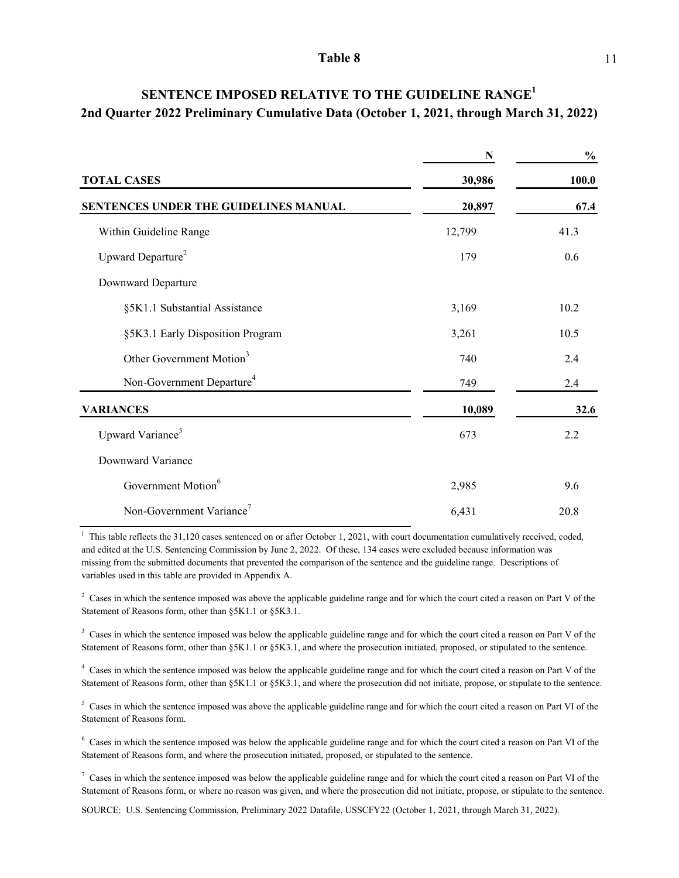# Table 8

## SENTENCE IMPOSED RELATIVE TO THE GUIDELINE RANGE[1]

### 2nd Quarter 2022 Preliminary Cumulative Data (October 1, 2021, through March 31, 2022)

| | N | % |
|---|---|---|
| **TOTAL CASES** | **30,986** | **100.0** |
| **SENTENCES UNDER THE GUIDELINES MANUAL** | **20,897** | **67.4** |
| Within Guideline Range | 12,799 | 41.3 |
| Upward Departure[2] | 179 | 0.6 |
| Downward Departure | | |
| §5K1.1 Substantial Assistance | 3,169 | 10.2 |
| §5K3.1 Early Disposition Program | 3,261 | 10.5 |
| Other Government Motion[3] | 740 | 2.4 |
| Non-Government Departure[4] | 749 | 2.4 |
| **VARIANCES** | **10,089** | **32.6** |
| Upward Variance[5] | 673 | 2.2 |
| Downward Variance | | |
| Government Motion[6] | 2,985 | 9.6 |
| Non-Government Variance[7] | 6,431 | 20.8 |

[1] This table reflects the 31,120 cases sentenced on or after October 1, 2021, with court documentation cumulatively received, coded, and edited at the U.S. Sentencing Commission by June 2, 2022. Of these, 134 cases were excluded because information was missing from the submitted documents that prevented the comparison of the sentence and the guideline range. Descriptions of variables used in this table are provided in Appendix A.

[2] Cases in which the sentence imposed was above the applicable guideline range and for which the court cited a reason on Part V of the Statement of Reasons form, other than §5K1.1 or §5K3.1.

[3] Cases in which the sentence imposed was below the applicable guideline range and for which the court cited a reason on Part V of the Statement of Reasons form, other than §5K1.1 or §5K3.1, and where the prosecution initiated, proposed, or stipulated to the sentence.

[4] Cases in which the sentence imposed was below the applicable guideline range and for which the court cited a reason on Part V of the Statement of Reasons form, other than §5K1.1 or §5K3.1, and where the prosecution did not initiate, propose, or stipulate to the sentence.

[5] Cases in which the sentence imposed was above the applicable guideline range and for which the court cited a reason on Part VI of the Statement of Reasons form.

[6] Cases in which the sentence imposed was below the applicable guideline range and for which the court cited a reason on Part VI of the Statement of Reasons form, and where the prosecution initiated, proposed, or stipulated to the sentence.

[7] Cases in which the sentence imposed was below the applicable guideline range and for which the court cited a reason on Part VI of the Statement of Reasons form, or where no reason was given, and where the prosecution did not initiate, propose, or stipulate to the sentence.

SOURCE: U.S. Sentencing Commission, Preliminary 2022 Datafile, USSCFY22 (October 1, 2021, through March 31, 2022).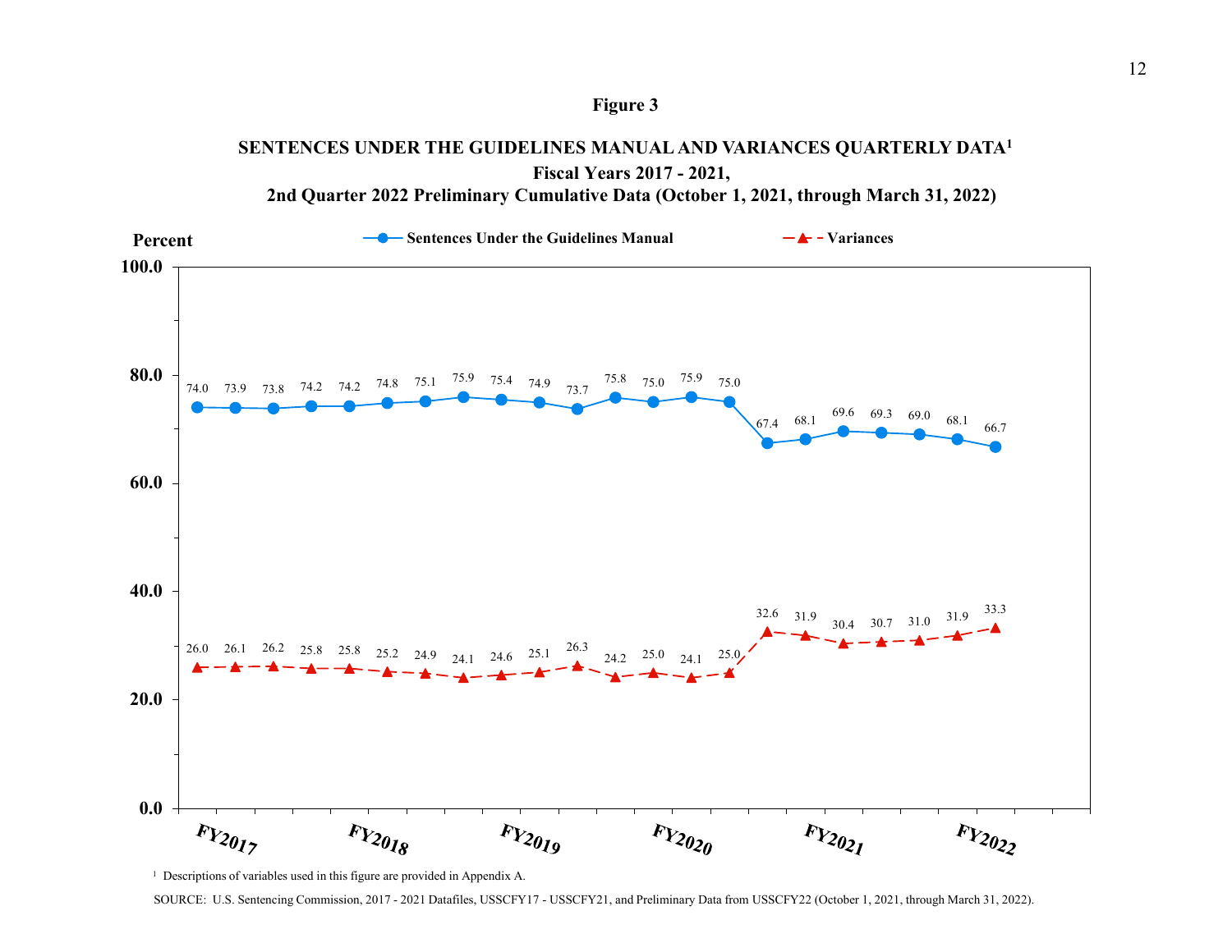**Figure 3**

**SENTENCES UNDER THE GUIDELINES MANUAL AND VARIANCES QUARTERLY DATA[1]**
**Fiscal Years 2017 - 2021,**
**2nd Quarter 2022 Preliminary Cumulative Data (October 1, 2021, through March 31, 2022)**

| Fiscal Year | Quarter | Sentences Under the Guidelines Manual (Percent) | Variances (Percent) |
|---|---|---|---|
| FY2017 | Q1 | 74.0 | 26.0 |
| FY2017 | Q2 | 73.9 | 26.1 |
| FY2017 | Q3 | 73.8 | 26.2 |
| FY2017 | Q4 | 74.2 | 25.8 |
| FY2018 | Q1 | 74.2 | 25.8 |
| FY2018 | Q2 | 74.8 | 25.2 |
| FY2018 | Q3 | 75.1 | 24.9 |
| FY2018 | Q4 | 75.9 | 24.1 |
| FY2019 | Q1 | 75.4 | 24.6 |
| FY2019 | Q2 | 74.9 | 25.1 |
| FY2019 | Q3 | 73.7 | 26.3 |
| FY2019 | Q4 | 75.8 | 24.2 |
| FY2020 | Q1 | 75.0 | 25.0 |
| FY2020 | Q2 | 75.9 | 24.1 |
| FY2020 | Q3 | 75.0 | 25.0 |
| FY2020 | Q4 | 67.4 | 32.6 |
| FY2021 | Q1 | 68.1 | 31.9 |
| FY2021 | Q2 | 69.6 | 30.4 |
| FY2021 | Q3 | 69.3 | 30.7 |
| FY2021 | Q4 | 69.0 | 31.0 |
| FY2022 | Q1 | 68.1 | 31.9 |
| FY2022 | Q2 | 66.7 | 33.3 |

[1] Descriptions of variables used in this figure are provided in Appendix A.

SOURCE: U.S. Sentencing Commission, 2017 - 2021 Datafiles, USSCFY17 - USSCFY21, and Preliminary Data from USSCFY22 (October 1, 2021, through March 31, 2022).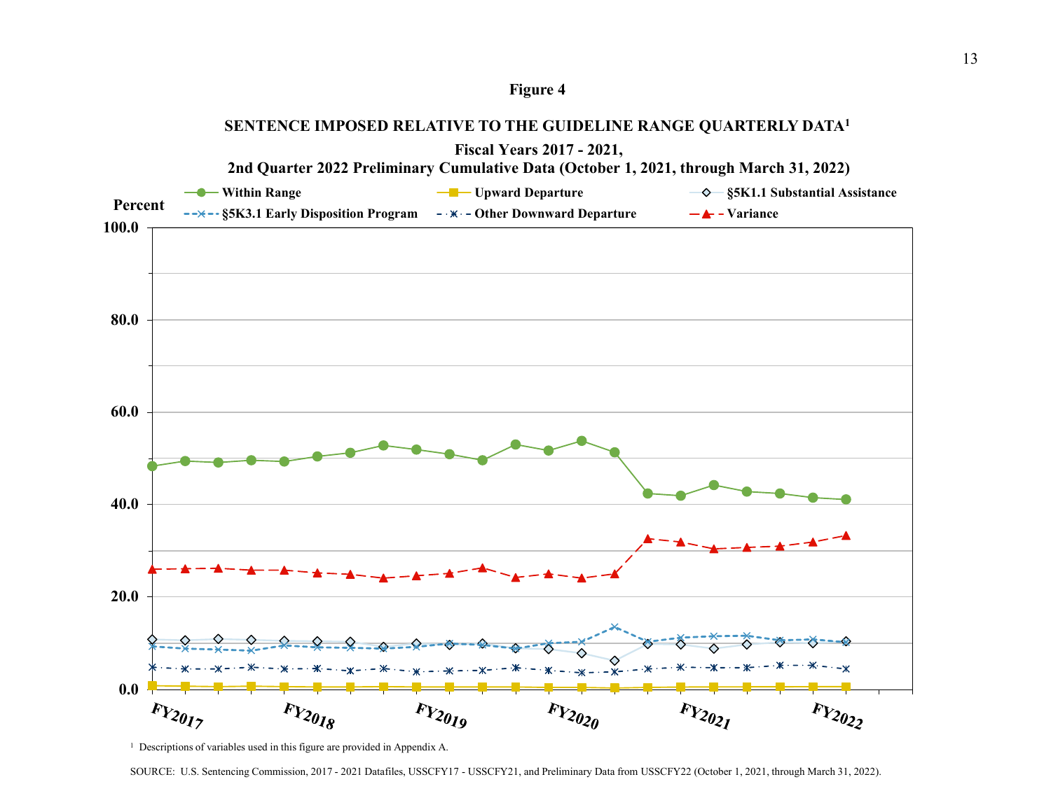**Figure 4**

**SENTENCE IMPOSED RELATIVE TO THE GUIDELINE RANGE QUARTERLY DATA[1]**

**Fiscal Years 2017 - 2021,**
**2nd Quarter 2022 Preliminary Cumulative Data (October 1, 2021, through March 31, 2022)**

Legend: Within Range; Upward Departure; §5K1.1 Substantial Assistance; §5K3.1 Early Disposition Program; Other Downward Departure; Variance

Percent

100.0
80.0
60.0
40.0
20.0
0.0

FY2017 FY2018 FY2019 FY2020 FY2021 FY2022

[1] Descriptions of variables used in this figure are provided in Appendix A.

SOURCE: U.S. Sentencing Commission, 2017 - 2021 Datafiles, USSCFY17 - USSCFY21, and Preliminary Data from USSCFY22 (October 1, 2021, through March 31, 2022).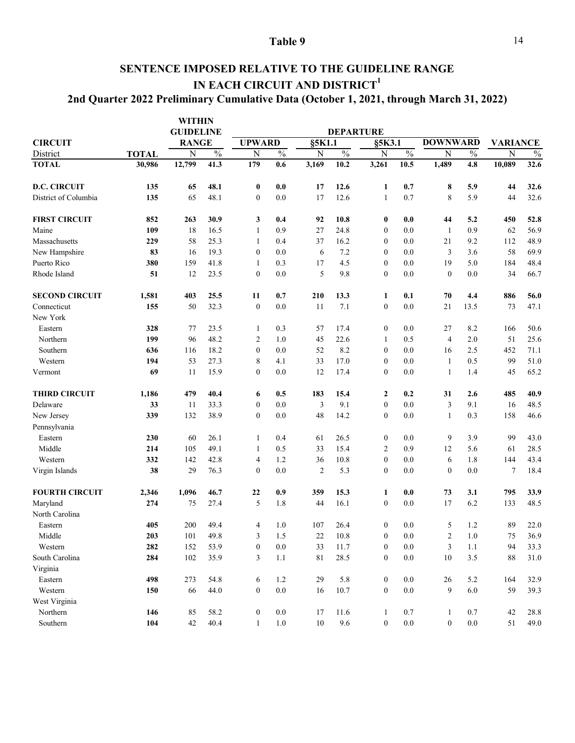# Table 9

## SENTENCE IMPOSED RELATIVE TO THE GUIDELINE RANGE IN EACH CIRCUIT AND DISTRICT[1]

### 2nd Quarter 2022 Preliminary Cumulative Data (October 1, 2021, through March 31, 2022)

| CIRCUIT | | WITHIN GUIDELINE RANGE | | DEPARTURE | | | | | | | | | | | |
|---|---|---|---|---|---|---|---|---|---|---|---|---|---|---|---|
| | | | | UPWARD | | §5K1.1 | | §5K3.1 | | DOWNWARD | | VARIANCE | | | |
| District | TOTAL | N | % | N | % | N | % | N | % | N | % | N | % | | |
| **TOTAL** | **30,986** | **12,799** | **41.3** | **179** | **0.6** | **3,169** | **10.2** | **3,261** | **10.5** | **1,489** | **4.8** | **10,089** | **32.6** | | |
| | | | | | | | | | | | | | | | |
| **D.C. CIRCUIT** | **135** | **65** | **48.1** | **0** | **0.0** | **17** | **12.6** | **1** | **0.7** | **8** | **5.9** | **44** | **32.6** | | |
| District of Columbia | **135** | 65 | 48.1 | 0 | 0.0 | 17 | 12.6 | 1 | 0.7 | 8 | 5.9 | 44 | 32.6 | | |
| | | | | | | | | | | | | | | | |
| **FIRST CIRCUIT** | **852** | **263** | **30.9** | **3** | **0.4** | **92** | **10.8** | **0** | **0.0** | **44** | **5.2** | **450** | **52.8** | | |
| Maine | **109** | 18 | 16.5 | 1 | 0.9 | 27 | 24.8 | 0 | 0.0 | 1 | 0.9 | 62 | 56.9 | | |
| Massachusetts | **229** | 58 | 25.3 | 1 | 0.4 | 37 | 16.2 | 0 | 0.0 | 21 | 9.2 | 112 | 48.9 | | |
| New Hampshire | **83** | 16 | 19.3 | 0 | 0.0 | 6 | 7.2 | 0 | 0.0 | 3 | 3.6 | 58 | 69.9 | | |
| Puerto Rico | **380** | 159 | 41.8 | 1 | 0.3 | 17 | 4.5 | 0 | 0.0 | 19 | 5.0 | 184 | 48.4 | | |
| Rhode Island | **51** | 12 | 23.5 | 0 | 0.0 | 5 | 9.8 | 0 | 0.0 | 0 | 0.0 | 34 | 66.7 | | |
| | | | | | | | | | | | | | | | |
| **SECOND CIRCUIT** | **1,581** | **403** | **25.5** | **11** | **0.7** | **210** | **13.3** | **1** | **0.1** | **70** | **4.4** | **886** | **56.0** | | |
| Connecticut | **155** | 50 | 32.3 | 0 | 0.0 | 11 | 7.1 | 0 | 0.0 | 21 | 13.5 | 73 | 47.1 | | |
| New York | | | | | | | | | | | | | | | |
| Eastern | **328** | 77 | 23.5 | 1 | 0.3 | 57 | 17.4 | 0 | 0.0 | 27 | 8.2 | 166 | 50.6 | | |
| Northern | **199** | 96 | 48.2 | 2 | 1.0 | 45 | 22.6 | 1 | 0.5 | 4 | 2.0 | 51 | 25.6 | | |
| Southern | **636** | 116 | 18.2 | 0 | 0.0 | 52 | 8.2 | 0 | 0.0 | 16 | 2.5 | 452 | 71.1 | | |
| Western | **194** | 53 | 27.3 | 8 | 4.1 | 33 | 17.0 | 0 | 0.0 | 1 | 0.5 | 99 | 51.0 | | |
| Vermont | **69** | 11 | 15.9 | 0 | 0.0 | 12 | 17.4 | 0 | 0.0 | 1 | 1.4 | 45 | 65.2 | | |
| | | | | | | | | | | | | | | | |
| **THIRD CIRCUIT** | **1,186** | **479** | **40.4** | **6** | **0.5** | **183** | **15.4** | **2** | **0.2** | **31** | **2.6** | **485** | **40.9** | | |
| Delaware | **33** | 11 | 33.3 | 0 | 0.0 | 3 | 9.1 | 0 | 0.0 | 3 | 9.1 | 16 | 48.5 | | |
| New Jersey | **339** | 132 | 38.9 | 0 | 0.0 | 48 | 14.2 | 0 | 0.0 | 1 | 0.3 | 158 | 46.6 | | |
| Pennsylvania | | | | | | | | | | | | | | | |
| Eastern | **230** | 60 | 26.1 | 1 | 0.4 | 61 | 26.5 | 0 | 0.0 | 9 | 3.9 | 99 | 43.0 | | |
| Middle | **214** | 105 | 49.1 | 1 | 0.5 | 33 | 15.4 | 2 | 0.9 | 12 | 5.6 | 61 | 28.5 | | |
| Western | **332** | 142 | 42.8 | 4 | 1.2 | 36 | 10.8 | 0 | 0.0 | 6 | 1.8 | 144 | 43.4 | | |
| Virgin Islands | **38** | 29 | 76.3 | 0 | 0.0 | 2 | 5.3 | 0 | 0.0 | 0 | 0.0 | 7 | 18.4 | | |
| | | | | | | | | | | | | | | | |
| **FOURTH CIRCUIT** | **2,346** | **1,096** | **46.7** | **22** | **0.9** | **359** | **15.3** | **1** | **0.0** | **73** | **3.1** | **795** | **33.9** | | |
| Maryland | **274** | 75 | 27.4 | 5 | 1.8 | 44 | 16.1 | 0 | 0.0 | 17 | 6.2 | 133 | 48.5 | | |
| North Carolina | | | | | | | | | | | | | | | |
| Eastern | **405** | 200 | 49.4 | 4 | 1.0 | 107 | 26.4 | 0 | 0.0 | 5 | 1.2 | 89 | 22.0 | | |
| Middle | **203** | 101 | 49.8 | 3 | 1.5 | 22 | 10.8 | 0 | 0.0 | 2 | 1.0 | 75 | 36.9 | | |
| Western | **282** | 152 | 53.9 | 0 | 0.0 | 33 | 11.7 | 0 | 0.0 | 3 | 1.1 | 94 | 33.3 | | |
| South Carolina | **284** | 102 | 35.9 | 3 | 1.1 | 81 | 28.5 | 0 | 0.0 | 10 | 3.5 | 88 | 31.0 | | |
| Virginia | | | | | | | | | | | | | | | |
| Eastern | **498** | 273 | 54.8 | 6 | 1.2 | 29 | 5.8 | 0 | 0.0 | 26 | 5.2 | 164 | 32.9 | | |
| Western | **150** | 66 | 44.0 | 0 | 0.0 | 16 | 10.7 | 0 | 0.0 | 9 | 6.0 | 59 | 39.3 | | |
| West Virginia | | | | | | | | | | | | | | | |
| Northern | **146** | 85 | 58.2 | 0 | 0.0 | 17 | 11.6 | 1 | 0.7 | 1 | 0.7 | 42 | 28.8 | | |
| Southern | **104** | 42 | 40.4 | 1 | 1.0 | 10 | 9.6 | 0 | 0.0 | 0 | 0.0 | 51 | 49.0 | | |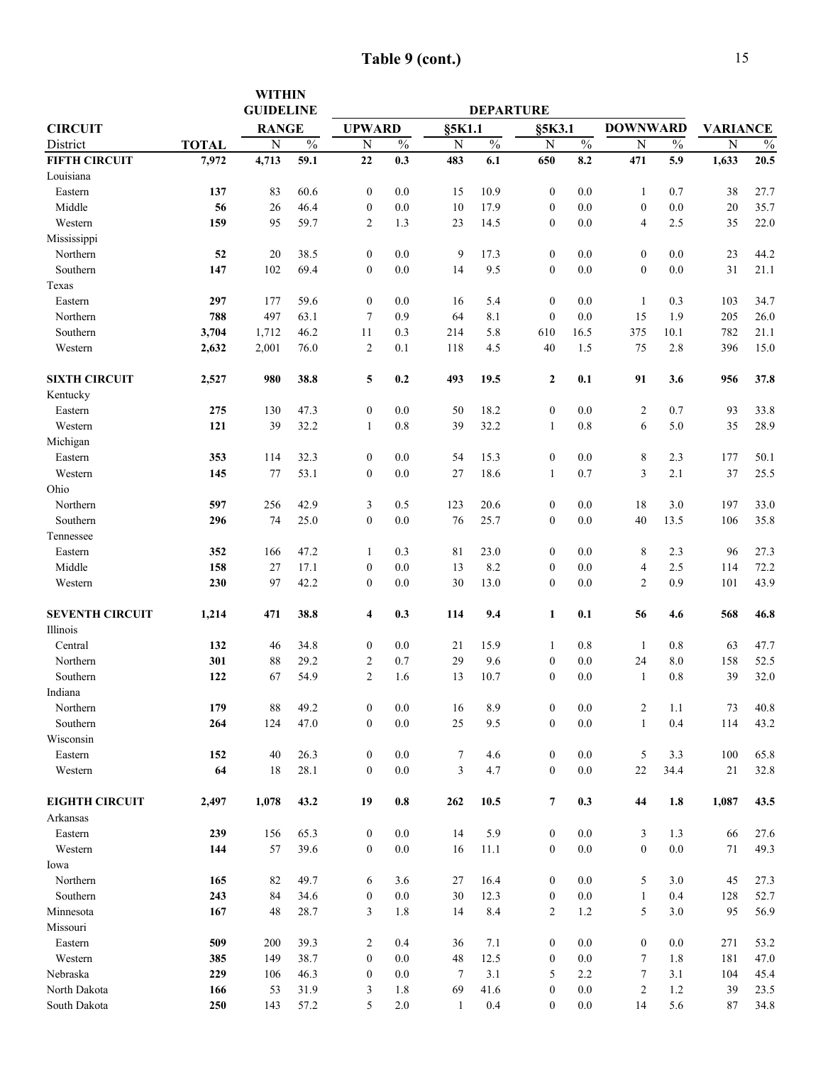# Table 9 (cont.)

| CIRCUIT | | WITHIN GUIDELINE RANGE | | DEPARTURE | | | | | | | | | | | |
|---|---|---|---|---|---|---|---|---|---|---|---|---|---|---|---|
| | | | | UPWARD | | §5K1.1 | | §5K3.1 | | DOWNWARD | | VARIANCE | | | |
| District | TOTAL | N | % | N | % | N | % | N | % | N | % | N | % | | |
| **FIFTH CIRCUIT** | **7,972** | **4,713** | **59.1** | **22** | **0.3** | **483** | **6.1** | **650** | **8.2** | **471** | **5.9** | **1,633** | **20.5** | | |
| Louisiana | | | | | | | | | | | | | | | |
| Eastern | **137** | 83 | 60.6 | 0 | 0.0 | 15 | 10.9 | 0 | 0.0 | 1 | 0.7 | 38 | 27.7 | | |
| Middle | **56** | 26 | 46.4 | 0 | 0.0 | 10 | 17.9 | 0 | 0.0 | 0 | 0.0 | 20 | 35.7 | | |
| Western | **159** | 95 | 59.7 | 2 | 1.3 | 23 | 14.5 | 0 | 0.0 | 4 | 2.5 | 35 | 22.0 | | |
| Mississippi | | | | | | | | | | | | | | | |
| Northern | **52** | 20 | 38.5 | 0 | 0.0 | 9 | 17.3 | 0 | 0.0 | 0 | 0.0 | 23 | 44.2 | | |
| Southern | **147** | 102 | 69.4 | 0 | 0.0 | 14 | 9.5 | 0 | 0.0 | 0 | 0.0 | 31 | 21.1 | | |
| Texas | | | | | | | | | | | | | | | |
| Eastern | **297** | 177 | 59.6 | 0 | 0.0 | 16 | 5.4 | 0 | 0.0 | 1 | 0.3 | 103 | 34.7 | | |
| Northern | **788** | 497 | 63.1 | 7 | 0.9 | 64 | 8.1 | 0 | 0.0 | 15 | 1.9 | 205 | 26.0 | | |
| Southern | **3,704** | 1,712 | 46.2 | 11 | 0.3 | 214 | 5.8 | 610 | 16.5 | 375 | 10.1 | 782 | 21.1 | | |
| Western | **2,632** | 2,001 | 76.0 | 2 | 0.1 | 118 | 4.5 | 40 | 1.5 | 75 | 2.8 | 396 | 15.0 | | |
| **SIXTH CIRCUIT** | **2,527** | **980** | **38.8** | **5** | **0.2** | **493** | **19.5** | **2** | **0.1** | **91** | **3.6** | **956** | **37.8** | | |
| Kentucky | | | | | | | | | | | | | | | |
| Eastern | **275** | 130 | 47.3 | 0 | 0.0 | 50 | 18.2 | 0 | 0.0 | 2 | 0.7 | 93 | 33.8 | | |
| Western | **121** | 39 | 32.2 | 1 | 0.8 | 39 | 32.2 | 1 | 0.8 | 6 | 5.0 | 35 | 28.9 | | |
| Michigan | | | | | | | | | | | | | | | |
| Eastern | **353** | 114 | 32.3 | 0 | 0.0 | 54 | 15.3 | 0 | 0.0 | 8 | 2.3 | 177 | 50.1 | | |
| Western | **145** | 77 | 53.1 | 0 | 0.0 | 27 | 18.6 | 1 | 0.7 | 3 | 2.1 | 37 | 25.5 | | |
| Ohio | | | | | | | | | | | | | | | |
| Northern | **597** | 256 | 42.9 | 3 | 0.5 | 123 | 20.6 | 0 | 0.0 | 18 | 3.0 | 197 | 33.0 | | |
| Southern | **296** | 74 | 25.0 | 0 | 0.0 | 76 | 25.7 | 0 | 0.0 | 40 | 13.5 | 106 | 35.8 | | |
| Tennessee | | | | | | | | | | | | | | | |
| Eastern | **352** | 166 | 47.2 | 1 | 0.3 | 81 | 23.0 | 0 | 0.0 | 8 | 2.3 | 96 | 27.3 | | |
| Middle | **158** | 27 | 17.1 | 0 | 0.0 | 13 | 8.2 | 0 | 0.0 | 4 | 2.5 | 114 | 72.2 | | |
| Western | **230** | 97 | 42.2 | 0 | 0.0 | 30 | 13.0 | 0 | 0.0 | 2 | 0.9 | 101 | 43.9 | | |
| **SEVENTH CIRCUIT** | **1,214** | **471** | **38.8** | **4** | **0.3** | **114** | **9.4** | **1** | **0.1** | **56** | **4.6** | **568** | **46.8** | | |
| Illinois | | | | | | | | | | | | | | | |
| Central | **132** | 46 | 34.8 | 0 | 0.0 | 21 | 15.9 | 1 | 0.8 | 1 | 0.8 | 63 | 47.7 | | |
| Northern | **301** | 88 | 29.2 | 2 | 0.7 | 29 | 9.6 | 0 | 0.0 | 24 | 8.0 | 158 | 52.5 | | |
| Southern | **122** | 67 | 54.9 | 2 | 1.6 | 13 | 10.7 | 0 | 0.0 | 1 | 0.8 | 39 | 32.0 | | |
| Indiana | | | | | | | | | | | | | | | |
| Northern | **179** | 88 | 49.2 | 0 | 0.0 | 16 | 8.9 | 0 | 0.0 | 2 | 1.1 | 73 | 40.8 | | |
| Southern | **264** | 124 | 47.0 | 0 | 0.0 | 25 | 9.5 | 0 | 0.0 | 1 | 0.4 | 114 | 43.2 | | |
| Wisconsin | | | | | | | | | | | | | | | |
| Eastern | **152** | 40 | 26.3 | 0 | 0.0 | 7 | 4.6 | 0 | 0.0 | 5 | 3.3 | 100 | 65.8 | | |
| Western | **64** | 18 | 28.1 | 0 | 0.0 | 3 | 4.7 | 0 | 0.0 | 22 | 34.4 | 21 | 32.8 | | |
| **EIGHTH CIRCUIT** | **2,497** | **1,078** | **43.2** | **19** | **0.8** | **262** | **10.5** | **7** | **0.3** | **44** | **1.8** | **1,087** | **43.5** | | |
| Arkansas | | | | | | | | | | | | | | | |
| Eastern | **239** | 156 | 65.3 | 0 | 0.0 | 14 | 5.9 | 0 | 0.0 | 3 | 1.3 | 66 | 27.6 | | |
| Western | **144** | 57 | 39.6 | 0 | 0.0 | 16 | 11.1 | 0 | 0.0 | 0 | 0.0 | 71 | 49.3 | | |
| Iowa | | | | | | | | | | | | | | | |
| Northern | **165** | 82 | 49.7 | 6 | 3.6 | 27 | 16.4 | 0 | 0.0 | 5 | 3.0 | 45 | 27.3 | | |
| Southern | **243** | 84 | 34.6 | 0 | 0.0 | 30 | 12.3 | 0 | 0.0 | 1 | 0.4 | 128 | 52.7 | | |
| Minnesota | **167** | 48 | 28.7 | 3 | 1.8 | 14 | 8.4 | 2 | 1.2 | 5 | 3.0 | 95 | 56.9 | | |
| Missouri | | | | | | | | | | | | | | | |
| Eastern | **509** | 200 | 39.3 | 2 | 0.4 | 36 | 7.1 | 0 | 0.0 | 0 | 0.0 | 271 | 53.2 | | |
| Western | **385** | 149 | 38.7 | 0 | 0.0 | 48 | 12.5 | 0 | 0.0 | 7 | 1.8 | 181 | 47.0 | | |
| Nebraska | **229** | 106 | 46.3 | 0 | 0.0 | 7 | 3.1 | 5 | 2.2 | 7 | 3.1 | 104 | 45.4 | | |
| North Dakota | **166** | 53 | 31.9 | 3 | 1.8 | 69 | 41.6 | 0 | 0.0 | 2 | 1.2 | 39 | 23.5 | | |
| South Dakota | **250** | 143 | 57.2 | 5 | 2.0 | 1 | 0.4 | 0 | 0.0 | 14 | 5.6 | 87 | 34.8 | | |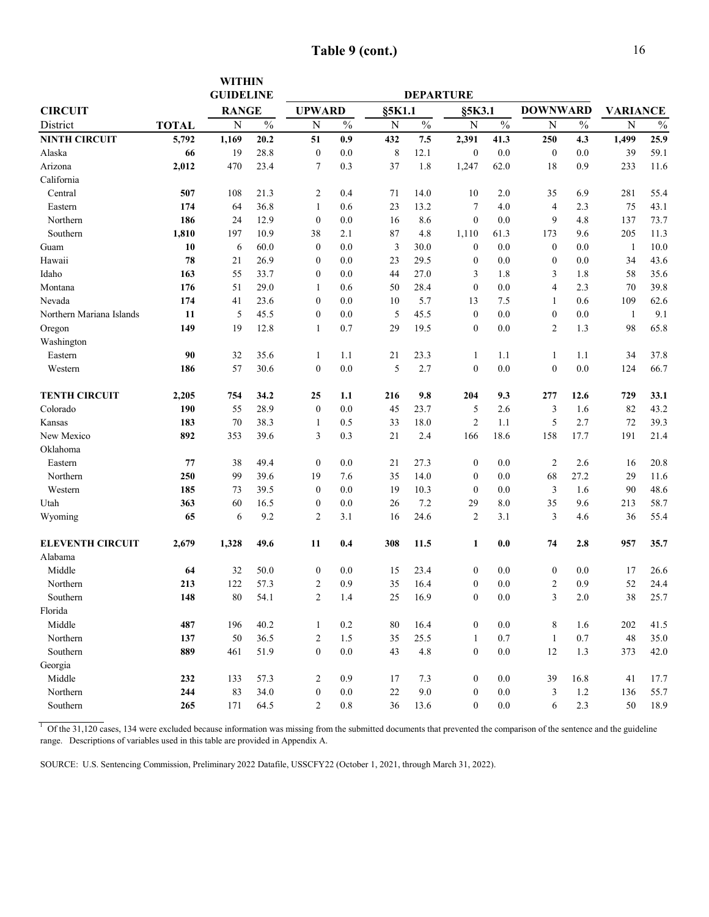# Table 9 (cont.)

| CIRCUIT | | WITHIN GUIDELINE RANGE | | DEPARTURE | | | | | | | | | | | |
|---|---|---|---|---|---|---|---|---|---|---|---|---|---|---|---|
| | | | | UPWARD | | §5K1.1 | | §5K3.1 | | DOWNWARD | | VARIANCE | | | |
| District | TOTAL | N | % | N | % | N | % | N | % | N | % | N | % | | |
| **NINTH CIRCUIT** | **5,792** | **1,169** | **20.2** | **51** | **0.9** | **432** | **7.5** | **2,391** | **41.3** | **250** | **4.3** | **1,499** | **25.9** | | |
| Alaska | **66** | 19 | 28.8 | 0 | 0.0 | 8 | 12.1 | 0 | 0.0 | 0 | 0.0 | 39 | 59.1 | | |
| Arizona | **2,012** | 470 | 23.4 | 7 | 0.3 | 37 | 1.8 | 1,247 | 62.0 | 18 | 0.9 | 233 | 11.6 | | |
| California | | | | | | | | | | | | | | | |
| Central | **507** | 108 | 21.3 | 2 | 0.4 | 71 | 14.0 | 10 | 2.0 | 35 | 6.9 | 281 | 55.4 | | |
| Eastern | **174** | 64 | 36.8 | 1 | 0.6 | 23 | 13.2 | 7 | 4.0 | 4 | 2.3 | 75 | 43.1 | | |
| Northern | **186** | 24 | 12.9 | 0 | 0.0 | 16 | 8.6 | 0 | 0.0 | 9 | 4.8 | 137 | 73.7 | | |
| Southern | **1,810** | 197 | 10.9 | 38 | 2.1 | 87 | 4.8 | 1,110 | 61.3 | 173 | 9.6 | 205 | 11.3 | | |
| Guam | **10** | 6 | 60.0 | 0 | 0.0 | 3 | 30.0 | 0 | 0.0 | 0 | 0.0 | 1 | 10.0 | | |
| Hawaii | **78** | 21 | 26.9 | 0 | 0.0 | 23 | 29.5 | 0 | 0.0 | 0 | 0.0 | 34 | 43.6 | | |
| Idaho | **163** | 55 | 33.7 | 0 | 0.0 | 44 | 27.0 | 3 | 1.8 | 3 | 1.8 | 58 | 35.6 | | |
| Montana | **176** | 51 | 29.0 | 1 | 0.6 | 50 | 28.4 | 0 | 0.0 | 4 | 2.3 | 70 | 39.8 | | |
| Nevada | **174** | 41 | 23.6 | 0 | 0.0 | 10 | 5.7 | 13 | 7.5 | 1 | 0.6 | 109 | 62.6 | | |
| Northern Mariana Islands | **11** | 5 | 45.5 | 0 | 0.0 | 5 | 45.5 | 0 | 0.0 | 0 | 0.0 | 1 | 9.1 | | |
| Oregon | **149** | 19 | 12.8 | 1 | 0.7 | 29 | 19.5 | 0 | 0.0 | 2 | 1.3 | 98 | 65.8 | | |
| Washington | | | | | | | | | | | | | | | |
| Eastern | **90** | 32 | 35.6 | 1 | 1.1 | 21 | 23.3 | 1 | 1.1 | 1 | 1.1 | 34 | 37.8 | | |
| Western | **186** | 57 | 30.6 | 0 | 0.0 | 5 | 2.7 | 0 | 0.0 | 0 | 0.0 | 124 | 66.7 | | |
| **TENTH CIRCUIT** | **2,205** | **754** | **34.2** | **25** | **1.1** | **216** | **9.8** | **204** | **9.3** | **277** | **12.6** | **729** | **33.1** | | |
| Colorado | **190** | 55 | 28.9 | 0 | 0.0 | 45 | 23.7 | 5 | 2.6 | 3 | 1.6 | 82 | 43.2 | | |
| Kansas | **183** | 70 | 38.3 | 1 | 0.5 | 33 | 18.0 | 2 | 1.1 | 5 | 2.7 | 72 | 39.3 | | |
| New Mexico | **892** | 353 | 39.6 | 3 | 0.3 | 21 | 2.4 | 166 | 18.6 | 158 | 17.7 | 191 | 21.4 | | |
| Oklahoma | | | | | | | | | | | | | | | |
| Eastern | **77** | 38 | 49.4 | 0 | 0.0 | 21 | 27.3 | 0 | 0.0 | 2 | 2.6 | 16 | 20.8 | | |
| Northern | **250** | 99 | 39.6 | 19 | 7.6 | 35 | 14.0 | 0 | 0.0 | 68 | 27.2 | 29 | 11.6 | | |
| Western | **185** | 73 | 39.5 | 0 | 0.0 | 19 | 10.3 | 0 | 0.0 | 3 | 1.6 | 90 | 48.6 | | |
| Utah | **363** | 60 | 16.5 | 0 | 0.0 | 26 | 7.2 | 29 | 8.0 | 35 | 9.6 | 213 | 58.7 | | |
| Wyoming | **65** | 6 | 9.2 | 2 | 3.1 | 16 | 24.6 | 2 | 3.1 | 3 | 4.6 | 36 | 55.4 | | |
| **ELEVENTH CIRCUIT** | **2,679** | **1,328** | **49.6** | **11** | **0.4** | **308** | **11.5** | **1** | **0.0** | **74** | **2.8** | **957** | **35.7** | | |
| Alabama | | | | | | | | | | | | | | | |
| Middle | **64** | 32 | 50.0 | 0 | 0.0 | 15 | 23.4 | 0 | 0.0 | 0 | 0.0 | 17 | 26.6 | | |
| Northern | **213** | 122 | 57.3 | 2 | 0.9 | 35 | 16.4 | 0 | 0.0 | 2 | 0.9 | 52 | 24.4 | | |
| Southern | **148** | 80 | 54.1 | 2 | 1.4 | 25 | 16.9 | 0 | 0.0 | 3 | 2.0 | 38 | 25.7 | | |
| Florida | | | | | | | | | | | | | | | |
| Middle | **487** | 196 | 40.2 | 1 | 0.2 | 80 | 16.4 | 0 | 0.0 | 8 | 1.6 | 202 | 41.5 | | |
| Northern | **137** | 50 | 36.5 | 2 | 1.5 | 35 | 25.5 | 1 | 0.7 | 1 | 0.7 | 48 | 35.0 | | |
| Southern | **889** | 461 | 51.9 | 0 | 0.0 | 43 | 4.8 | 0 | 0.0 | 12 | 1.3 | 373 | 42.0 | | |
| Georgia | | | | | | | | | | | | | | | |
| Middle | **232** | 133 | 57.3 | 2 | 0.9 | 17 | 7.3 | 0 | 0.0 | 39 | 16.8 | 41 | 17.7 | | |
| Northern | **244** | 83 | 34.0 | 0 | 0.0 | 22 | 9.0 | 0 | 0.0 | 3 | 1.2 | 136 | 55.7 | | |
| Southern | **265** | 171 | 64.5 | 2 | 0.8 | 36 | 13.6 | 0 | 0.0 | 6 | 2.3 | 50 | 18.9 | | |

[1] Of the 31,120 cases, 134 were excluded because information was missing from the submitted documents that prevented the comparison of the sentence and the guideline range. Descriptions of variables used in this table are provided in Appendix A.

SOURCE: U.S. Sentencing Commission, Preliminary 2022 Datafile, USSCFY22 (October 1, 2021, through March 31, 2022).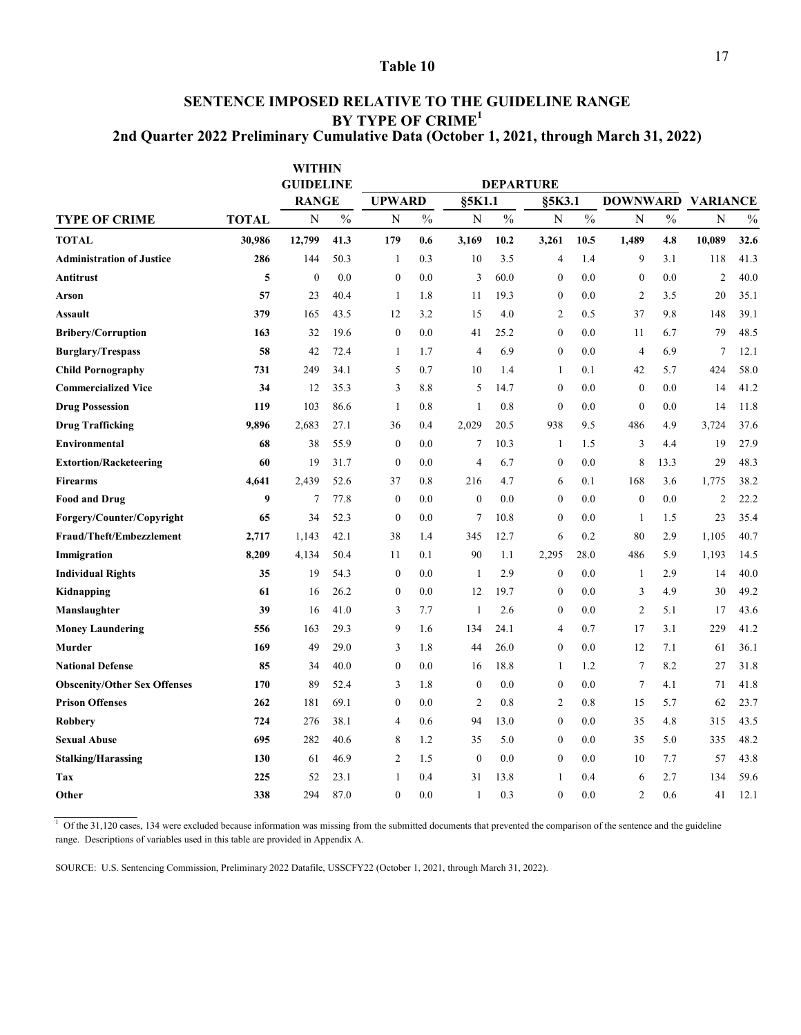# Table 10

## SENTENCE IMPOSED RELATIVE TO THE GUIDELINE RANGE BY TYPE OF CRIME[1]

### 2nd Quarter 2022 Preliminary Cumulative Data (October 1, 2021, through March 31, 2022)

| | | WITHIN GUIDELINE RANGE | | DEPARTURE | | | | | | | | | |
|---|---|---|---|---|---|---|---|---|---|---|---|---|---|
| | | | | UPWARD | | §5K1.1 | | §5K3.1 | | DOWNWARD | | VARIANCE | |
| **TYPE OF CRIME** | **TOTAL** | N | % | N | % | N | % | N | % | N | % | N | % |
| **TOTAL** | **30,986** | **12,799** | **41.3** | **179** | **0.6** | **3,169** | **10.2** | **3,261** | **10.5** | **1,489** | **4.8** | **10,089** | **32.6** |
| **Administration of Justice** | **286** | 144 | 50.3 | 1 | 0.3 | 10 | 3.5 | 4 | 1.4 | 9 | 3.1 | 118 | 41.3 |
| **Antitrust** | **5** | 0 | 0.0 | 0 | 0.0 | 3 | 60.0 | 0 | 0.0 | 0 | 0.0 | 2 | 40.0 |
| **Arson** | **57** | 23 | 40.4 | 1 | 1.8 | 11 | 19.3 | 0 | 0.0 | 2 | 3.5 | 20 | 35.1 |
| **Assault** | **379** | 165 | 43.5 | 12 | 3.2 | 15 | 4.0 | 2 | 0.5 | 37 | 9.8 | 148 | 39.1 |
| **Bribery/Corruption** | **163** | 32 | 19.6 | 0 | 0.0 | 41 | 25.2 | 0 | 0.0 | 11 | 6.7 | 79 | 48.5 |
| **Burglary/Trespass** | **58** | 42 | 72.4 | 1 | 1.7 | 4 | 6.9 | 0 | 0.0 | 4 | 6.9 | 7 | 12.1 |
| **Child Pornography** | **731** | 249 | 34.1 | 5 | 0.7 | 10 | 1.4 | 1 | 0.1 | 42 | 5.7 | 424 | 58.0 |
| **Commercialized Vice** | **34** | 12 | 35.3 | 3 | 8.8 | 5 | 14.7 | 0 | 0.0 | 0 | 0.0 | 14 | 41.2 |
| **Drug Possession** | **119** | 103 | 86.6 | 1 | 0.8 | 1 | 0.8 | 0 | 0.0 | 0 | 0.0 | 14 | 11.8 |
| **Drug Trafficking** | **9,896** | 2,683 | 27.1 | 36 | 0.4 | 2,029 | 20.5 | 938 | 9.5 | 486 | 4.9 | 3,724 | 37.6 |
| **Environmental** | **68** | 38 | 55.9 | 0 | 0.0 | 7 | 10.3 | 1 | 1.5 | 3 | 4.4 | 19 | 27.9 |
| **Extortion/Racketeering** | **60** | 19 | 31.7 | 0 | 0.0 | 4 | 6.7 | 0 | 0.0 | 8 | 13.3 | 29 | 48.3 |
| **Firearms** | **4,641** | 2,439 | 52.6 | 37 | 0.8 | 216 | 4.7 | 6 | 0.1 | 168 | 3.6 | 1,775 | 38.2 |
| **Food and Drug** | **9** | 7 | 77.8 | 0 | 0.0 | 0 | 0.0 | 0 | 0.0 | 0 | 0.0 | 2 | 22.2 |
| **Forgery/Counter/Copyright** | **65** | 34 | 52.3 | 0 | 0.0 | 7 | 10.8 | 0 | 0.0 | 1 | 1.5 | 23 | 35.4 |
| **Fraud/Theft/Embezzlement** | **2,717** | 1,143 | 42.1 | 38 | 1.4 | 345 | 12.7 | 6 | 0.2 | 80 | 2.9 | 1,105 | 40.7 |
| **Immigration** | **8,209** | 4,134 | 50.4 | 11 | 0.1 | 90 | 1.1 | 2,295 | 28.0 | 486 | 5.9 | 1,193 | 14.5 |
| **Individual Rights** | **35** | 19 | 54.3 | 0 | 0.0 | 1 | 2.9 | 0 | 0.0 | 1 | 2.9 | 14 | 40.0 |
| **Kidnapping** | **61** | 16 | 26.2 | 0 | 0.0 | 12 | 19.7 | 0 | 0.0 | 3 | 4.9 | 30 | 49.2 |
| **Manslaughter** | **39** | 16 | 41.0 | 3 | 7.7 | 1 | 2.6 | 0 | 0.0 | 2 | 5.1 | 17 | 43.6 |
| **Money Laundering** | **556** | 163 | 29.3 | 9 | 1.6 | 134 | 24.1 | 4 | 0.7 | 17 | 3.1 | 229 | 41.2 |
| **Murder** | **169** | 49 | 29.0 | 3 | 1.8 | 44 | 26.0 | 0 | 0.0 | 12 | 7.1 | 61 | 36.1 |
| **National Defense** | **85** | 34 | 40.0 | 0 | 0.0 | 16 | 18.8 | 1 | 1.2 | 7 | 8.2 | 27 | 31.8 |
| **Obscenity/Other Sex Offenses** | **170** | 89 | 52.4 | 3 | 1.8 | 0 | 0.0 | 0 | 0.0 | 7 | 4.1 | 71 | 41.8 |
| **Prison Offenses** | **262** | 181 | 69.1 | 0 | 0.0 | 2 | 0.8 | 2 | 0.8 | 15 | 5.7 | 62 | 23.7 |
| **Robbery** | **724** | 276 | 38.1 | 4 | 0.6 | 94 | 13.0 | 0 | 0.0 | 35 | 4.8 | 315 | 43.5 |
| **Sexual Abuse** | **695** | 282 | 40.6 | 8 | 1.2 | 35 | 5.0 | 0 | 0.0 | 35 | 5.0 | 335 | 48.2 |
| **Stalking/Harassing** | **130** | 61 | 46.9 | 2 | 1.5 | 0 | 0.0 | 0 | 0.0 | 10 | 7.7 | 57 | 43.8 |
| **Tax** | **225** | 52 | 23.1 | 1 | 0.4 | 31 | 13.8 | 1 | 0.4 | 6 | 2.7 | 134 | 59.6 |
| **Other** | **338** | 294 | 87.0 | 0 | 0.0 | 1 | 0.3 | 0 | 0.0 | 2 | 0.6 | 41 | 12.1 |

[1] Of the 31,120 cases, 134 were excluded because information was missing from the submitted documents that prevented the comparison of the sentence and the guideline range. Descriptions of variables used in this table are provided in Appendix A.

SOURCE: U.S. Sentencing Commission, Preliminary 2022 Datafile, USSCFY22 (October 1, 2021, through March 31, 2022).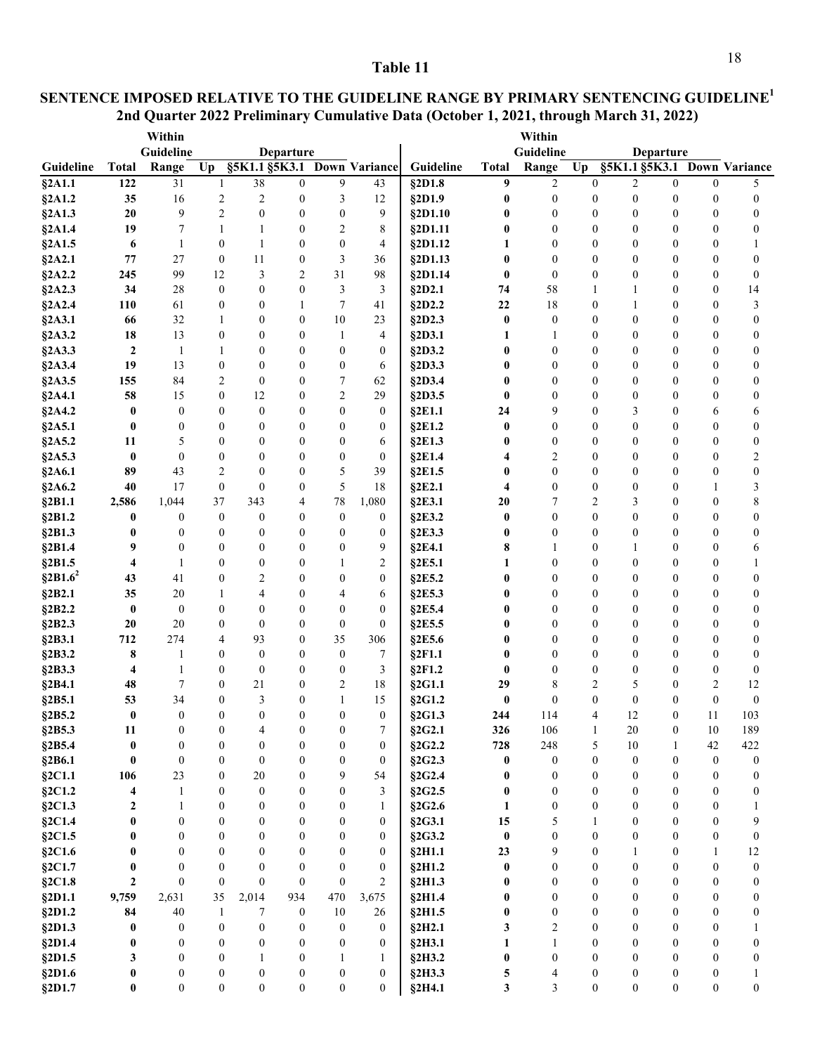# Table 11

## SENTENCE IMPOSED RELATIVE TO THE GUIDELINE RANGE BY PRIMARY SENTENCING GUIDELINE[1]
### 2nd Quarter 2022 Preliminary Cumulative Data (October 1, 2021, through March 31, 2022)

| Guideline | Total | Within Guideline Range | Departure Up | Departure §5K1.1 | Departure §5K3.1 | Departure Down | Variance |
|---|---|---|---|---|---|---|---|
| §2A1.1 | 122 | 31 | 1 | 38 | 0 | 9 | 43 |
| §2A1.2 | 35 | 16 | 2 | 2 | 0 | 3 | 12 |
| §2A1.3 | 20 | 9 | 2 | 0 | 0 | 0 | 9 |
| §2A1.4 | 19 | 7 | 1 | 1 | 0 | 2 | 8 |
| §2A1.5 | 6 | 1 | 0 | 1 | 0 | 0 | 4 |
| §2A2.1 | 77 | 27 | 0 | 11 | 0 | 3 | 36 |
| §2A2.2 | 245 | 99 | 12 | 3 | 2 | 31 | 98 |
| §2A2.3 | 34 | 28 | 0 | 0 | 0 | 3 | 3 |
| §2A2.4 | 110 | 61 | 0 | 0 | 1 | 7 | 41 |
| §2A3.1 | 66 | 32 | 1 | 0 | 0 | 10 | 23 |
| §2A3.2 | 18 | 13 | 0 | 0 | 0 | 1 | 4 |
| §2A3.3 | 2 | 1 | 1 | 0 | 0 | 0 | 0 |
| §2A3.4 | 19 | 13 | 0 | 0 | 0 | 0 | 6 |
| §2A3.5 | 155 | 84 | 2 | 0 | 0 | 7 | 62 |
| §2A4.1 | 58 | 15 | 0 | 12 | 0 | 2 | 29 |
| §2A4.2 | 0 | 0 | 0 | 0 | 0 | 0 | 0 |
| §2A5.1 | 0 | 0 | 0 | 0 | 0 | 0 | 0 |
| §2A5.2 | 11 | 5 | 0 | 0 | 0 | 0 | 6 |
| §2A5.3 | 0 | 0 | 0 | 0 | 0 | 0 | 0 |
| §2A6.1 | 89 | 43 | 2 | 0 | 0 | 5 | 39 |
| §2A6.2 | 40 | 17 | 0 | 0 | 0 | 5 | 18 |
| §2B1.1 | 2,586 | 1,044 | 37 | 343 | 4 | 78 | 1,080 |
| §2B1.2 | 0 | 0 | 0 | 0 | 0 | 0 | 0 |
| §2B1.3 | 0 | 0 | 0 | 0 | 0 | 0 | 0 |
| §2B1.4 | 9 | 0 | 0 | 0 | 0 | 0 | 9 |
| §2B1.5 | 4 | 1 | 0 | 0 | 0 | 1 | 2 |
| §2B1.6[2] | 43 | 41 | 0 | 2 | 0 | 0 | 0 |
| §2B2.1 | 35 | 20 | 1 | 4 | 0 | 4 | 6 |
| §2B2.2 | 0 | 0 | 0 | 0 | 0 | 0 | 0 |
| §2B2.3 | 20 | 20 | 0 | 0 | 0 | 0 | 0 |
| §2B3.1 | 712 | 274 | 4 | 93 | 0 | 35 | 306 |
| §2B3.2 | 8 | 1 | 0 | 0 | 0 | 0 | 7 |
| §2B3.3 | 4 | 1 | 0 | 0 | 0 | 0 | 3 |
| §2B4.1 | 48 | 7 | 0 | 21 | 0 | 2 | 18 |
| §2B5.1 | 53 | 34 | 0 | 3 | 0 | 1 | 15 |
| §2B5.2 | 0 | 0 | 0 | 0 | 0 | 0 | 0 |
| §2B5.3 | 11 | 0 | 0 | 4 | 0 | 0 | 7 |
| §2B5.4 | 0 | 0 | 0 | 0 | 0 | 0 | 0 |
| §2B6.1 | 0 | 0 | 0 | 0 | 0 | 0 | 0 |
| §2C1.1 | 106 | 23 | 0 | 20 | 0 | 9 | 54 |
| §2C1.2 | 4 | 1 | 0 | 0 | 0 | 0 | 3 |
| §2C1.3 | 2 | 1 | 0 | 0 | 0 | 0 | 1 |
| §2C1.4 | 0 | 0 | 0 | 0 | 0 | 0 | 0 |
| §2C1.5 | 0 | 0 | 0 | 0 | 0 | 0 | 0 |
| §2C1.6 | 0 | 0 | 0 | 0 | 0 | 0 | 0 |
| §2C1.7 | 0 | 0 | 0 | 0 | 0 | 0 | 0 |
| §2C1.8 | 2 | 0 | 0 | 0 | 0 | 0 | 2 |
| §2D1.1 | 9,759 | 2,631 | 35 | 2,014 | 934 | 470 | 3,675 |
| §2D1.2 | 84 | 40 | 1 | 7 | 0 | 10 | 26 |
| §2D1.3 | 0 | 0 | 0 | 0 | 0 | 0 | 0 |
| §2D1.4 | 0 | 0 | 0 | 0 | 0 | 0 | 0 |
| §2D1.5 | 3 | 0 | 0 | 1 | 0 | 1 | 1 |
| §2D1.6 | 0 | 0 | 0 | 0 | 0 | 0 | 0 |
| §2D1.7 | 0 | 0 | 0 | 0 | 0 | 0 | 0 |
| §2D1.8 | 9 | 2 | 0 | 2 | 0 | 0 | 5 |
| §2D1.9 | 0 | 0 | 0 | 0 | 0 | 0 | 0 |
| §2D1.10 | 0 | 0 | 0 | 0 | 0 | 0 | 0 |
| §2D1.11 | 0 | 0 | 0 | 0 | 0 | 0 | 0 |
| §2D1.12 | 1 | 0 | 0 | 0 | 0 | 0 | 1 |
| §2D1.13 | 0 | 0 | 0 | 0 | 0 | 0 | 0 |
| §2D1.14 | 0 | 0 | 0 | 0 | 0 | 0 | 0 |
| §2D2.1 | 74 | 58 | 1 | 1 | 0 | 0 | 14 |
| §2D2.2 | 22 | 18 | 0 | 1 | 0 | 0 | 3 |
| §2D2.3 | 0 | 0 | 0 | 0 | 0 | 0 | 0 |
| §2D3.1 | 1 | 1 | 0 | 0 | 0 | 0 | 0 |
| §2D3.2 | 0 | 0 | 0 | 0 | 0 | 0 | 0 |
| §2D3.3 | 0 | 0 | 0 | 0 | 0 | 0 | 0 |
| §2D3.4 | 0 | 0 | 0 | 0 | 0 | 0 | 0 |
| §2D3.5 | 0 | 0 | 0 | 0 | 0 | 0 | 0 |
| §2E1.1 | 24 | 9 | 0 | 3 | 0 | 6 | 6 |
| §2E1.2 | 0 | 0 | 0 | 0 | 0 | 0 | 0 |
| §2E1.3 | 0 | 0 | 0 | 0 | 0 | 0 | 0 |
| §2E1.4 | 4 | 2 | 0 | 0 | 0 | 0 | 2 |
| §2E1.5 | 0 | 0 | 0 | 0 | 0 | 0 | 0 |
| §2E2.1 | 4 | 0 | 0 | 0 | 0 | 1 | 3 |
| §2E3.1 | 20 | 7 | 2 | 3 | 0 | 0 | 8 |
| §2E3.2 | 0 | 0 | 0 | 0 | 0 | 0 | 0 |
| §2E3.3 | 0 | 0 | 0 | 0 | 0 | 0 | 0 |
| §2E4.1 | 8 | 1 | 0 | 1 | 0 | 0 | 6 |
| §2E5.1 | 1 | 0 | 0 | 0 | 0 | 0 | 1 |
| §2E5.2 | 0 | 0 | 0 | 0 | 0 | 0 | 0 |
| §2E5.3 | 0 | 0 | 0 | 0 | 0 | 0 | 0 |
| §2E5.4 | 0 | 0 | 0 | 0 | 0 | 0 | 0 |
| §2E5.5 | 0 | 0 | 0 | 0 | 0 | 0 | 0 |
| §2E5.6 | 0 | 0 | 0 | 0 | 0 | 0 | 0 |
| §2F1.1 | 0 | 0 | 0 | 0 | 0 | 0 | 0 |
| §2F1.2 | 0 | 0 | 0 | 0 | 0 | 0 | 0 |
| §2G1.1 | 29 | 8 | 2 | 5 | 0 | 2 | 12 |
| §2G1.2 | 0 | 0 | 0 | 0 | 0 | 0 | 0 |
| §2G1.3 | 244 | 114 | 4 | 12 | 0 | 11 | 103 |
| §2G2.1 | 326 | 106 | 1 | 20 | 0 | 10 | 189 |
| §2G2.2 | 728 | 248 | 5 | 10 | 1 | 42 | 422 |
| §2G2.3 | 0 | 0 | 0 | 0 | 0 | 0 | 0 |
| §2G2.4 | 0 | 0 | 0 | 0 | 0 | 0 | 0 |
| §2G2.5 | 0 | 0 | 0 | 0 | 0 | 0 | 0 |
| §2G2.6 | 1 | 0 | 0 | 0 | 0 | 0 | 1 |
| §2G3.1 | 15 | 5 | 1 | 0 | 0 | 0 | 9 |
| §2G3.2 | 0 | 0 | 0 | 0 | 0 | 0 | 0 |
| §2H1.1 | 23 | 9 | 0 | 1 | 0 | 1 | 12 |
| §2H1.2 | 0 | 0 | 0 | 0 | 0 | 0 | 0 |
| §2H1.3 | 0 | 0 | 0 | 0 | 0 | 0 | 0 |
| §2H1.4 | 0 | 0 | 0 | 0 | 0 | 0 | 0 |
| §2H1.5 | 0 | 0 | 0 | 0 | 0 | 0 | 0 |
| §2H2.1 | 3 | 2 | 0 | 0 | 0 | 0 | 1 |
| §2H3.1 | 1 | 1 | 0 | 0 | 0 | 0 | 0 |
| §2H3.2 | 0 | 0 | 0 | 0 | 0 | 0 | 0 |
| §2H3.3 | 5 | 4 | 0 | 0 | 0 | 0 | 1 |
| §2H4.1 | 3 | 3 | 0 | 0 | 0 | 0 | 0 |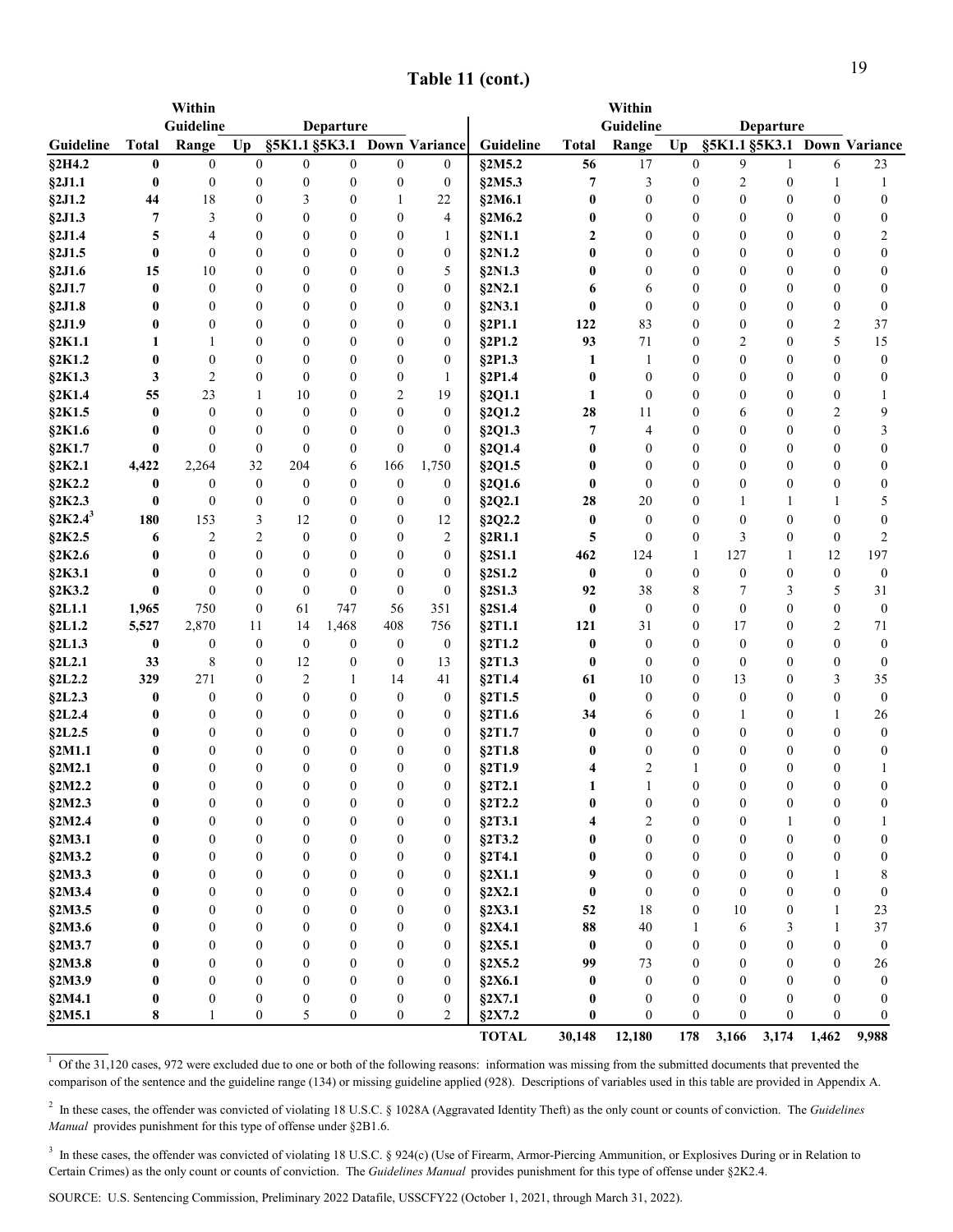## Table 11 (cont.)

| Guideline | Total | Within Guideline Range | Up | Departure §5K1.1 | Departure §5K3.1 | Departure Down | Variance |
|---|---|---|---|---|---|---|---|
| §2H4.2 | **0** | 0 | 0 | 0 | 0 | 0 | 0 |
| §2J1.1 | **0** | 0 | 0 | 0 | 0 | 0 | 0 |
| §2J1.2 | **44** | 18 | 0 | 3 | 0 | 1 | 22 |
| §2J1.3 | **7** | 3 | 0 | 0 | 0 | 0 | 4 |
| §2J1.4 | **5** | 4 | 0 | 0 | 0 | 0 | 1 |
| §2J1.5 | **0** | 0 | 0 | 0 | 0 | 0 | 0 |
| §2J1.6 | **15** | 10 | 0 | 0 | 0 | 0 | 5 |
| §2J1.7 | **0** | 0 | 0 | 0 | 0 | 0 | 0 |
| §2J1.8 | **0** | 0 | 0 | 0 | 0 | 0 | 0 |
| §2J1.9 | **0** | 0 | 0 | 0 | 0 | 0 | 0 |
| §2K1.1 | **1** | 1 | 0 | 0 | 0 | 0 | 0 |
| §2K1.2 | **0** | 0 | 0 | 0 | 0 | 0 | 0 |
| §2K1.3 | **3** | 2 | 0 | 0 | 0 | 0 | 1 |
| §2K1.4 | **55** | 23 | 1 | 10 | 0 | 2 | 19 |
| §2K1.5 | **0** | 0 | 0 | 0 | 0 | 0 | 0 |
| §2K1.6 | **0** | 0 | 0 | 0 | 0 | 0 | 0 |
| §2K1.7 | **0** | 0 | 0 | 0 | 0 | 0 | 0 |
| §2K2.1 | **4,422** | 2,264 | 32 | 204 | 6 | 166 | 1,750 |
| §2K2.2 | **0** | 0 | 0 | 0 | 0 | 0 | 0 |
| §2K2.3 | **0** | 0 | 0 | 0 | 0 | 0 | 0 |
| §2K2.4[3] | **180** | 153 | 3 | 12 | 0 | 0 | 12 |
| §2K2.5 | **6** | 2 | 2 | 0 | 0 | 0 | 2 |
| §2K2.6 | **0** | 0 | 0 | 0 | 0 | 0 | 0 |
| §2K3.1 | **0** | 0 | 0 | 0 | 0 | 0 | 0 |
| §2K3.2 | **0** | 0 | 0 | 0 | 0 | 0 | 0 |
| §2L1.1 | **1,965** | 750 | 0 | 61 | 747 | 56 | 351 |
| §2L1.2 | **5,527** | 2,870 | 11 | 14 | 1,468 | 408 | 756 |
| §2L1.3 | **0** | 0 | 0 | 0 | 0 | 0 | 0 |
| §2L2.1 | **33** | 8 | 0 | 12 | 0 | 0 | 13 |
| §2L2.2 | **329** | 271 | 0 | 2 | 1 | 14 | 41 |
| §2L2.3 | **0** | 0 | 0 | 0 | 0 | 0 | 0 |
| §2L2.4 | **0** | 0 | 0 | 0 | 0 | 0 | 0 |
| §2L2.5 | **0** | 0 | 0 | 0 | 0 | 0 | 0 |
| §2M1.1 | **0** | 0 | 0 | 0 | 0 | 0 | 0 |
| §2M2.1 | **0** | 0 | 0 | 0 | 0 | 0 | 0 |
| §2M2.2 | **0** | 0 | 0 | 0 | 0 | 0 | 0 |
| §2M2.3 | **0** | 0 | 0 | 0 | 0 | 0 | 0 |
| §2M2.4 | **0** | 0 | 0 | 0 | 0 | 0 | 0 |
| §2M3.1 | **0** | 0 | 0 | 0 | 0 | 0 | 0 |
| §2M3.2 | **0** | 0 | 0 | 0 | 0 | 0 | 0 |
| §2M3.3 | **0** | 0 | 0 | 0 | 0 | 0 | 0 |
| §2M3.4 | **0** | 0 | 0 | 0 | 0 | 0 | 0 |
| §2M3.5 | **0** | 0 | 0 | 0 | 0 | 0 | 0 |
| §2M3.6 | **0** | 0 | 0 | 0 | 0 | 0 | 0 |
| §2M3.7 | **0** | 0 | 0 | 0 | 0 | 0 | 0 |
| §2M3.8 | **0** | 0 | 0 | 0 | 0 | 0 | 0 |
| §2M3.9 | **0** | 0 | 0 | 0 | 0 | 0 | 0 |
| §2M4.1 | **0** | 0 | 0 | 0 | 0 | 0 | 0 |
| §2M5.1 | **8** | 1 | 0 | 5 | 0 | 0 | 2 |
| §2M5.2 | **56** | 17 | 0 | 9 | 1 | 6 | 23 |
| §2M5.3 | **7** | 3 | 0 | 2 | 0 | 1 | 1 |
| §2M6.1 | **0** | 0 | 0 | 0 | 0 | 0 | 0 |
| §2M6.2 | **0** | 0 | 0 | 0 | 0 | 0 | 0 |
| §2N1.1 | **2** | 0 | 0 | 0 | 0 | 0 | 2 |
| §2N1.2 | **0** | 0 | 0 | 0 | 0 | 0 | 0 |
| §2N1.3 | **0** | 0 | 0 | 0 | 0 | 0 | 0 |
| §2N2.1 | **6** | 6 | 0 | 0 | 0 | 0 | 0 |
| §2N3.1 | **0** | 0 | 0 | 0 | 0 | 0 | 0 |
| §2P1.1 | **122** | 83 | 0 | 0 | 0 | 2 | 37 |
| §2P1.2 | **93** | 71 | 0 | 2 | 0 | 5 | 15 |
| §2P1.3 | **1** | 1 | 0 | 0 | 0 | 0 | 0 |
| §2P1.4 | **0** | 0 | 0 | 0 | 0 | 0 | 0 |
| §2Q1.1 | **1** | 0 | 0 | 0 | 0 | 0 | 1 |
| §2Q1.2 | **28** | 11 | 0 | 6 | 0 | 2 | 9 |
| §2Q1.3 | **7** | 4 | 0 | 0 | 0 | 0 | 3 |
| §2Q1.4 | **0** | 0 | 0 | 0 | 0 | 0 | 0 |
| §2Q1.5 | **0** | 0 | 0 | 0 | 0 | 0 | 0 |
| §2Q1.6 | **0** | 0 | 0 | 0 | 0 | 0 | 0 |
| §2Q2.1 | **28** | 20 | 0 | 1 | 1 | 1 | 5 |
| §2Q2.2 | **0** | 0 | 0 | 0 | 0 | 0 | 0 |
| §2R1.1 | **5** | 0 | 0 | 3 | 0 | 0 | 2 |
| §2S1.1 | **462** | 124 | 1 | 127 | 1 | 12 | 197 |
| §2S1.2 | **0** | 0 | 0 | 0 | 0 | 0 | 0 |
| §2S1.3 | **92** | 38 | 8 | 7 | 3 | 5 | 31 |
| §2S1.4 | **0** | 0 | 0 | 0 | 0 | 0 | 0 |
| §2T1.1 | **121** | 31 | 0 | 17 | 0 | 2 | 71 |
| §2T1.2 | **0** | 0 | 0 | 0 | 0 | 0 | 0 |
| §2T1.3 | **0** | 0 | 0 | 0 | 0 | 0 | 0 |
| §2T1.4 | **61** | 10 | 0 | 13 | 0 | 3 | 35 |
| §2T1.5 | **0** | 0 | 0 | 0 | 0 | 0 | 0 |
| §2T1.6 | **34** | 6 | 0 | 1 | 0 | 1 | 26 |
| §2T1.7 | **0** | 0 | 0 | 0 | 0 | 0 | 0 |
| §2T1.8 | **0** | 0 | 0 | 0 | 0 | 0 | 0 |
| §2T1.9 | **4** | 2 | 1 | 0 | 0 | 0 | 1 |
| §2T2.1 | **1** | 1 | 0 | 0 | 0 | 0 | 0 |
| §2T2.2 | **0** | 0 | 0 | 0 | 0 | 0 | 0 |
| §2T3.1 | **4** | 2 | 0 | 0 | 1 | 0 | 1 |
| §2T3.2 | **0** | 0 | 0 | 0 | 0 | 0 | 0 |
| §2T4.1 | **0** | 0 | 0 | 0 | 0 | 0 | 0 |
| §2X1.1 | **9** | 0 | 0 | 0 | 0 | 1 | 8 |
| §2X2.1 | **0** | 0 | 0 | 0 | 0 | 0 | 0 |
| §2X3.1 | **52** | 18 | 0 | 10 | 0 | 1 | 23 |
| §2X4.1 | **88** | 40 | 1 | 6 | 3 | 1 | 37 |
| §2X5.1 | **0** | 0 | 0 | 0 | 0 | 0 | 0 |
| §2X5.2 | **99** | 73 | 0 | 0 | 0 | 0 | 26 |
| §2X6.1 | **0** | 0 | 0 | 0 | 0 | 0 | 0 |
| §2X7.1 | **0** | 0 | 0 | 0 | 0 | 0 | 0 |
| §2X7.2 | **0** | 0 | 0 | 0 | 0 | 0 | 0 |
| **TOTAL** | **30,148** | **12,180** | **178** | **3,166** | **3,174** | **1,462** | **9,988** |

[1] Of the 31,120 cases, 972 were excluded due to one or both of the following reasons: information was missing from the submitted documents that prevented the comparison of the sentence and the guideline range (134) or missing guideline applied (928). Descriptions of variables used in this table are provided in Appendix A.

[2] In these cases, the offender was convicted of violating 18 U.S.C. § 1028A (Aggravated Identity Theft) as the only count or counts of conviction. The *Guidelines Manual* provides punishment for this type of offense under §2B1.6.

[3] In these cases, the offender was convicted of violating 18 U.S.C. § 924(c) (Use of Firearm, Armor-Piercing Ammunition, or Explosives During or in Relation to Certain Crimes) as the only count or counts of conviction. The *Guidelines Manual* provides punishment for this type of offense under §2K2.4.

SOURCE: U.S. Sentencing Commission, Preliminary 2022 Datafile, USSCFY22 (October 1, 2021, through March 31, 2022).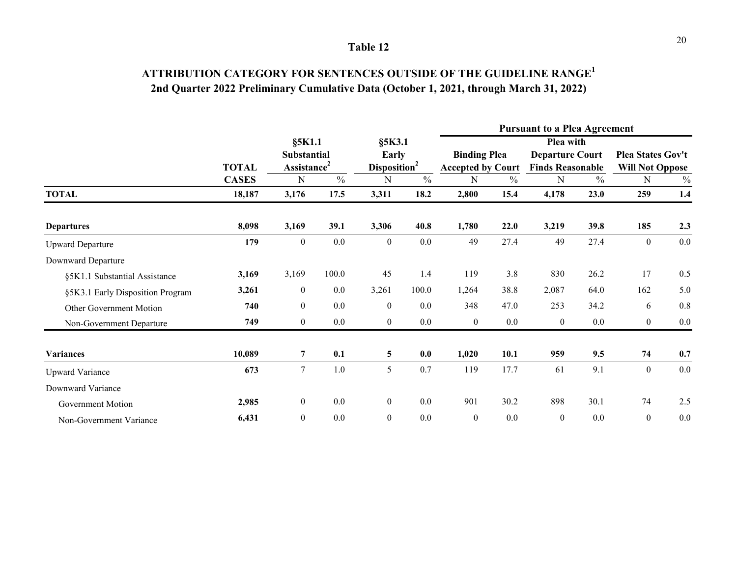# Table 12

## ATTRIBUTION CATEGORY FOR SENTENCES OUTSIDE OF THE GUIDELINE RANGE[1]
## 2nd Quarter 2022 Preliminary Cumulative Data (October 1, 2021, through March 31, 2022)

| | | | | | | Pursuant to a Plea Agreement | | | | | |
|---|---|---|---|---|---|---|---|---|---|---|---|
| | TOTAL | §5K1.1 Substantial Assistance[2] | | §5K3.1 Early Disposition[2] | | Binding Plea Accepted by Court | | Plea with Departure Court Finds Reasonable | | Plea States Gov't Will Not Oppose | |
| | CASES | N | % | N | % | N | % | N | % | N | % |
| **TOTAL** | **18,187** | **3,176** | **17.5** | **3,311** | **18.2** | **2,800** | **15.4** | **4,178** | **23.0** | **259** | **1.4** |
| **Departures** | **8,098** | **3,169** | **39.1** | **3,306** | **40.8** | **1,780** | **22.0** | **3,219** | **39.8** | **185** | **2.3** |
| Upward Departure | **179** | 0 | 0.0 | 0 | 0.0 | 49 | 27.4 | 49 | 27.4 | 0 | 0.0 |
| Downward Departure | | | | | | | | | | | |
| §5K1.1 Substantial Assistance | **3,169** | 3,169 | 100.0 | 45 | 1.4 | 119 | 3.8 | 830 | 26.2 | 17 | 0.5 |
| §5K3.1 Early Disposition Program | **3,261** | 0 | 0.0 | 3,261 | 100.0 | 1,264 | 38.8 | 2,087 | 64.0 | 162 | 5.0 |
| Other Government Motion | **740** | 0 | 0.0 | 0 | 0.0 | 348 | 47.0 | 253 | 34.2 | 6 | 0.8 |
| Non-Government Departure | **749** | 0 | 0.0 | 0 | 0.0 | 0 | 0.0 | 0 | 0.0 | 0 | 0.0 |
| **Variances** | **10,089** | **7** | **0.1** | **5** | **0.0** | **1,020** | **10.1** | **959** | **9.5** | **74** | **0.7** |
| Upward Variance | **673** | 7 | 1.0 | 5 | 0.7 | 119 | 17.7 | 61 | 9.1 | 0 | 0.0 |
| Downward Variance | | | | | | | | | | | |
| Government Motion | **2,985** | 0 | 0.0 | 0 | 0.0 | 901 | 30.2 | 898 | 30.1 | 74 | 2.5 |
| Non-Government Variance | **6,431** | 0 | 0.0 | 0 | 0.0 | 0 | 0.0 | 0 | 0.0 | 0 | 0.0 |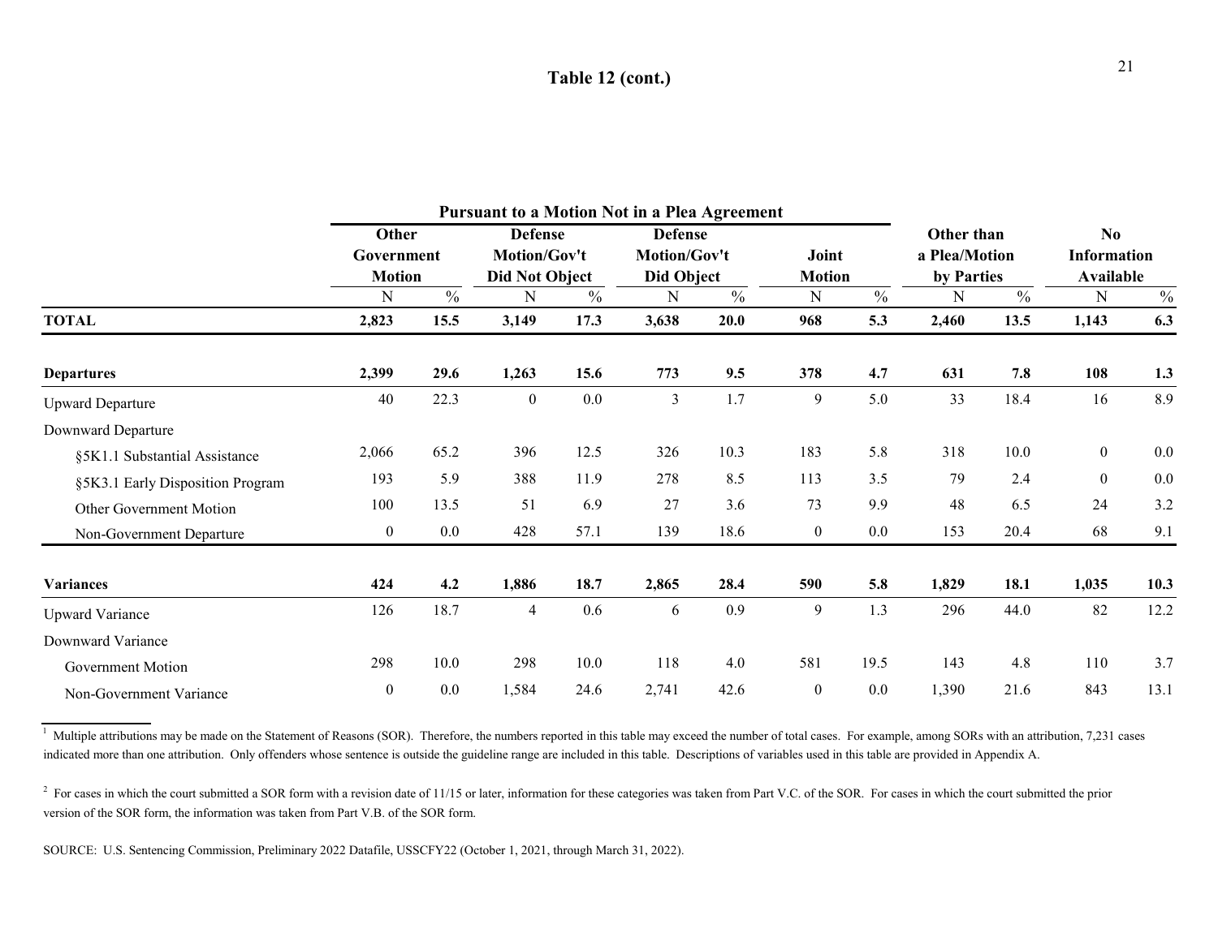## Table 12 (cont.)

| | Pursuant to a Motion Not in a Plea Agreement | | | | | | | | | | | |
|---|---|---|---|---|---|---|---|---|---|---|---|---|
| | Other Government Motion | | Defense Motion/Gov't Did Not Object | | Defense Motion/Gov't Did Object | | Joint Motion | | Other than a Plea/Motion by Parties | | No Information Available | |
| | N | % | N | % | N | % | N | % | N | % | N | % |
| **TOTAL** | **2,823** | **15.5** | **3,149** | **17.3** | **3,638** | **20.0** | **968** | **5.3** | **2,460** | **13.5** | **1,143** | **6.3** |
| **Departures** | **2,399** | **29.6** | **1,263** | **15.6** | **773** | **9.5** | **378** | **4.7** | **631** | **7.8** | **108** | **1.3** |
| Upward Departure | 40 | 22.3 | 0 | 0.0 | 3 | 1.7 | 9 | 5.0 | 33 | 18.4 | 16 | 8.9 |
| Downward Departure | | | | | | | | | | | | |
| §5K1.1 Substantial Assistance | 2,066 | 65.2 | 396 | 12.5 | 326 | 10.3 | 183 | 5.8 | 318 | 10.0 | 0 | 0.0 |
| §5K3.1 Early Disposition Program | 193 | 5.9 | 388 | 11.9 | 278 | 8.5 | 113 | 3.5 | 79 | 2.4 | 0 | 0.0 |
| Other Government Motion | 100 | 13.5 | 51 | 6.9 | 27 | 3.6 | 73 | 9.9 | 48 | 6.5 | 24 | 3.2 |
| Non-Government Departure | 0 | 0.0 | 428 | 57.1 | 139 | 18.6 | 0 | 0.0 | 153 | 20.4 | 68 | 9.1 |
| **Variances** | **424** | **4.2** | **1,886** | **18.7** | **2,865** | **28.4** | **590** | **5.8** | **1,829** | **18.1** | **1,035** | **10.3** |
| Upward Variance | 126 | 18.7 | 4 | 0.6 | 6 | 0.9 | 9 | 1.3 | 296 | 44.0 | 82 | 12.2 |
| Downward Variance | | | | | | | | | | | | |
| Government Motion | 298 | 10.0 | 298 | 10.0 | 118 | 4.0 | 581 | 19.5 | 143 | 4.8 | 110 | 3.7 |
| Non-Government Variance | 0 | 0.0 | 1,584 | 24.6 | 2,741 | 42.6 | 0 | 0.0 | 1,390 | 21.6 | 843 | 13.1 |

[1] Multiple attributions may be made on the Statement of Reasons (SOR). Therefore, the numbers reported in this table may exceed the number of total cases. For example, among SORs with an attribution, 7,231 cases indicated more than one attribution. Only offenders whose sentence is outside the guideline range are included in this table. Descriptions of variables used in this table are provided in Appendix A.

[2] For cases in which the court submitted a SOR form with a revision date of 11/15 or later, information for these categories was taken from Part V.C. of the SOR. For cases in which the court submitted the prior version of the SOR form, the information was taken from Part V.B. of the SOR form.

SOURCE: U.S. Sentencing Commission, Preliminary 2022 Datafile, USSCFY22 (October 1, 2021, through March 31, 2022).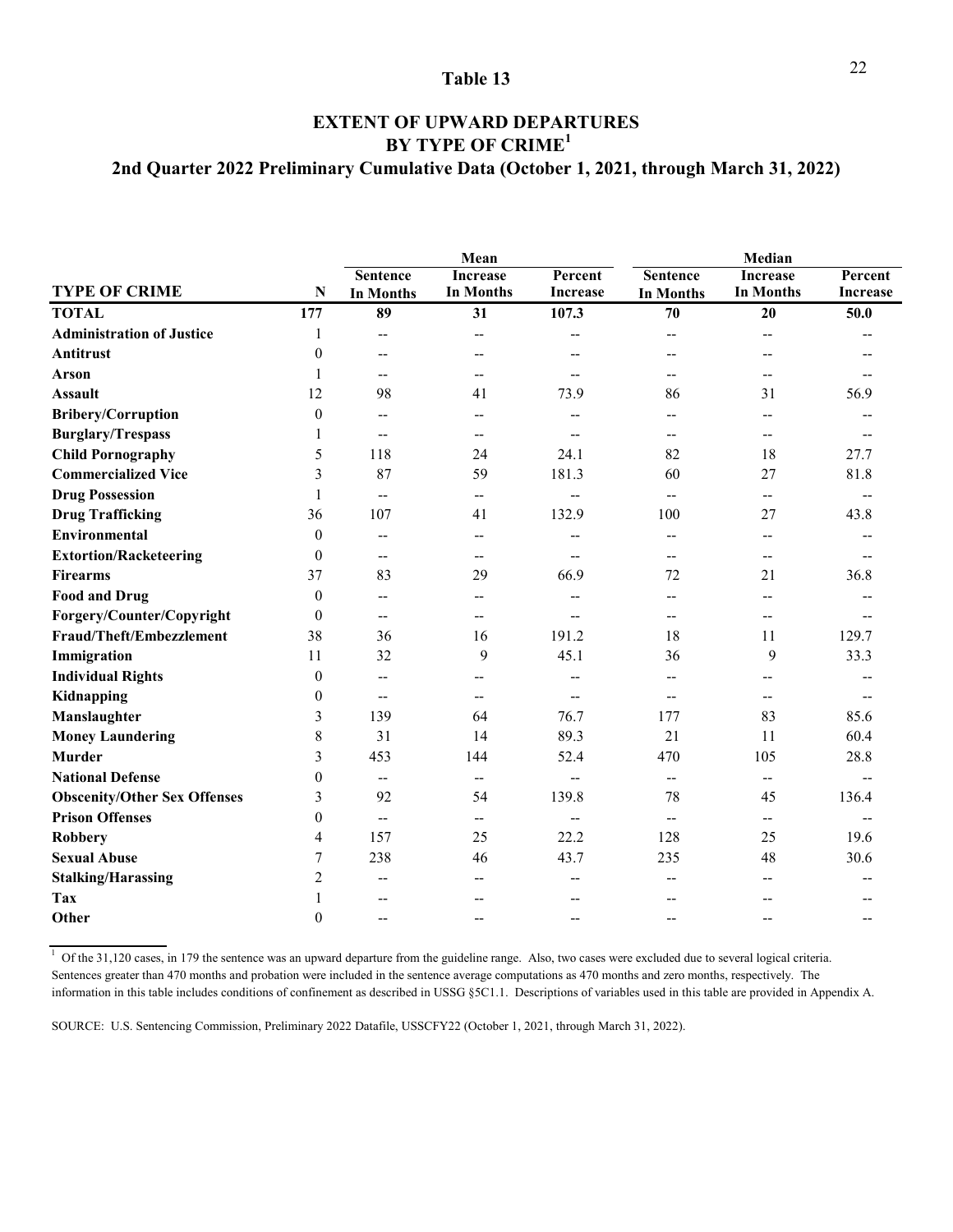# Table 13

## EXTENT OF UPWARD DEPARTURES BY TYPE OF CRIME[1]

### 2nd Quarter 2022 Preliminary Cumulative Data (October 1, 2021, through March 31, 2022)

| | | Mean | | | Median | | |
|---|---|---|---|---|---|---|---|
| **TYPE OF CRIME** | **N** | **Sentence In Months** | **Increase In Months** | **Percent Increase** | **Sentence In Months** | **Increase In Months** | **Percent Increase** |
| **TOTAL** | **177** | **89** | **31** | **107.3** | **70** | **20** | **50.0** |
| **Administration of Justice** | 1 | -- | -- | -- | -- | -- | -- |
| **Antitrust** | 0 | -- | -- | -- | -- | -- | -- |
| **Arson** | 1 | -- | -- | -- | -- | -- | -- |
| **Assault** | 12 | 98 | 41 | 73.9 | 86 | 31 | 56.9 |
| **Bribery/Corruption** | 0 | -- | -- | -- | -- | -- | -- |
| **Burglary/Trespass** | 1 | -- | -- | -- | -- | -- | -- |
| **Child Pornography** | 5 | 118 | 24 | 24.1 | 82 | 18 | 27.7 |
| **Commercialized Vice** | 3 | 87 | 59 | 181.3 | 60 | 27 | 81.8 |
| **Drug Possession** | 1 | -- | -- | -- | -- | -- | -- |
| **Drug Trafficking** | 36 | 107 | 41 | 132.9 | 100 | 27 | 43.8 |
| **Environmental** | 0 | -- | -- | -- | -- | -- | -- |
| **Extortion/Racketeering** | 0 | -- | -- | -- | -- | -- | -- |
| **Firearms** | 37 | 83 | 29 | 66.9 | 72 | 21 | 36.8 |
| **Food and Drug** | 0 | -- | -- | -- | -- | -- | -- |
| **Forgery/Counter/Copyright** | 0 | -- | -- | -- | -- | -- | -- |
| **Fraud/Theft/Embezzlement** | 38 | 36 | 16 | 191.2 | 18 | 11 | 129.7 |
| **Immigration** | 11 | 32 | 9 | 45.1 | 36 | 9 | 33.3 |
| **Individual Rights** | 0 | -- | -- | -- | -- | -- | -- |
| **Kidnapping** | 0 | -- | -- | -- | -- | -- | -- |
| **Manslaughter** | 3 | 139 | 64 | 76.7 | 177 | 83 | 85.6 |
| **Money Laundering** | 8 | 31 | 14 | 89.3 | 21 | 11 | 60.4 |
| **Murder** | 3 | 453 | 144 | 52.4 | 470 | 105 | 28.8 |
| **National Defense** | 0 | -- | -- | -- | -- | -- | -- |
| **Obscenity/Other Sex Offenses** | 3 | 92 | 54 | 139.8 | 78 | 45 | 136.4 |
| **Prison Offenses** | 0 | -- | -- | -- | -- | -- | -- |
| **Robbery** | 4 | 157 | 25 | 22.2 | 128 | 25 | 19.6 |
| **Sexual Abuse** | 7 | 238 | 46 | 43.7 | 235 | 48 | 30.6 |
| **Stalking/Harassing** | 2 | -- | -- | -- | -- | -- | -- |
| **Tax** | 1 | -- | -- | -- | -- | -- | -- |
| **Other** | 0 | -- | -- | -- | -- | -- | -- |

[1] Of the 31,120 cases, in 179 the sentence was an upward departure from the guideline range. Also, two cases were excluded due to several logical criteria. Sentences greater than 470 months and probation were included in the sentence average computations as 470 months and zero months, respectively. The information in this table includes conditions of confinement as described in USSG §5C1.1. Descriptions of variables used in this table are provided in Appendix A.

SOURCE: U.S. Sentencing Commission, Preliminary 2022 Datafile, USSCFY22 (October 1, 2021, through March 31, 2022).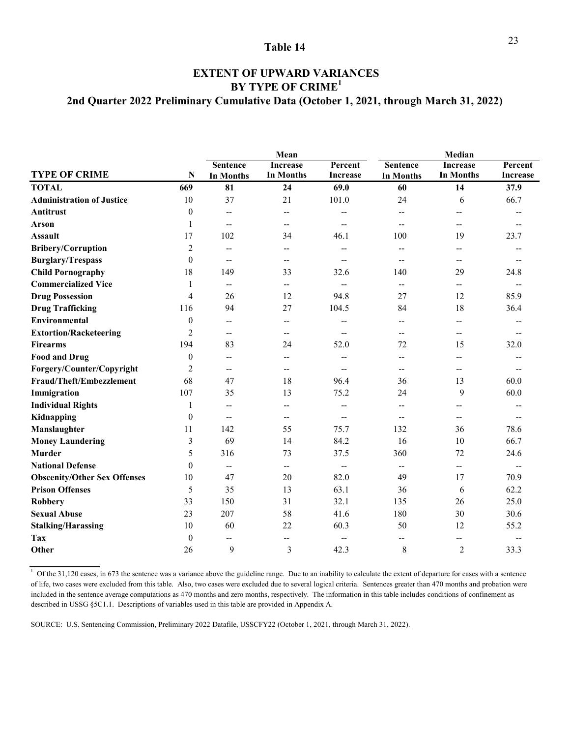# Table 14

## EXTENT OF UPWARD VARIANCES BY TYPE OF CRIME[1]

### 2nd Quarter 2022 Preliminary Cumulative Data (October 1, 2021, through March 31, 2022)

| | | Mean | | | Median | | |
|---|---|---|---|---|---|---|---|
| **TYPE OF CRIME** | **N** | **Sentence In Months** | **Increase In Months** | **Percent Increase** | **Sentence In Months** | **Increase In Months** | **Percent Increase** |
| **TOTAL** | **669** | **81** | **24** | **69.0** | **60** | **14** | **37.9** |
| **Administration of Justice** | 10 | 37 | 21 | 101.0 | 24 | 6 | 66.7 |
| **Antitrust** | 0 | -- | -- | -- | -- | -- | -- |
| **Arson** | 1 | -- | -- | -- | -- | -- | -- |
| **Assault** | 17 | 102 | 34 | 46.1 | 100 | 19 | 23.7 |
| **Bribery/Corruption** | 2 | -- | -- | -- | -- | -- | -- |
| **Burglary/Trespass** | 0 | -- | -- | -- | -- | -- | -- |
| **Child Pornography** | 18 | 149 | 33 | 32.6 | 140 | 29 | 24.8 |
| **Commercialized Vice** | 1 | -- | -- | -- | -- | -- | -- |
| **Drug Possession** | 4 | 26 | 12 | 94.8 | 27 | 12 | 85.9 |
| **Drug Trafficking** | 116 | 94 | 27 | 104.5 | 84 | 18 | 36.4 |
| **Environmental** | 0 | -- | -- | -- | -- | -- | -- |
| **Extortion/Racketeering** | 2 | -- | -- | -- | -- | -- | -- |
| **Firearms** | 194 | 83 | 24 | 52.0 | 72 | 15 | 32.0 |
| **Food and Drug** | 0 | -- | -- | -- | -- | -- | -- |
| **Forgery/Counter/Copyright** | 2 | -- | -- | -- | -- | -- | -- |
| **Fraud/Theft/Embezzlement** | 68 | 47 | 18 | 96.4 | 36 | 13 | 60.0 |
| **Immigration** | 107 | 35 | 13 | 75.2 | 24 | 9 | 60.0 |
| **Individual Rights** | 1 | -- | -- | -- | -- | -- | -- |
| **Kidnapping** | 0 | -- | -- | -- | -- | -- | -- |
| **Manslaughter** | 11 | 142 | 55 | 75.7 | 132 | 36 | 78.6 |
| **Money Laundering** | 3 | 69 | 14 | 84.2 | 16 | 10 | 66.7 |
| **Murder** | 5 | 316 | 73 | 37.5 | 360 | 72 | 24.6 |
| **National Defense** | 0 | -- | -- | -- | -- | -- | -- |
| **Obscenity/Other Sex Offenses** | 10 | 47 | 20 | 82.0 | 49 | 17 | 70.9 |
| **Prison Offenses** | 5 | 35 | 13 | 63.1 | 36 | 6 | 62.2 |
| **Robbery** | 33 | 150 | 31 | 32.1 | 135 | 26 | 25.0 |
| **Sexual Abuse** | 23 | 207 | 58 | 41.6 | 180 | 30 | 30.6 |
| **Stalking/Harassing** | 10 | 60 | 22 | 60.3 | 50 | 12 | 55.2 |
| **Tax** | 0 | -- | -- | -- | -- | -- | -- |
| **Other** | 26 | 9 | 3 | 42.3 | 8 | 2 | 33.3 |

[1] Of the 31,120 cases, in 673 the sentence was a variance above the guideline range. Due to an inability to calculate the extent of departure for cases with a sentence of life, two cases were excluded from this table. Also, two cases were excluded due to several logical criteria. Sentences greater than 470 months and probation were included in the sentence average computations as 470 months and zero months, respectively. The information in this table includes conditions of confinement as described in USSG §5C1.1. Descriptions of variables used in this table are provided in Appendix A.

SOURCE: U.S. Sentencing Commission, Preliminary 2022 Datafile, USSCFY22 (October 1, 2021, through March 31, 2022).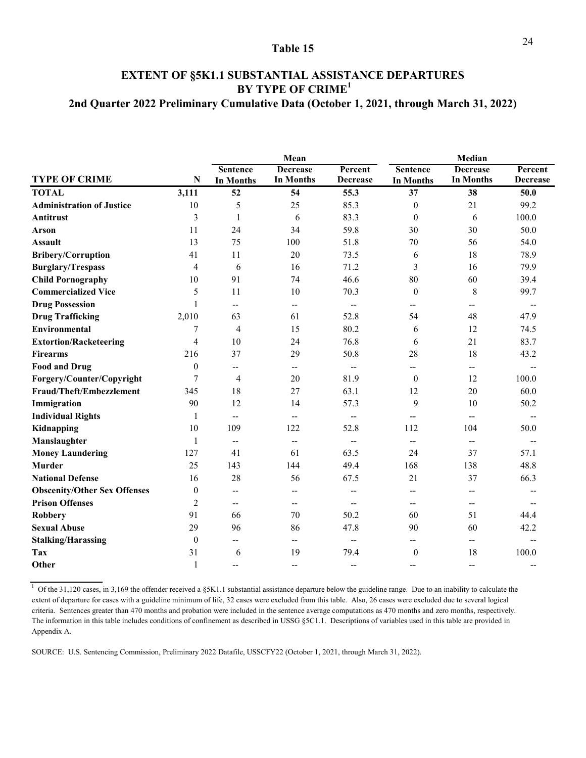# Table 15

## EXTENT OF §5K1.1 SUBSTANTIAL ASSISTANCE DEPARTURES BY TYPE OF CRIME[1]

### 2nd Quarter 2022 Preliminary Cumulative Data (October 1, 2021, through March 31, 2022)

| | | Mean | | | Median | | |
|---|---|---|---|---|---|---|---|
| **TYPE OF CRIME** | **N** | **Sentence In Months** | **Decrease In Months** | **Percent Decrease** | **Sentence In Months** | **Decrease In Months** | **Percent Decrease** |
| **TOTAL** | **3,111** | **52** | **54** | **55.3** | **37** | **38** | **50.0** |
| **Administration of Justice** | 10 | 5 | 25 | 85.3 | 0 | 21 | 99.2 |
| **Antitrust** | 3 | 1 | 6 | 83.3 | 0 | 6 | 100.0 |
| **Arson** | 11 | 24 | 34 | 59.8 | 30 | 30 | 50.0 |
| **Assault** | 13 | 75 | 100 | 51.8 | 70 | 56 | 54.0 |
| **Bribery/Corruption** | 41 | 11 | 20 | 73.5 | 6 | 18 | 78.9 |
| **Burglary/Trespass** | 4 | 6 | 16 | 71.2 | 3 | 16 | 79.9 |
| **Child Pornography** | 10 | 91 | 74 | 46.6 | 80 | 60 | 39.4 |
| **Commercialized Vice** | 5 | 11 | 10 | 70.3 | 0 | 8 | 99.7 |
| **Drug Possession** | 1 | -- | -- | -- | -- | -- | -- |
| **Drug Trafficking** | 2,010 | 63 | 61 | 52.8 | 54 | 48 | 47.9 |
| **Environmental** | 7 | 4 | 15 | 80.2 | 6 | 12 | 74.5 |
| **Extortion/Racketeering** | 4 | 10 | 24 | 76.8 | 6 | 21 | 83.7 |
| **Firearms** | 216 | 37 | 29 | 50.8 | 28 | 18 | 43.2 |
| **Food and Drug** | 0 | -- | -- | -- | -- | -- | -- |
| **Forgery/Counter/Copyright** | 7 | 4 | 20 | 81.9 | 0 | 12 | 100.0 |
| **Fraud/Theft/Embezzlement** | 345 | 18 | 27 | 63.1 | 12 | 20 | 60.0 |
| **Immigration** | 90 | 12 | 14 | 57.3 | 9 | 10 | 50.2 |
| **Individual Rights** | 1 | -- | -- | -- | -- | -- | -- |
| **Kidnapping** | 10 | 109 | 122 | 52.8 | 112 | 104 | 50.0 |
| **Manslaughter** | 1 | -- | -- | -- | -- | -- | -- |
| **Money Laundering** | 127 | 41 | 61 | 63.5 | 24 | 37 | 57.1 |
| **Murder** | 25 | 143 | 144 | 49.4 | 168 | 138 | 48.8 |
| **National Defense** | 16 | 28 | 56 | 67.5 | 21 | 37 | 66.3 |
| **Obscenity/Other Sex Offenses** | 0 | -- | -- | -- | -- | -- | -- |
| **Prison Offenses** | 2 | -- | -- | -- | -- | -- | -- |
| **Robbery** | 91 | 66 | 70 | 50.2 | 60 | 51 | 44.4 |
| **Sexual Abuse** | 29 | 96 | 86 | 47.8 | 90 | 60 | 42.2 |
| **Stalking/Harassing** | 0 | -- | -- | -- | -- | -- | -- |
| **Tax** | 31 | 6 | 19 | 79.4 | 0 | 18 | 100.0 |
| **Other** | 1 | -- | -- | -- | -- | -- | -- |

[1] Of the 31,120 cases, in 3,169 the offender received a §5K1.1 substantial assistance departure below the guideline range. Due to an inability to calculate the extent of departure for cases with a guideline minimum of life, 32 cases were excluded from this table. Also, 26 cases were excluded due to several logical criteria. Sentences greater than 470 months and probation were included in the sentence average computations as 470 months and zero months, respectively. The information in this table includes conditions of confinement as described in USSG §5C1.1. Descriptions of variables used in this table are provided in Appendix A.

SOURCE: U.S. Sentencing Commission, Preliminary 2022 Datafile, USSCFY22 (October 1, 2021, through March 31, 2022).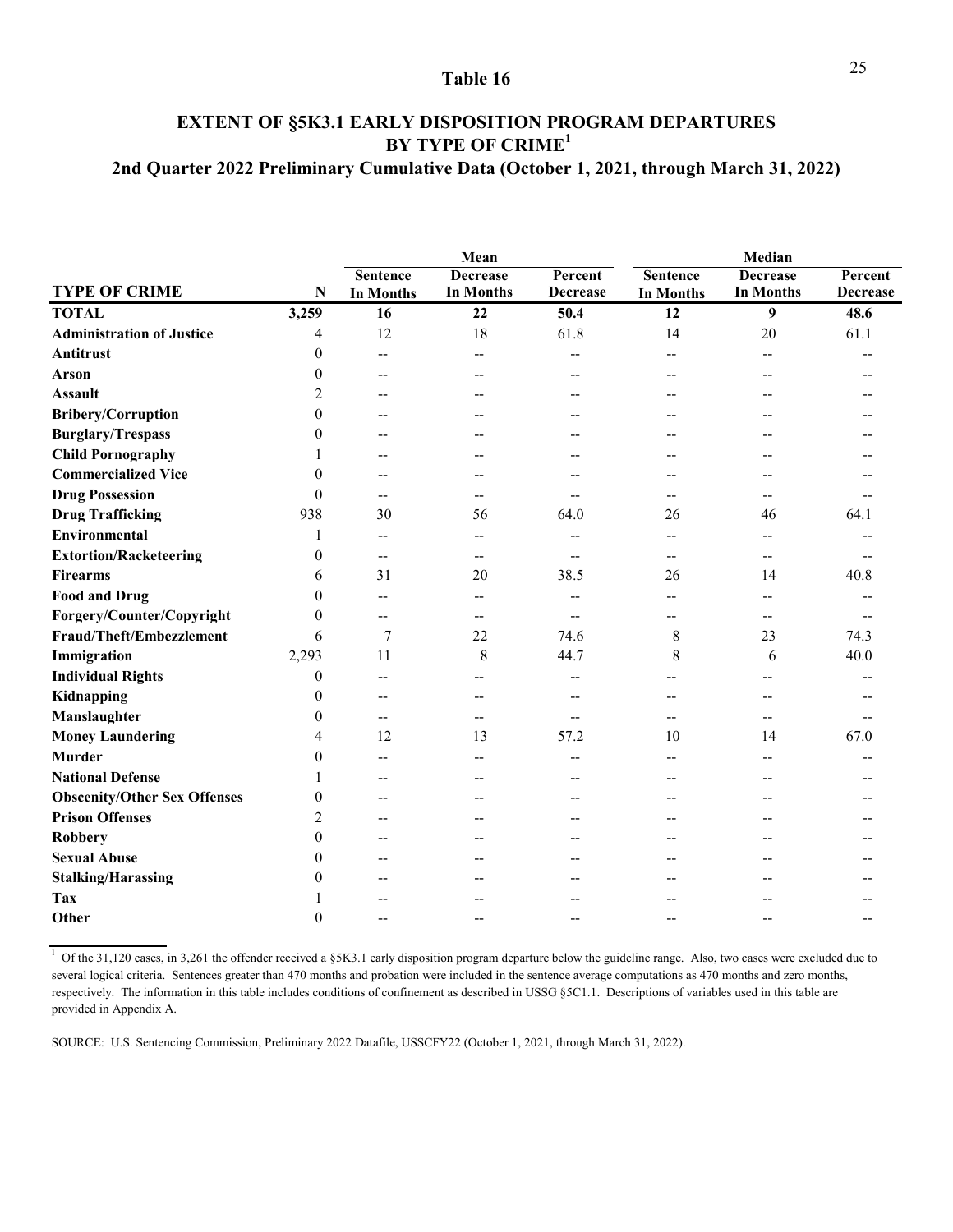## Table 16

## EXTENT OF §5K3.1 EARLY DISPOSITION PROGRAM DEPARTURES BY TYPE OF CRIME[1]

### 2nd Quarter 2022 Preliminary Cumulative Data (October 1, 2021, through March 31, 2022)

| | | Mean | | | Median | | |
|---|---|---|---|---|---|---|---|
| **TYPE OF CRIME** | **N** | **Sentence In Months** | **Decrease In Months** | **Percent Decrease** | **Sentence In Months** | **Decrease In Months** | **Percent Decrease** |
| **TOTAL** | **3,259** | **16** | **22** | **50.4** | **12** | **9** | **48.6** |
| **Administration of Justice** | 4 | 12 | 18 | 61.8 | 14 | 20 | 61.1 |
| **Antitrust** | 0 | -- | -- | -- | -- | -- | -- |
| **Arson** | 0 | -- | -- | -- | -- | -- | -- |
| **Assault** | 2 | -- | -- | -- | -- | -- | -- |
| **Bribery/Corruption** | 0 | -- | -- | -- | -- | -- | -- |
| **Burglary/Trespass** | 0 | -- | -- | -- | -- | -- | -- |
| **Child Pornography** | 1 | -- | -- | -- | -- | -- | -- |
| **Commercialized Vice** | 0 | -- | -- | -- | -- | -- | -- |
| **Drug Possession** | 0 | -- | -- | -- | -- | -- | -- |
| **Drug Trafficking** | 938 | 30 | 56 | 64.0 | 26 | 46 | 64.1 |
| **Environmental** | 1 | -- | -- | -- | -- | -- | -- |
| **Extortion/Racketeering** | 0 | -- | -- | -- | -- | -- | -- |
| **Firearms** | 6 | 31 | 20 | 38.5 | 26 | 14 | 40.8 |
| **Food and Drug** | 0 | -- | -- | -- | -- | -- | -- |
| **Forgery/Counter/Copyright** | 0 | -- | -- | -- | -- | -- | -- |
| **Fraud/Theft/Embezzlement** | 6 | 7 | 22 | 74.6 | 8 | 23 | 74.3 |
| **Immigration** | 2,293 | 11 | 8 | 44.7 | 8 | 6 | 40.0 |
| **Individual Rights** | 0 | -- | -- | -- | -- | -- | -- |
| **Kidnapping** | 0 | -- | -- | -- | -- | -- | -- |
| **Manslaughter** | 0 | -- | -- | -- | -- | -- | -- |
| **Money Laundering** | 4 | 12 | 13 | 57.2 | 10 | 14 | 67.0 |
| **Murder** | 0 | -- | -- | -- | -- | -- | -- |
| **National Defense** | 1 | -- | -- | -- | -- | -- | -- |
| **Obscenity/Other Sex Offenses** | 0 | -- | -- | -- | -- | -- | -- |
| **Prison Offenses** | 2 | -- | -- | -- | -- | -- | -- |
| **Robbery** | 0 | -- | -- | -- | -- | -- | -- |
| **Sexual Abuse** | 0 | -- | -- | -- | -- | -- | -- |
| **Stalking/Harassing** | 0 | -- | -- | -- | -- | -- | -- |
| **Tax** | 1 | -- | -- | -- | -- | -- | -- |
| **Other** | 0 | -- | -- | -- | -- | -- | -- |

[1] Of the 31,120 cases, in 3,261 the offender received a §5K3.1 early disposition program departure below the guideline range. Also, two cases were excluded due to several logical criteria. Sentences greater than 470 months and probation were included in the sentence average computations as 470 months and zero months, respectively. The information in this table includes conditions of confinement as described in USSG §5C1.1. Descriptions of variables used in this table are provided in Appendix A.

SOURCE: U.S. Sentencing Commission, Preliminary 2022 Datafile, USSCFY22 (October 1, 2021, through March 31, 2022).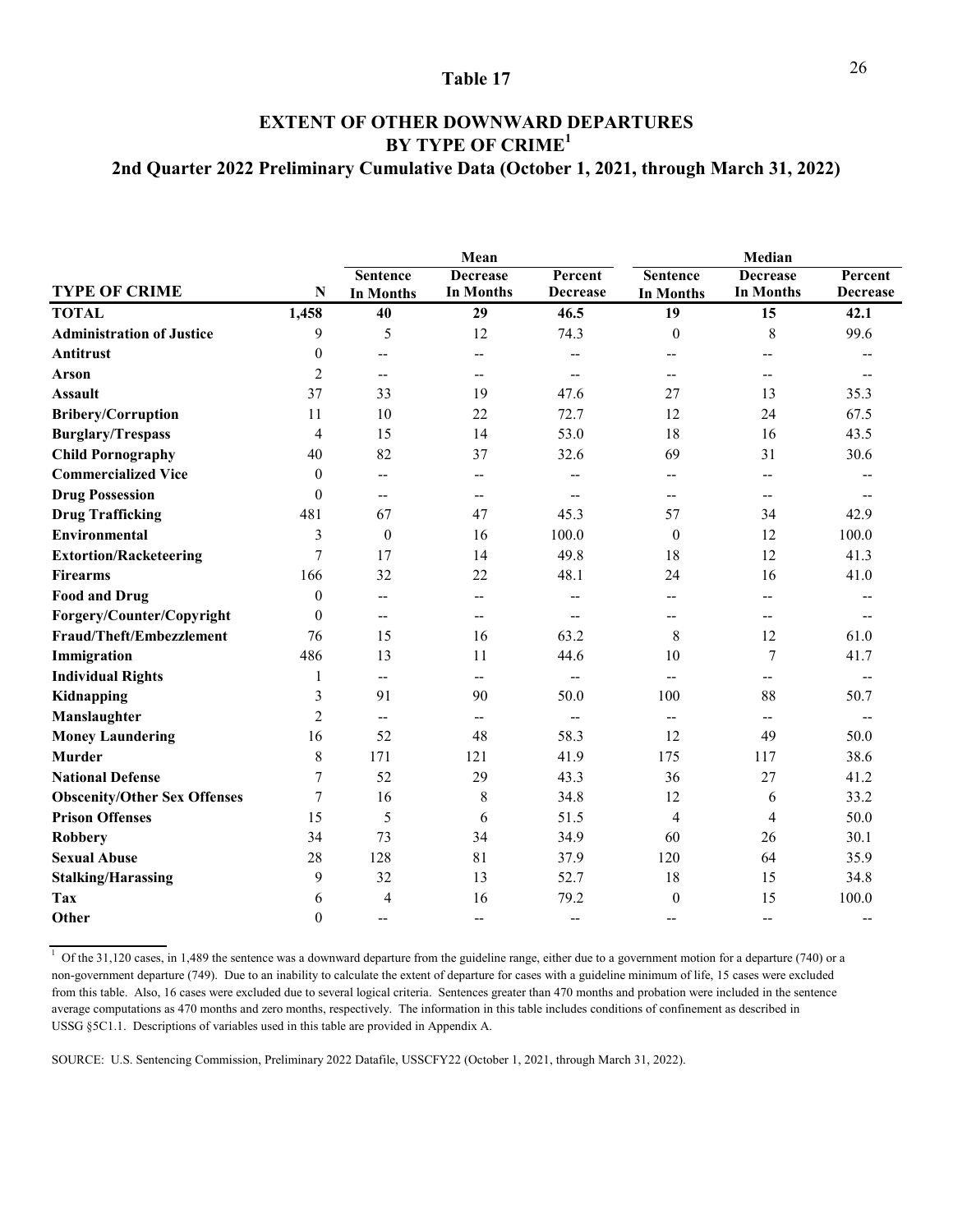# Table 17

## EXTENT OF OTHER DOWNWARD DEPARTURES BY TYPE OF CRIME[1]

### 2nd Quarter 2022 Preliminary Cumulative Data (October 1, 2021, through March 31, 2022)

| | | Mean | | | Median | | |
|---|---|---|---|---|---|---|---|
| **TYPE OF CRIME** | **N** | **Sentence In Months** | **Decrease In Months** | **Percent Decrease** | **Sentence In Months** | **Decrease In Months** | **Percent Decrease** |
| **TOTAL** | **1,458** | **40** | **29** | **46.5** | **19** | **15** | **42.1** |
| **Administration of Justice** | 9 | 5 | 12 | 74.3 | 0 | 8 | 99.6 |
| **Antitrust** | 0 | -- | -- | -- | -- | -- | -- |
| **Arson** | 2 | -- | -- | -- | -- | -- | -- |
| **Assault** | 37 | 33 | 19 | 47.6 | 27 | 13 | 35.3 |
| **Bribery/Corruption** | 11 | 10 | 22 | 72.7 | 12 | 24 | 67.5 |
| **Burglary/Trespass** | 4 | 15 | 14 | 53.0 | 18 | 16 | 43.5 |
| **Child Pornography** | 40 | 82 | 37 | 32.6 | 69 | 31 | 30.6 |
| **Commercialized Vice** | 0 | -- | -- | -- | -- | -- | -- |
| **Drug Possession** | 0 | -- | -- | -- | -- | -- | -- |
| **Drug Trafficking** | 481 | 67 | 47 | 45.3 | 57 | 34 | 42.9 |
| **Environmental** | 3 | 0 | 16 | 100.0 | 0 | 12 | 100.0 |
| **Extortion/Racketeering** | 7 | 17 | 14 | 49.8 | 18 | 12 | 41.3 |
| **Firearms** | 166 | 32 | 22 | 48.1 | 24 | 16 | 41.0 |
| **Food and Drug** | 0 | -- | -- | -- | -- | -- | -- |
| **Forgery/Counter/Copyright** | 0 | -- | -- | -- | -- | -- | -- |
| **Fraud/Theft/Embezzlement** | 76 | 15 | 16 | 63.2 | 8 | 12 | 61.0 |
| **Immigration** | 486 | 13 | 11 | 44.6 | 10 | 7 | 41.7 |
| **Individual Rights** | 1 | -- | -- | -- | -- | -- | -- |
| **Kidnapping** | 3 | 91 | 90 | 50.0 | 100 | 88 | 50.7 |
| **Manslaughter** | 2 | -- | -- | -- | -- | -- | -- |
| **Money Laundering** | 16 | 52 | 48 | 58.3 | 12 | 49 | 50.0 |
| **Murder** | 8 | 171 | 121 | 41.9 | 175 | 117 | 38.6 |
| **National Defense** | 7 | 52 | 29 | 43.3 | 36 | 27 | 41.2 |
| **Obscenity/Other Sex Offenses** | 7 | 16 | 8 | 34.8 | 12 | 6 | 33.2 |
| **Prison Offenses** | 15 | 5 | 6 | 51.5 | 4 | 4 | 50.0 |
| **Robbery** | 34 | 73 | 34 | 34.9 | 60 | 26 | 30.1 |
| **Sexual Abuse** | 28 | 128 | 81 | 37.9 | 120 | 64 | 35.9 |
| **Stalking/Harassing** | 9 | 32 | 13 | 52.7 | 18 | 15 | 34.8 |
| **Tax** | 6 | 4 | 16 | 79.2 | 0 | 15 | 100.0 |
| **Other** | 0 | -- | -- | -- | -- | -- | -- |

[1] Of the 31,120 cases, in 1,489 the sentence was a downward departure from the guideline range, either due to a government motion for a departure (740) or a non-government departure (749). Due to an inability to calculate the extent of departure for cases with a guideline minimum of life, 15 cases were excluded from this table. Also, 16 cases were excluded due to several logical criteria. Sentences greater than 470 months and probation were included in the sentence average computations as 470 months and zero months, respectively. The information in this table includes conditions of confinement as described in USSG §5C1.1. Descriptions of variables used in this table are provided in Appendix A.

SOURCE: U.S. Sentencing Commission, Preliminary 2022 Datafile, USSCFY22 (October 1, 2021, through March 31, 2022).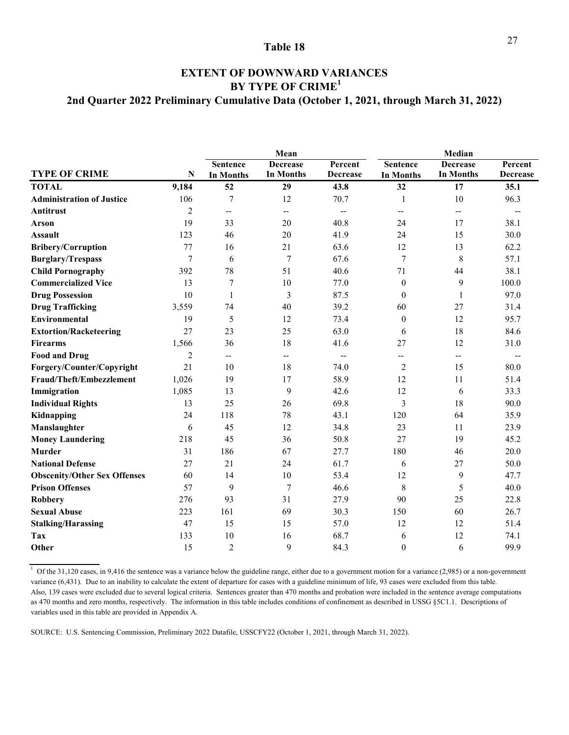## Table 18

# EXTENT OF DOWNWARD VARIANCES BY TYPE OF CRIME[1]

### 2nd Quarter 2022 Preliminary Cumulative Data (October 1, 2021, through March 31, 2022)

| | | Mean | | | Median | | |
|---|---|---|---|---|---|---|---|
| **TYPE OF CRIME** | **N** | **Sentence In Months** | **Decrease In Months** | **Percent Decrease** | **Sentence In Months** | **Decrease In Months** | **Percent Decrease** |
| **TOTAL** | **9,184** | **52** | **29** | **43.8** | **32** | **17** | **35.1** |
| **Administration of Justice** | 106 | 7 | 12 | 70.7 | 1 | 10 | 96.3 |
| **Antitrust** | 2 | -- | -- | -- | -- | -- | -- |
| **Arson** | 19 | 33 | 20 | 40.8 | 24 | 17 | 38.1 |
| **Assault** | 123 | 46 | 20 | 41.9 | 24 | 15 | 30.0 |
| **Bribery/Corruption** | 77 | 16 | 21 | 63.6 | 12 | 13 | 62.2 |
| **Burglary/Trespass** | 7 | 6 | 7 | 67.6 | 7 | 8 | 57.1 |
| **Child Pornography** | 392 | 78 | 51 | 40.6 | 71 | 44 | 38.1 |
| **Commercialized Vice** | 13 | 7 | 10 | 77.0 | 0 | 9 | 100.0 |
| **Drug Possession** | 10 | 1 | 3 | 87.5 | 0 | 1 | 97.0 |
| **Drug Trafficking** | 3,559 | 74 | 40 | 39.2 | 60 | 27 | 31.4 |
| **Environmental** | 19 | 5 | 12 | 73.4 | 0 | 12 | 95.7 |
| **Extortion/Racketeering** | 27 | 23 | 25 | 63.0 | 6 | 18 | 84.6 |
| **Firearms** | 1,566 | 36 | 18 | 41.6 | 27 | 12 | 31.0 |
| **Food and Drug** | 2 | -- | -- | -- | -- | -- | -- |
| **Forgery/Counter/Copyright** | 21 | 10 | 18 | 74.0 | 2 | 15 | 80.0 |
| **Fraud/Theft/Embezzlement** | 1,026 | 19 | 17 | 58.9 | 12 | 11 | 51.4 |
| **Immigration** | 1,085 | 13 | 9 | 42.6 | 12 | 6 | 33.3 |
| **Individual Rights** | 13 | 25 | 26 | 69.8 | 3 | 18 | 90.0 |
| **Kidnapping** | 24 | 118 | 78 | 43.1 | 120 | 64 | 35.9 |
| **Manslaughter** | 6 | 45 | 12 | 34.8 | 23 | 11 | 23.9 |
| **Money Laundering** | 218 | 45 | 36 | 50.8 | 27 | 19 | 45.2 |
| **Murder** | 31 | 186 | 67 | 27.7 | 180 | 46 | 20.0 |
| **National Defense** | 27 | 21 | 24 | 61.7 | 6 | 27 | 50.0 |
| **Obscenity/Other Sex Offenses** | 60 | 14 | 10 | 53.4 | 12 | 9 | 47.7 |
| **Prison Offenses** | 57 | 9 | 7 | 46.6 | 8 | 5 | 40.0 |
| **Robbery** | 276 | 93 | 31 | 27.9 | 90 | 25 | 22.8 |
| **Sexual Abuse** | 223 | 161 | 69 | 30.3 | 150 | 60 | 26.7 |
| **Stalking/Harassing** | 47 | 15 | 15 | 57.0 | 12 | 12 | 51.4 |
| **Tax** | 133 | 10 | 16 | 68.7 | 6 | 12 | 74.1 |
| **Other** | 15 | 2 | 9 | 84.3 | 0 | 6 | 99.9 |

[1] Of the 31,120 cases, in 9,416 the sentence was a variance below the guideline range, either due to a government motion for a variance (2,985) or a non-government variance (6,431). Due to an inability to calculate the extent of departure for cases with a guideline minimum of life, 93 cases were excluded from this table. Also, 139 cases were excluded due to several logical criteria. Sentences greater than 470 months and probation were included in the sentence average computations as 470 months and zero months, respectively. The information in this table includes conditions of confinement as described in USSG §5C1.1. Descriptions of variables used in this table are provided in Appendix A.

SOURCE: U.S. Sentencing Commission, Preliminary 2022 Datafile, USSCFY22 (October 1, 2021, through March 31, 2022).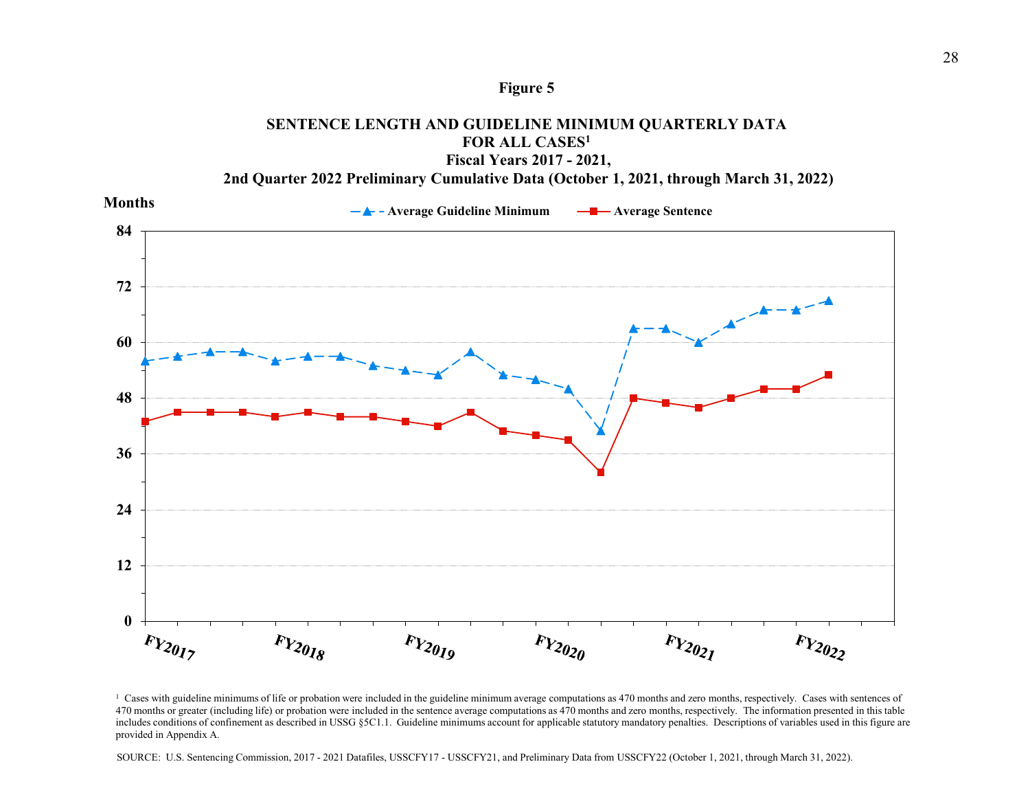**Figure 5**

**SENTENCE LENGTH AND GUIDELINE MINIMUM QUARTERLY DATA**
**FOR ALL CASES[1]**
**Fiscal Years 2017 - 2021,**
**2nd Quarter 2022 Preliminary Cumulative Data (October 1, 2021, through March 31, 2022)**

**Months**

Average Guideline Minimum — Average Sentence

84, 72, 60, 48, 36, 24, 12, 0

FY2017 FY2018 FY2019 FY2020 FY2021 FY2022

[1] Cases with guideline minimums of life or probation were included in the guideline minimum average computations as 470 months and zero months, respectively. Cases with sentences of 470 months or greater (including life) or probation were included in the sentence average computations as 470 months and zero months, respectively. The information presented in this table includes conditions of confinement as described in USSG §5C1.1. Guideline minimums account for applicable statutory mandatory penalties. Descriptions of variables used in this figure are provided in Appendix A.

SOURCE: U.S. Sentencing Commission, 2017 - 2021 Datafiles, USSCFY17 - USSCFY21, and Preliminary Data from USSCFY22 (October 1, 2021, through March 31, 2022).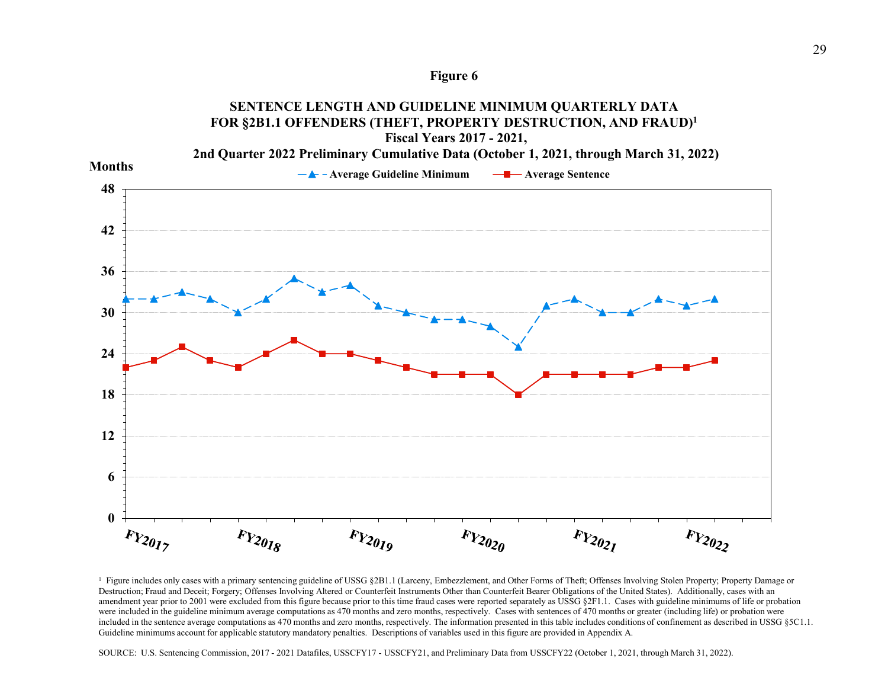**Figure 6**

**SENTENCE LENGTH AND GUIDELINE MINIMUM QUARTERLY DATA FOR §2B1.1 OFFENDERS (THEFT, PROPERTY DESTRUCTION, AND FRAUD)[1]**
**Fiscal Years 2017 - 2021,**
**2nd Quarter 2022 Preliminary Cumulative Data (October 1, 2021, through March 31, 2022)**

[1] Figure includes only cases with a primary sentencing guideline of USSG §2B1.1 (Larceny, Embezzlement, and Other Forms of Theft; Offenses Involving Stolen Property; Property Damage or Destruction; Fraud and Deceit; Forgery; Offenses Involving Altered or Counterfeit Instruments Other than Counterfeit Bearer Obligations of the United States). Additionally, cases with an amendment year prior to 2001 were excluded from this figure because prior to this time fraud cases were reported separately as USSG §2F1.1. Cases with guideline minimums of life or probation were included in the guideline minimum average computations as 470 months and zero months, respectively. Cases with sentences of 470 months or greater (including life) or probation were included in the sentence average computations as 470 months and zero months, respectively. The information presented in this table includes conditions of confinement as described in USSG §5C1.1. Guideline minimums account for applicable statutory mandatory penalties. Descriptions of variables used in this figure are provided in Appendix A.

SOURCE: U.S. Sentencing Commission, 2017 - 2021 Datafiles, USSCFY17 - USSCFY21, and Preliminary Data from USSCFY22 (October 1, 2021, through March 31, 2022).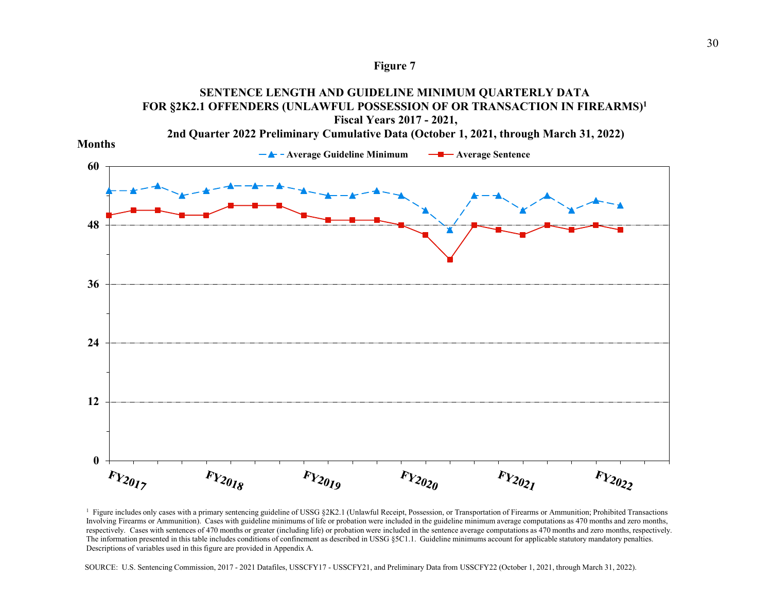**Figure 7**

**SENTENCE LENGTH AND GUIDELINE MINIMUM QUARTERLY DATA FOR §2K2.1 OFFENDERS (UNLAWFUL POSSESSION OF OR TRANSACTION IN FIREARMS)[1]**
**Fiscal Years 2017 - 2021,**
**2nd Quarter 2022 Preliminary Cumulative Data (October 1, 2021, through March 31, 2022)**

**Months**

Average Guideline Minimum — Average Sentence

60, 48, 36, 24, 12, 0

FY2017 FY2018 FY2019 FY2020 FY2021 FY2022

[1] Figure includes only cases with a primary sentencing guideline of USSG §2K2.1 (Unlawful Receipt, Possession, or Transportation of Firearms or Ammunition; Prohibited Transactions Involving Firearms or Ammunition). Cases with guideline minimums of life or probation were included in the guideline minimum average computations as 470 months and zero months, respectively. Cases with sentences of 470 months or greater (including life) or probation were included in the sentence average computations as 470 months and zero months, respectively. The information presented in this table includes conditions of confinement as described in USSG §5C1.1. Guideline minimums account for applicable statutory mandatory penalties. Descriptions of variables used in this figure are provided in Appendix A.

SOURCE: U.S. Sentencing Commission, 2017 - 2021 Datafiles, USSCFY17 - USSCFY21, and Preliminary Data from USSCFY22 (October 1, 2021, through March 31, 2022).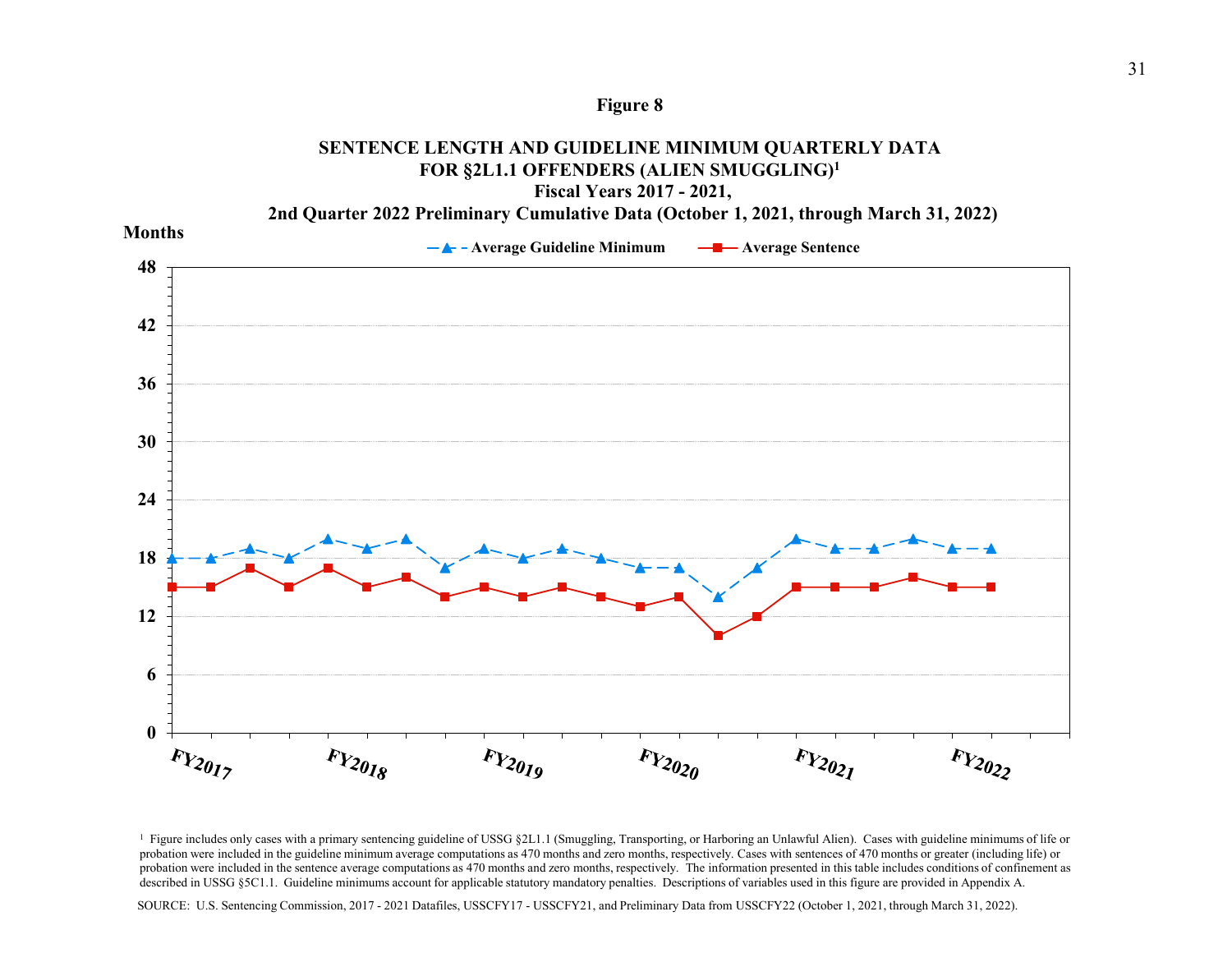**Figure 8**

**SENTENCE LENGTH AND GUIDELINE MINIMUM QUARTERLY DATA FOR §2L1.1 OFFENDERS (ALIEN SMUGGLING)[1]**
**Fiscal Years 2017 - 2021,**
**2nd Quarter 2022 Preliminary Cumulative Data (October 1, 2021, through March 31, 2022)**

**Months**

Average Guideline Minimum — Average Sentence

48, 42, 36, 30, 24, 18, 12, 6, 0

FY2017 FY2018 FY2019 FY2020 FY2021 FY2022

[1] Figure includes only cases with a primary sentencing guideline of USSG §2L1.1 (Smuggling, Transporting, or Harboring an Unlawful Alien). Cases with guideline minimums of life or probation were included in the guideline minimum average computations as 470 months and zero months, respectively. Cases with sentences of 470 months or greater (including life) or probation were included in the sentence average computations as 470 months and zero months, respectively. The information presented in this table includes conditions of confinement as described in USSG §5C1.1. Guideline minimums account for applicable statutory mandatory penalties. Descriptions of variables used in this figure are provided in Appendix A.

SOURCE: U.S. Sentencing Commission, 2017 - 2021 Datafiles, USSCFY17 - USSCFY21, and Preliminary Data from USSCFY22 (October 1, 2021, through March 31, 2022).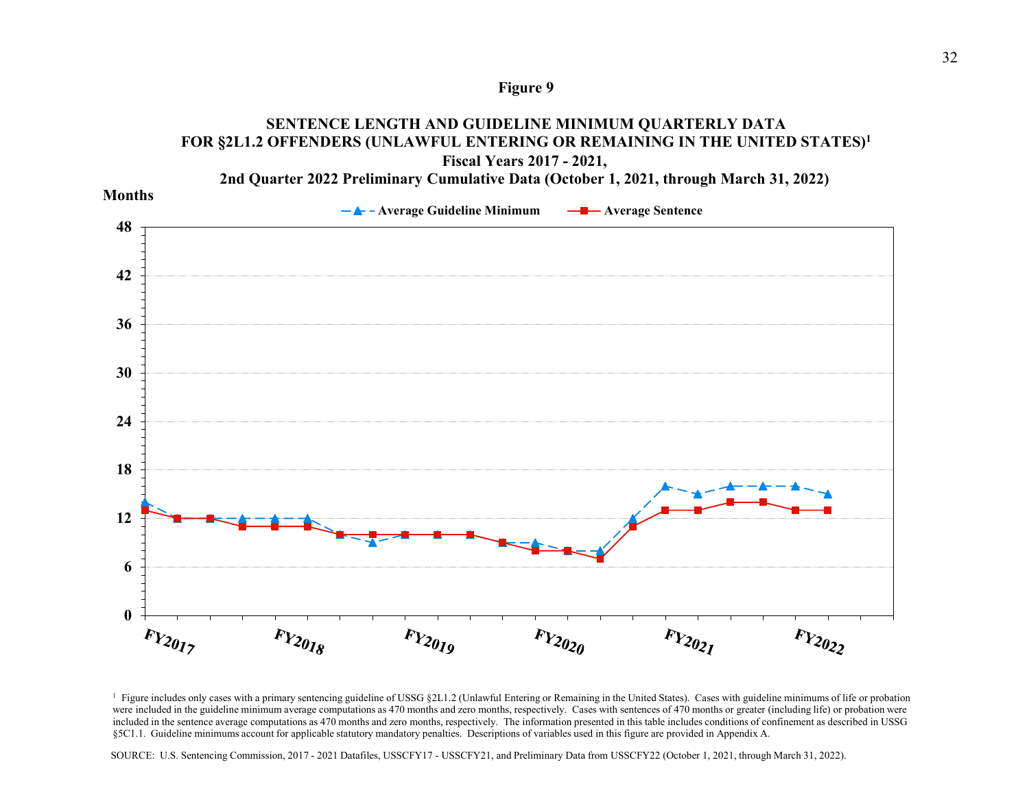**Figure 9**

**SENTENCE LENGTH AND GUIDELINE MINIMUM QUARTERLY DATA FOR §2L1.2 OFFENDERS (UNLAWFUL ENTERING OR REMAINING IN THE UNITED STATES)[1]**
**Fiscal Years 2017 - 2021,**
**2nd Quarter 2022 Preliminary Cumulative Data (October 1, 2021, through March 31, 2022)**

**Months**

**Average Guideline Minimum** — **Average Sentence**

48
42
36
30
24
18
12
6
0

FY2017 FY2018 FY2019 FY2020 FY2021 FY2022

[1] Figure includes only cases with a primary sentencing guideline of USSG §2L1.2 (Unlawful Entering or Remaining in the United States). Cases with guideline minimums of life or probation were included in the guideline minimum average computations as 470 months and zero months, respectively. Cases with sentences of 470 months or greater (including life) or probation were included in the sentence average computations as 470 months and zero months, respectively. The information presented in this table includes conditions of confinement as described in USSG §5C1.1. Guideline minimums account for applicable statutory mandatory penalties. Descriptions of variables used in this figure are provided in Appendix A.

SOURCE: U.S. Sentencing Commission, 2017 - 2021 Datafiles, USSCFY17 - USSCFY21, and Preliminary Data from USSCFY22 (October 1, 2021, through March 31, 2022).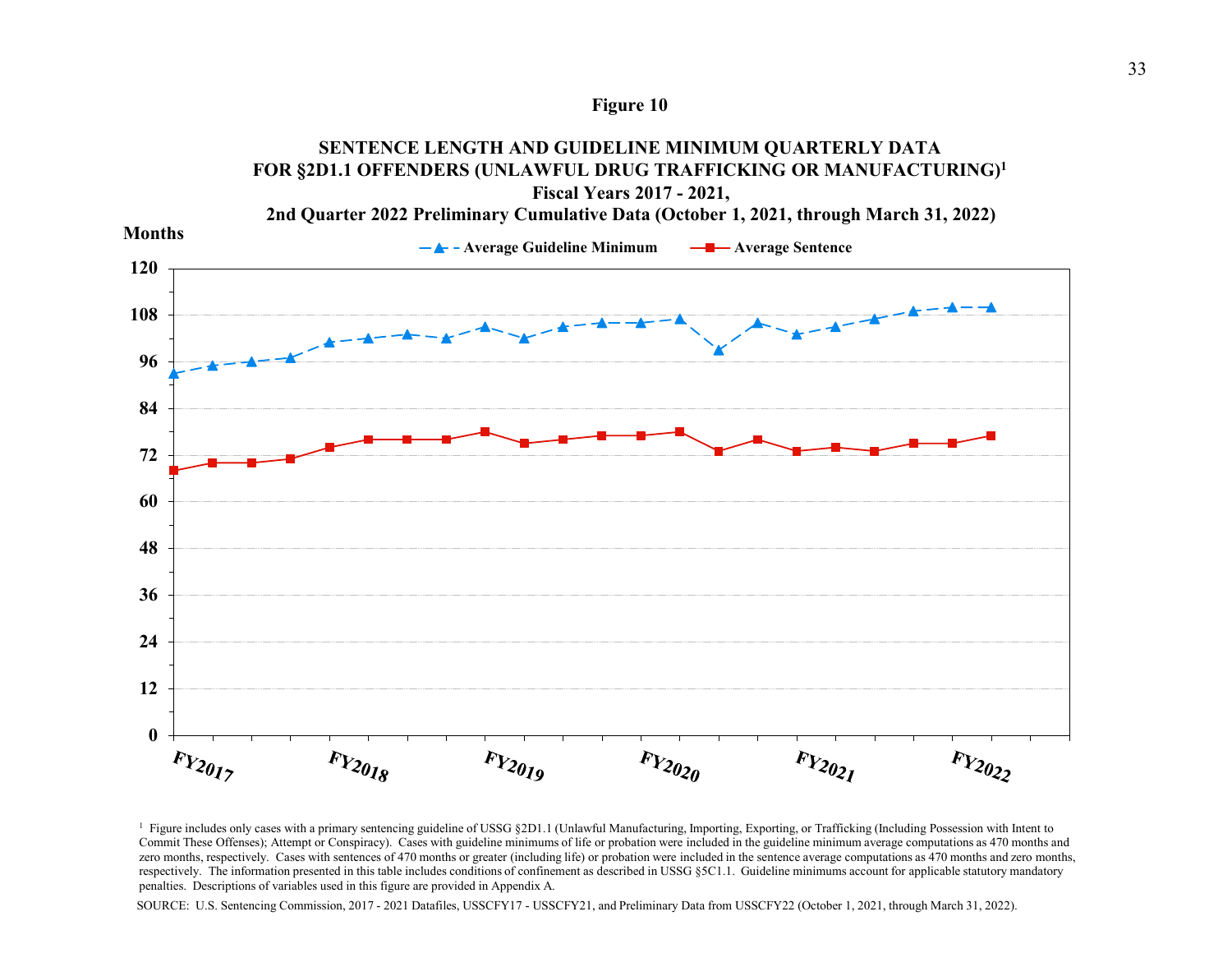**Figure 10**

**SENTENCE LENGTH AND GUIDELINE MINIMUM QUARTERLY DATA FOR §2D1.1 OFFENDERS (UNLAWFUL DRUG TRAFFICKING OR MANUFACTURING)[1]**
**Fiscal Years 2017 - 2021,**
**2nd Quarter 2022 Preliminary Cumulative Data (October 1, 2021, through March 31, 2022)**

**Months**

Average Guideline Minimum — Average Sentence

120, 108, 96, 84, 72, 60, 48, 36, 24, 12, 0

FY2017 FY2018 FY2019 FY2020 FY2021 FY2022

[1] Figure includes only cases with a primary sentencing guideline of USSG §2D1.1 (Unlawful Manufacturing, Importing, Exporting, or Trafficking (Including Possession with Intent to Commit These Offenses); Attempt or Conspiracy). Cases with guideline minimums of life or probation were included in the guideline minimum average computations as 470 months and zero months, respectively. Cases with sentences of 470 months or greater (including life) or probation were included in the sentence average computations as 470 months and zero months, respectively. The information presented in this table includes conditions of confinement as described in USSG §5C1.1. Guideline minimums account for applicable statutory mandatory penalties. Descriptions of variables used in this figure are provided in Appendix A.

SOURCE: U.S. Sentencing Commission, 2017 - 2021 Datafiles, USSCFY17 - USSCFY21, and Preliminary Data from USSCFY22 (October 1, 2021, through March 31, 2022).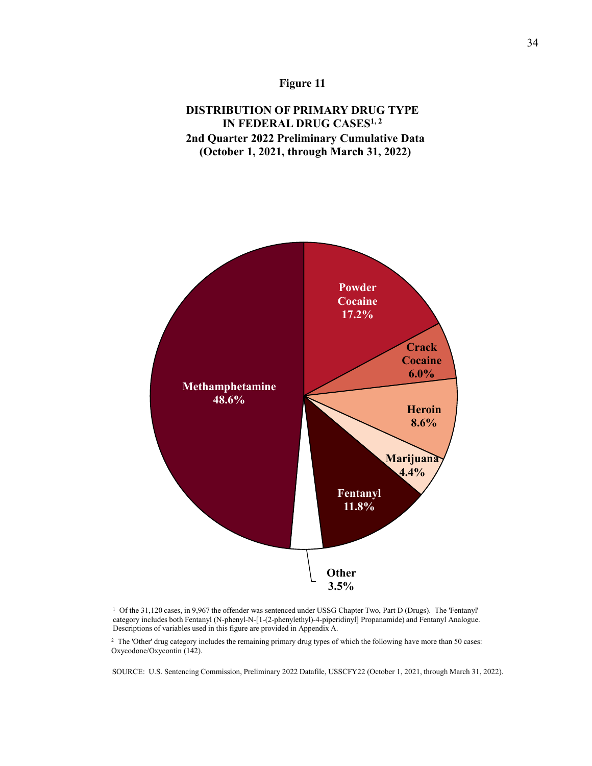**Figure 11**

**DISTRIBUTION OF PRIMARY DRUG TYPE IN FEDERAL DRUG CASES[1, 2]**
**2nd Quarter 2022 Preliminary Cumulative Data**
**(October 1, 2021, through March 31, 2022)**

| Drug Type | Percent |
|---|---|
| Methamphetamine | 48.6% |
| Powder Cocaine | 17.2% |
| Crack Cocaine | 6.0% |
| Heroin | 8.6% |
| Marijuana | 4.4% |
| Fentanyl | 11.8% |
| Other | 3.5% |

[1] Of the 31,120 cases, in 9,967 the offender was sentenced under USSG Chapter Two, Part D (Drugs). The 'Fentanyl' category includes both Fentanyl (N-phenyl-N-[1-(2-phenylethyl)-4-piperidinyl] Propanamide) and Fentanyl Analogue. Descriptions of variables used in this figure are provided in Appendix A.

[2] The 'Other' drug category includes the remaining primary drug types of which the following have more than 50 cases: Oxycodone/Oxycontin (142).

SOURCE: U.S. Sentencing Commission, Preliminary 2022 Datafile, USSCFY22 (October 1, 2021, through March 31, 2022).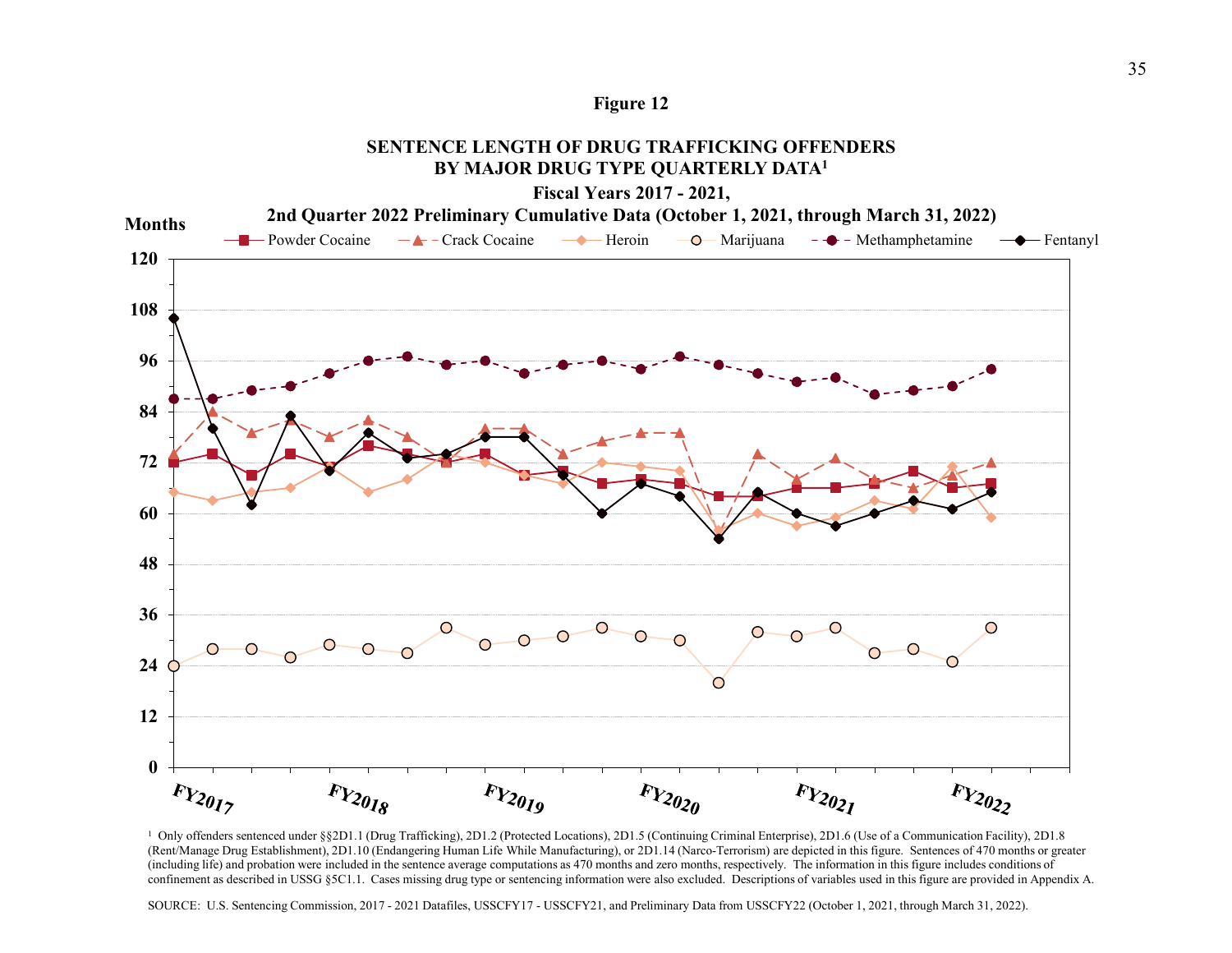**Figure 12**

**SENTENCE LENGTH OF DRUG TRAFFICKING OFFENDERS BY MAJOR DRUG TYPE QUARTERLY DATA[1]**

**Fiscal Years 2017 - 2021,**

**2nd Quarter 2022 Preliminary Cumulative Data (October 1, 2021, through March 31, 2022)**

[1] Only offenders sentenced under §§2D1.1 (Drug Trafficking), 2D1.2 (Protected Locations), 2D1.5 (Continuing Criminal Enterprise), 2D1.6 (Use of a Communication Facility), 2D1.8 (Rent/Manage Drug Establishment), 2D1.10 (Endangering Human Life While Manufacturing), or 2D1.14 (Narco-Terrorism) are depicted in this figure. Sentences of 470 months or greater (including life) and probation were included in the sentence average computations as 470 months and zero months, respectively. The information in this figure includes conditions of confinement as described in USSG §5C1.1. Cases missing drug type or sentencing information were also excluded. Descriptions of variables used in this figure are provided in Appendix A.

SOURCE: U.S. Sentencing Commission, 2017 - 2021 Datafiles, USSCFY17 - USSCFY21, and Preliminary Data from USSCFY22 (October 1, 2021, through March 31, 2022).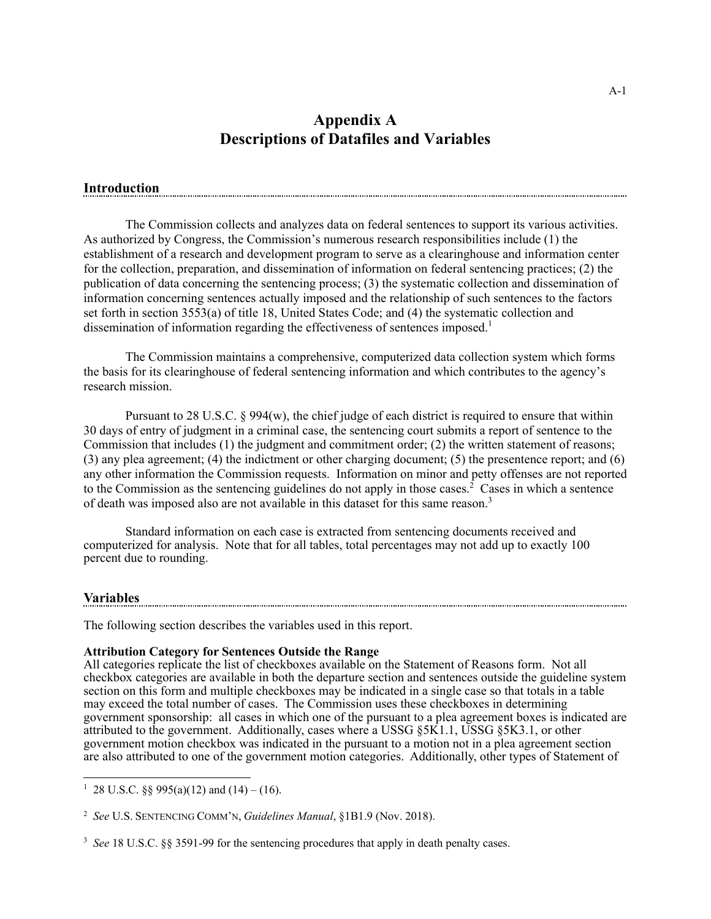# Appendix A
# Descriptions of Datafiles and Variables

## Introduction

The Commission collects and analyzes data on federal sentences to support its various activities. As authorized by Congress, the Commission's numerous research responsibilities include (1) the establishment of a research and development program to serve as a clearinghouse and information center for the collection, preparation, and dissemination of information on federal sentencing practices; (2) the publication of data concerning the sentencing process; (3) the systematic collection and dissemination of information concerning sentences actually imposed and the relationship of such sentences to the factors set forth in section 3553(a) of title 18, United States Code; and (4) the systematic collection and dissemination of information regarding the effectiveness of sentences imposed.[1]

The Commission maintains a comprehensive, computerized data collection system which forms the basis for its clearinghouse of federal sentencing information and which contributes to the agency's research mission.

Pursuant to 28 U.S.C. § 994(w), the chief judge of each district is required to ensure that within 30 days of entry of judgment in a criminal case, the sentencing court submits a report of sentence to the Commission that includes (1) the judgment and commitment order; (2) the written statement of reasons; (3) any plea agreement; (4) the indictment or other charging document; (5) the presentence report; and (6) any other information the Commission requests. Information on minor and petty offenses are not reported to the Commission as the sentencing guidelines do not apply in those cases.[2] Cases in which a sentence of death was imposed also are not available in this dataset for this same reason.[3]

Standard information on each case is extracted from sentencing documents received and computerized for analysis. Note that for all tables, total percentages may not add up to exactly 100 percent due to rounding.

## Variables

The following section describes the variables used in this report.

**Attribution Category for Sentences Outside the Range**
All categories replicate the list of checkboxes available on the Statement of Reasons form. Not all checkbox categories are available in both the departure section and sentences outside the guideline system section on this form and multiple checkboxes may be indicated in a single case so that totals in a table may exceed the total number of cases. The Commission uses these checkboxes in determining government sponsorship: all cases in which one of the pursuant to a plea agreement boxes is indicated are attributed to the government. Additionally, cases where a USSG §5K1.1, USSG §5K3.1, or other government motion checkbox was indicated in the pursuant to a motion not in a plea agreement section are also attributed to one of the government motion categories. Additionally, other types of Statement of

---

[1] 28 U.S.C. §§ 995(a)(12) and (14) – (16).

[2] *See* U.S. SENTENCING COMM'N, *Guidelines Manual*, §1B1.9 (Nov. 2018).

[3] *See* 18 U.S.C. §§ 3591-99 for the sentencing procedures that apply in death penalty cases.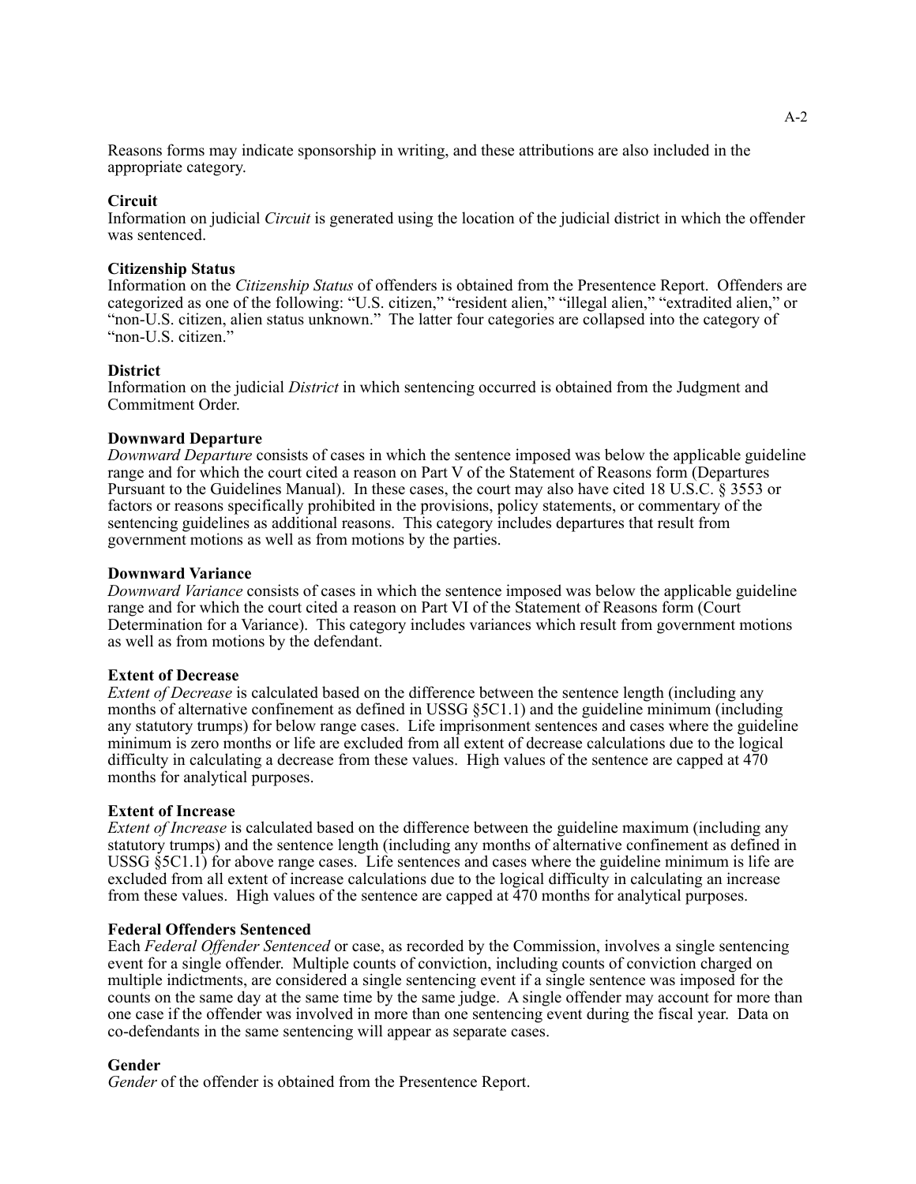Reasons forms may indicate sponsorship in writing, and these attributions are also included in the appropriate category.

**Circuit**
Information on judicial *Circuit* is generated using the location of the judicial district in which the offender was sentenced.

**Citizenship Status**
Information on the *Citizenship Status* of offenders is obtained from the Presentence Report. Offenders are categorized as one of the following: "U.S. citizen," "resident alien," "illegal alien," "extradited alien," or "non-U.S. citizen, alien status unknown." The latter four categories are collapsed into the category of "non-U.S. citizen."

**District**
Information on the judicial *District* in which sentencing occurred is obtained from the Judgment and Commitment Order.

**Downward Departure**
*Downward Departure* consists of cases in which the sentence imposed was below the applicable guideline range and for which the court cited a reason on Part V of the Statement of Reasons form (Departures Pursuant to the Guidelines Manual). In these cases, the court may also have cited 18 U.S.C. § 3553 or factors or reasons specifically prohibited in the provisions, policy statements, or commentary of the sentencing guidelines as additional reasons. This category includes departures that result from government motions as well as from motions by the parties.

**Downward Variance**
*Downward Variance* consists of cases in which the sentence imposed was below the applicable guideline range and for which the court cited a reason on Part VI of the Statement of Reasons form (Court Determination for a Variance). This category includes variances which result from government motions as well as from motions by the defendant.

**Extent of Decrease**
*Extent of Decrease* is calculated based on the difference between the sentence length (including any months of alternative confinement as defined in USSG §5C1.1) and the guideline minimum (including any statutory trumps) for below range cases. Life imprisonment sentences and cases where the guideline minimum is zero months or life are excluded from all extent of decrease calculations due to the logical difficulty in calculating a decrease from these values. High values of the sentence are capped at 470 months for analytical purposes.

**Extent of Increase**
*Extent of Increase* is calculated based on the difference between the guideline maximum (including any statutory trumps) and the sentence length (including any months of alternative confinement as defined in USSG §5C1.1) for above range cases. Life sentences and cases where the guideline minimum is life are excluded from all extent of increase calculations due to the logical difficulty in calculating an increase from these values. High values of the sentence are capped at 470 months for analytical purposes.

**Federal Offenders Sentenced**
Each *Federal Offender Sentenced* or case, as recorded by the Commission, involves a single sentencing event for a single offender. Multiple counts of conviction, including counts of conviction charged on multiple indictments, are considered a single sentencing event if a single sentence was imposed for the counts on the same day at the same time by the same judge. A single offender may account for more than one case if the offender was involved in more than one sentencing event during the fiscal year. Data on co-defendants in the same sentencing will appear as separate cases.

**Gender**
*Gender* of the offender is obtained from the Presentence Report.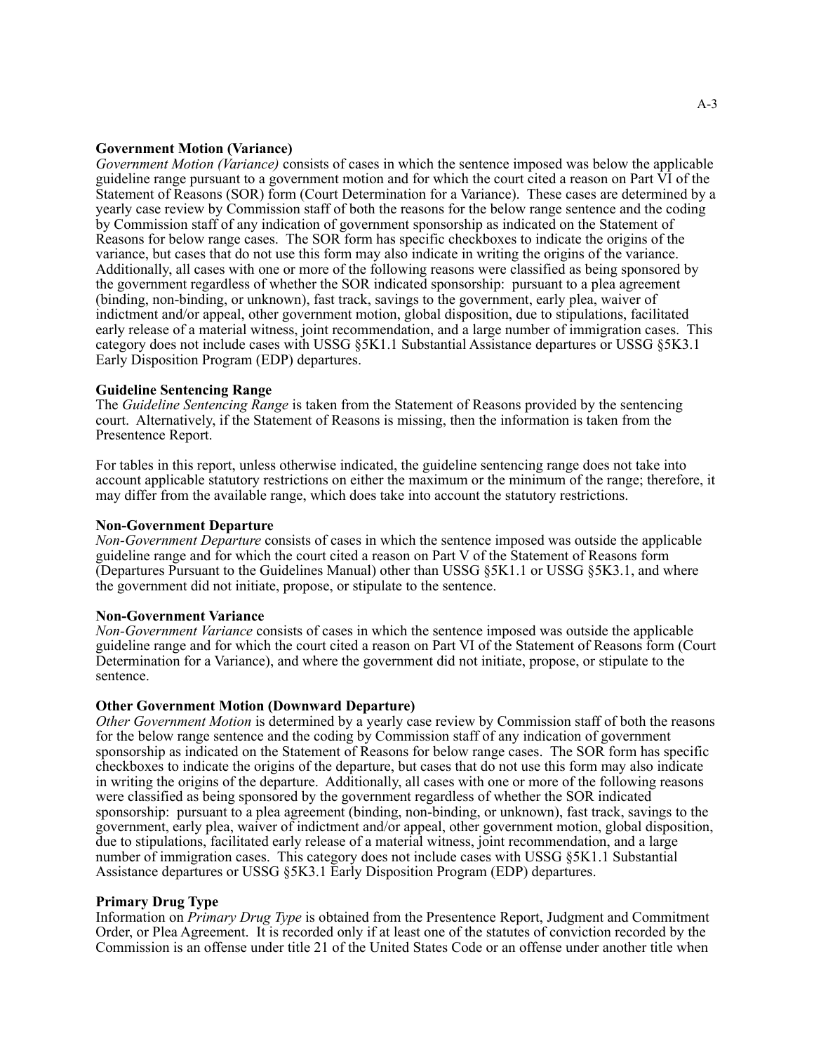**Government Motion (Variance)**

*Government Motion (Variance)* consists of cases in which the sentence imposed was below the applicable guideline range pursuant to a government motion and for which the court cited a reason on Part VI of the Statement of Reasons (SOR) form (Court Determination for a Variance). These cases are determined by a yearly case review by Commission staff of both the reasons for the below range sentence and the coding by Commission staff of any indication of government sponsorship as indicated on the Statement of Reasons for below range cases. The SOR form has specific checkboxes to indicate the origins of the variance, but cases that do not use this form may also indicate in writing the origins of the variance. Additionally, all cases with one or more of the following reasons were classified as being sponsored by the government regardless of whether the SOR indicated sponsorship: pursuant to a plea agreement (binding, non-binding, or unknown), fast track, savings to the government, early plea, waiver of indictment and/or appeal, other government motion, global disposition, due to stipulations, facilitated early release of a material witness, joint recommendation, and a large number of immigration cases. This category does not include cases with USSG §5K1.1 Substantial Assistance departures or USSG §5K3.1 Early Disposition Program (EDP) departures.

**Guideline Sentencing Range**

The *Guideline Sentencing Range* is taken from the Statement of Reasons provided by the sentencing court. Alternatively, if the Statement of Reasons is missing, then the information is taken from the Presentence Report.

For tables in this report, unless otherwise indicated, the guideline sentencing range does not take into account applicable statutory restrictions on either the maximum or the minimum of the range; therefore, it may differ from the available range, which does take into account the statutory restrictions.

**Non-Government Departure**

*Non-Government Departure* consists of cases in which the sentence imposed was outside the applicable guideline range and for which the court cited a reason on Part V of the Statement of Reasons form (Departures Pursuant to the Guidelines Manual) other than USSG §5K1.1 or USSG §5K3.1, and where the government did not initiate, propose, or stipulate to the sentence.

**Non-Government Variance**

*Non-Government Variance* consists of cases in which the sentence imposed was outside the applicable guideline range and for which the court cited a reason on Part VI of the Statement of Reasons form (Court Determination for a Variance), and where the government did not initiate, propose, or stipulate to the sentence.

**Other Government Motion (Downward Departure)**

*Other Government Motion* is determined by a yearly case review by Commission staff of both the reasons for the below range sentence and the coding by Commission staff of any indication of government sponsorship as indicated on the Statement of Reasons for below range cases. The SOR form has specific checkboxes to indicate the origins of the departure, but cases that do not use this form may also indicate in writing the origins of the departure. Additionally, all cases with one or more of the following reasons were classified as being sponsored by the government regardless of whether the SOR indicated sponsorship: pursuant to a plea agreement (binding, non-binding, or unknown), fast track, savings to the government, early plea, waiver of indictment and/or appeal, other government motion, global disposition, due to stipulations, facilitated early release of a material witness, joint recommendation, and a large number of immigration cases. This category does not include cases with USSG §5K1.1 Substantial Assistance departures or USSG §5K3.1 Early Disposition Program (EDP) departures.

**Primary Drug Type**

Information on *Primary Drug Type* is obtained from the Presentence Report, Judgment and Commitment Order, or Plea Agreement. It is recorded only if at least one of the statutes of conviction recorded by the Commission is an offense under title 21 of the United States Code or an offense under another title when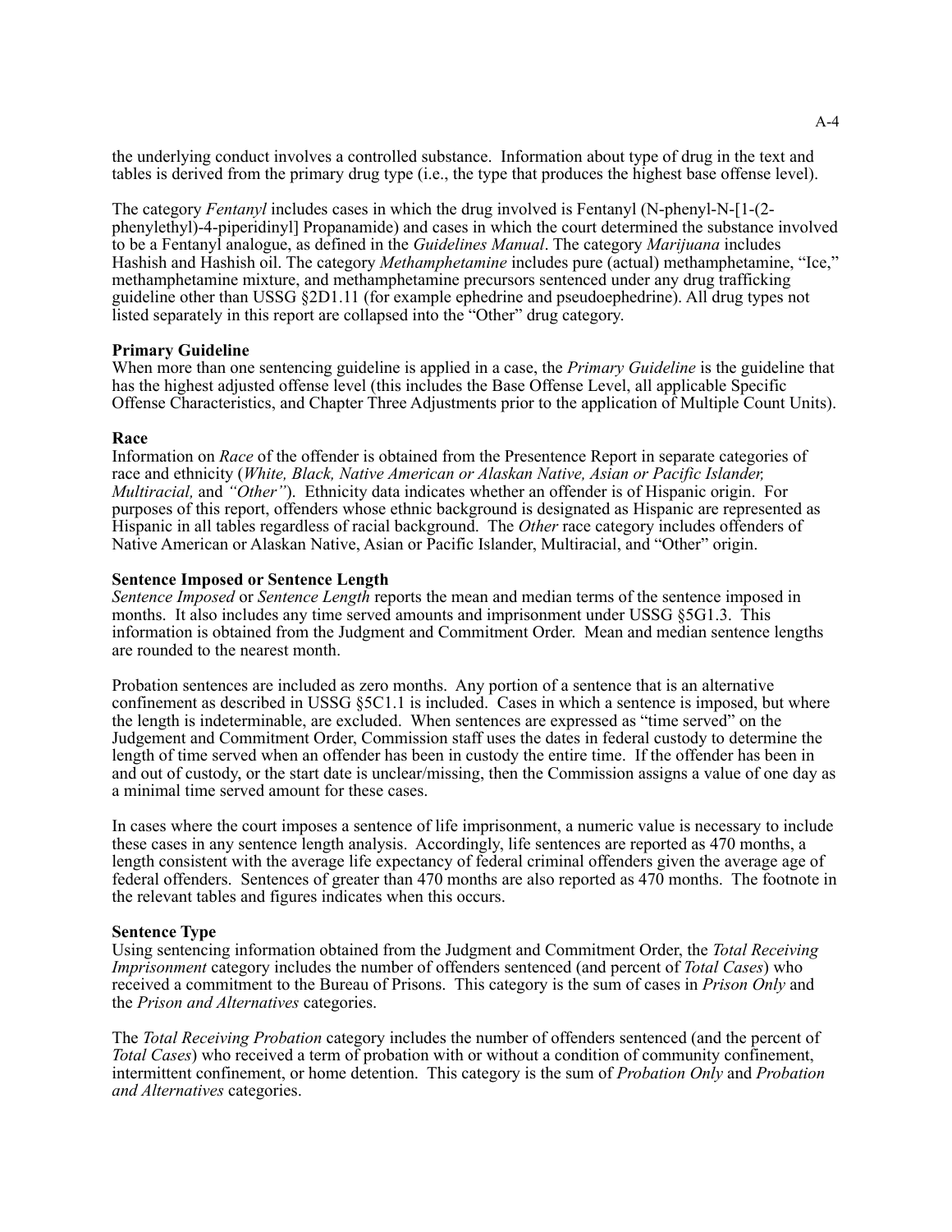the underlying conduct involves a controlled substance. Information about type of drug in the text and tables is derived from the primary drug type (i.e., the type that produces the highest base offense level).

The category *Fentanyl* includes cases in which the drug involved is Fentanyl (N-phenyl-N-[1-(2-phenylethyl)-4-piperidinyl] Propanamide) and cases in which the court determined the substance involved to be a Fentanyl analogue, as defined in the *Guidelines Manual*. The category *Marijuana* includes Hashish and Hashish oil. The category *Methamphetamine* includes pure (actual) methamphetamine, "Ice," methamphetamine mixture, and methamphetamine precursors sentenced under any drug trafficking guideline other than USSG §2D1.11 (for example ephedrine and pseudoephedrine). All drug types not listed separately in this report are collapsed into the "Other" drug category.

**Primary Guideline**
When more than one sentencing guideline is applied in a case, the *Primary Guideline* is the guideline that has the highest adjusted offense level (this includes the Base Offense Level, all applicable Specific Offense Characteristics, and Chapter Three Adjustments prior to the application of Multiple Count Units).

**Race**
Information on *Race* of the offender is obtained from the Presentence Report in separate categories of race and ethnicity (*White, Black, Native American or Alaskan Native, Asian or Pacific Islander, Multiracial,* and *"Other"*). Ethnicity data indicates whether an offender is of Hispanic origin. For purposes of this report, offenders whose ethnic background is designated as Hispanic are represented as Hispanic in all tables regardless of racial background. The *Other* race category includes offenders of Native American or Alaskan Native, Asian or Pacific Islander, Multiracial, and "Other" origin.

**Sentence Imposed or Sentence Length**
*Sentence Imposed* or *Sentence Length* reports the mean and median terms of the sentence imposed in months. It also includes any time served amounts and imprisonment under USSG §5G1.3. This information is obtained from the Judgment and Commitment Order. Mean and median sentence lengths are rounded to the nearest month.

Probation sentences are included as zero months. Any portion of a sentence that is an alternative confinement as described in USSG §5C1.1 is included. Cases in which a sentence is imposed, but where the length is indeterminable, are excluded. When sentences are expressed as "time served" on the Judgement and Commitment Order, Commission staff uses the dates in federal custody to determine the length of time served when an offender has been in custody the entire time. If the offender has been in and out of custody, or the start date is unclear/missing, then the Commission assigns a value of one day as a minimal time served amount for these cases.

In cases where the court imposes a sentence of life imprisonment, a numeric value is necessary to include these cases in any sentence length analysis. Accordingly, life sentences are reported as 470 months, a length consistent with the average life expectancy of federal criminal offenders given the average age of federal offenders. Sentences of greater than 470 months are also reported as 470 months. The footnote in the relevant tables and figures indicates when this occurs.

**Sentence Type**
Using sentencing information obtained from the Judgment and Commitment Order, the *Total Receiving Imprisonment* category includes the number of offenders sentenced (and percent of *Total Cases*) who received a commitment to the Bureau of Prisons. This category is the sum of cases in *Prison Only* and the *Prison and Alternatives* categories.

The *Total Receiving Probation* category includes the number of offenders sentenced (and the percent of *Total Cases*) who received a term of probation with or without a condition of community confinement, intermittent confinement, or home detention. This category is the sum of *Probation Only* and *Probation and Alternatives* categories.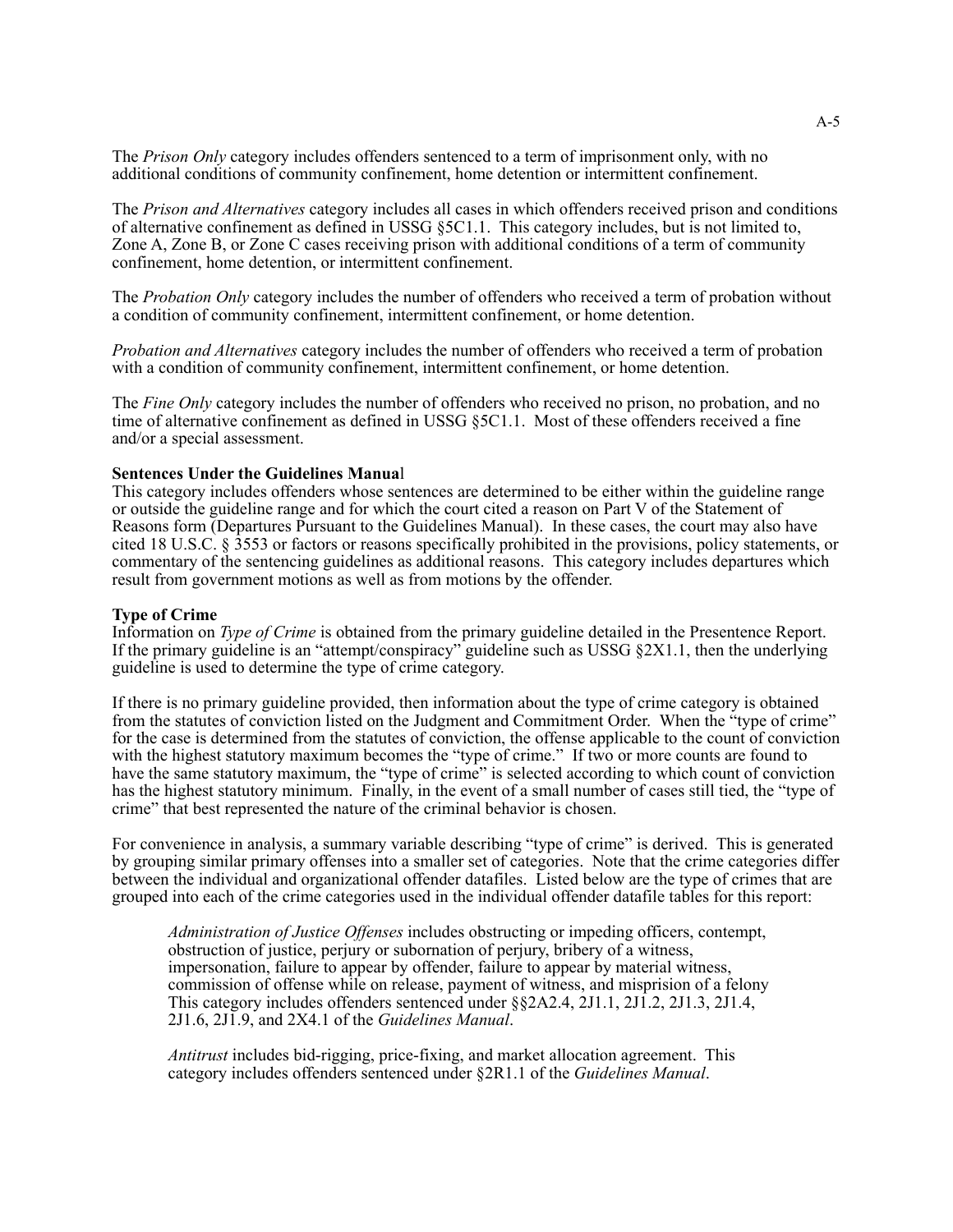The *Prison Only* category includes offenders sentenced to a term of imprisonment only, with no additional conditions of community confinement, home detention or intermittent confinement.

The *Prison and Alternatives* category includes all cases in which offenders received prison and conditions of alternative confinement as defined in USSG §5C1.1. This category includes, but is not limited to, Zone A, Zone B, or Zone C cases receiving prison with additional conditions of a term of community confinement, home detention, or intermittent confinement.

The *Probation Only* category includes the number of offenders who received a term of probation without a condition of community confinement, intermittent confinement, or home detention.

*Probation and Alternatives* category includes the number of offenders who received a term of probation with a condition of community confinement, intermittent confinement, or home detention.

The *Fine Only* category includes the number of offenders who received no prison, no probation, and no time of alternative confinement as defined in USSG §5C1.1. Most of these offenders received a fine and/or a special assessment.

**Sentences Under the Guidelines Manual**

This category includes offenders whose sentences are determined to be either within the guideline range or outside the guideline range and for which the court cited a reason on Part V of the Statement of Reasons form (Departures Pursuant to the Guidelines Manual). In these cases, the court may also have cited 18 U.S.C. § 3553 or factors or reasons specifically prohibited in the provisions, policy statements, or commentary of the sentencing guidelines as additional reasons. This category includes departures which result from government motions as well as from motions by the offender.

**Type of Crime**

Information on *Type of Crime* is obtained from the primary guideline detailed in the Presentence Report. If the primary guideline is an "attempt/conspiracy" guideline such as USSG §2X1.1, then the underlying guideline is used to determine the type of crime category.

If there is no primary guideline provided, then information about the type of crime category is obtained from the statutes of conviction listed on the Judgment and Commitment Order. When the "type of crime" for the case is determined from the statutes of conviction, the offense applicable to the count of conviction with the highest statutory maximum becomes the "type of crime." If two or more counts are found to have the same statutory maximum, the "type of crime" is selected according to which count of conviction has the highest statutory minimum. Finally, in the event of a small number of cases still tied, the "type of crime" that best represented the nature of the criminal behavior is chosen.

For convenience in analysis, a summary variable describing "type of crime" is derived. This is generated by grouping similar primary offenses into a smaller set of categories. Note that the crime categories differ between the individual and organizational offender datafiles. Listed below are the type of crimes that are grouped into each of the crime categories used in the individual offender datafile tables for this report:

> *Administration of Justice Offenses* includes obstructing or impeding officers, contempt, obstruction of justice, perjury or subornation of perjury, bribery of a witness, impersonation, failure to appear by offender, failure to appear by material witness, commission of offense while on release, payment of witness, and misprision of a felony This category includes offenders sentenced under §§2A2.4, 2J1.1, 2J1.2, 2J1.3, 2J1.4, 2J1.6, 2J1.9, and 2X4.1 of the *Guidelines Manual*.
>
> *Antitrust* includes bid-rigging, price-fixing, and market allocation agreement. This category includes offenders sentenced under §2R1.1 of the *Guidelines Manual*.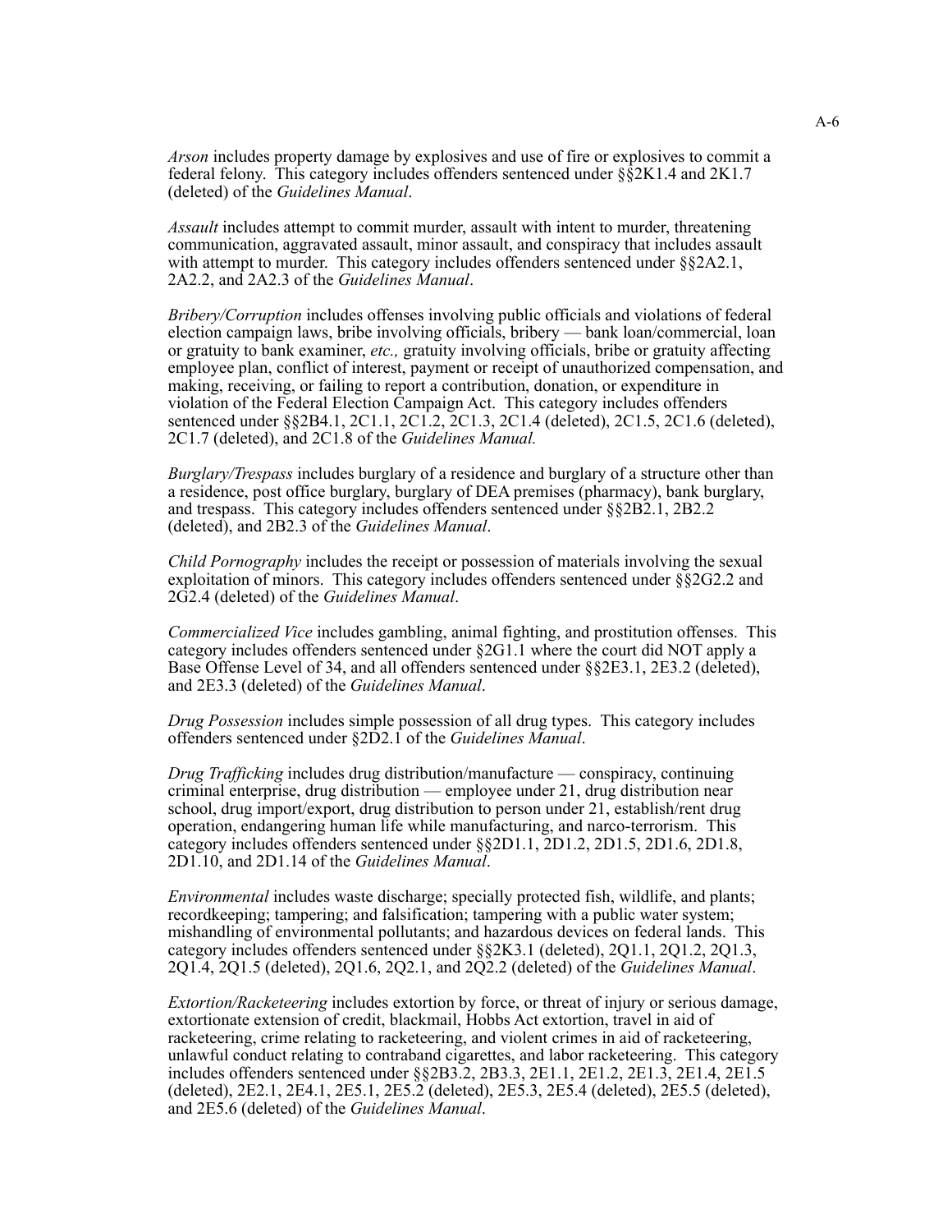*Arson* includes property damage by explosives and use of fire or explosives to commit a federal felony. This category includes offenders sentenced under §§2K1.4 and 2K1.7 (deleted) of the *Guidelines Manual*.

*Assault* includes attempt to commit murder, assault with intent to murder, threatening communication, aggravated assault, minor assault, and conspiracy that includes assault with attempt to murder. This category includes offenders sentenced under §§2A2.1, 2A2.2, and 2A2.3 of the *Guidelines Manual*.

*Bribery/Corruption* includes offenses involving public officials and violations of federal election campaign laws, bribe involving officials, bribery — bank loan/commercial, loan or gratuity to bank examiner, *etc.,* gratuity involving officials, bribe or gratuity affecting employee plan, conflict of interest, payment or receipt of unauthorized compensation, and making, receiving, or failing to report a contribution, donation, or expenditure in violation of the Federal Election Campaign Act. This category includes offenders sentenced under §§2B4.1, 2C1.1, 2C1.2, 2C1.3, 2C1.4 (deleted), 2C1.5, 2C1.6 (deleted), 2C1.7 (deleted), and 2C1.8 of the *Guidelines Manual.*

*Burglary/Trespass* includes burglary of a residence and burglary of a structure other than a residence, post office burglary, burglary of DEA premises (pharmacy), bank burglary, and trespass. This category includes offenders sentenced under §§2B2.1, 2B2.2 (deleted), and 2B2.3 of the *Guidelines Manual*.

*Child Pornography* includes the receipt or possession of materials involving the sexual exploitation of minors. This category includes offenders sentenced under §§2G2.2 and 2G2.4 (deleted) of the *Guidelines Manual*.

*Commercialized Vice* includes gambling, animal fighting, and prostitution offenses. This category includes offenders sentenced under §2G1.1 where the court did NOT apply a Base Offense Level of 34, and all offenders sentenced under §§2E3.1, 2E3.2 (deleted), and 2E3.3 (deleted) of the *Guidelines Manual*.

*Drug Possession* includes simple possession of all drug types. This category includes offenders sentenced under §2D2.1 of the *Guidelines Manual*.

*Drug Trafficking* includes drug distribution/manufacture — conspiracy, continuing criminal enterprise, drug distribution — employee under 21, drug distribution near school, drug import/export, drug distribution to person under 21, establish/rent drug operation, endangering human life while manufacturing, and narco-terrorism. This category includes offenders sentenced under §§2D1.1, 2D1.2, 2D1.5, 2D1.6, 2D1.8, 2D1.10, and 2D1.14 of the *Guidelines Manual*.

*Environmental* includes waste discharge; specially protected fish, wildlife, and plants; recordkeeping; tampering; and falsification; tampering with a public water system; mishandling of environmental pollutants; and hazardous devices on federal lands. This category includes offenders sentenced under §§2K3.1 (deleted), 2Q1.1, 2Q1.2, 2Q1.3, 2Q1.4, 2Q1.5 (deleted), 2Q1.6, 2Q2.1, and 2Q2.2 (deleted) of the *Guidelines Manual*.

*Extortion/Racketeering* includes extortion by force, or threat of injury or serious damage, extortionate extension of credit, blackmail, Hobbs Act extortion, travel in aid of racketeering, crime relating to racketeering, and violent crimes in aid of racketeering, unlawful conduct relating to contraband cigarettes, and labor racketeering. This category includes offenders sentenced under §§2B3.2, 2B3.3, 2E1.1, 2E1.2, 2E1.3, 2E1.4, 2E1.5 (deleted), 2E2.1, 2E4.1, 2E5.1, 2E5.2 (deleted), 2E5.3, 2E5.4 (deleted), 2E5.5 (deleted), and 2E5.6 (deleted) of the *Guidelines Manual*.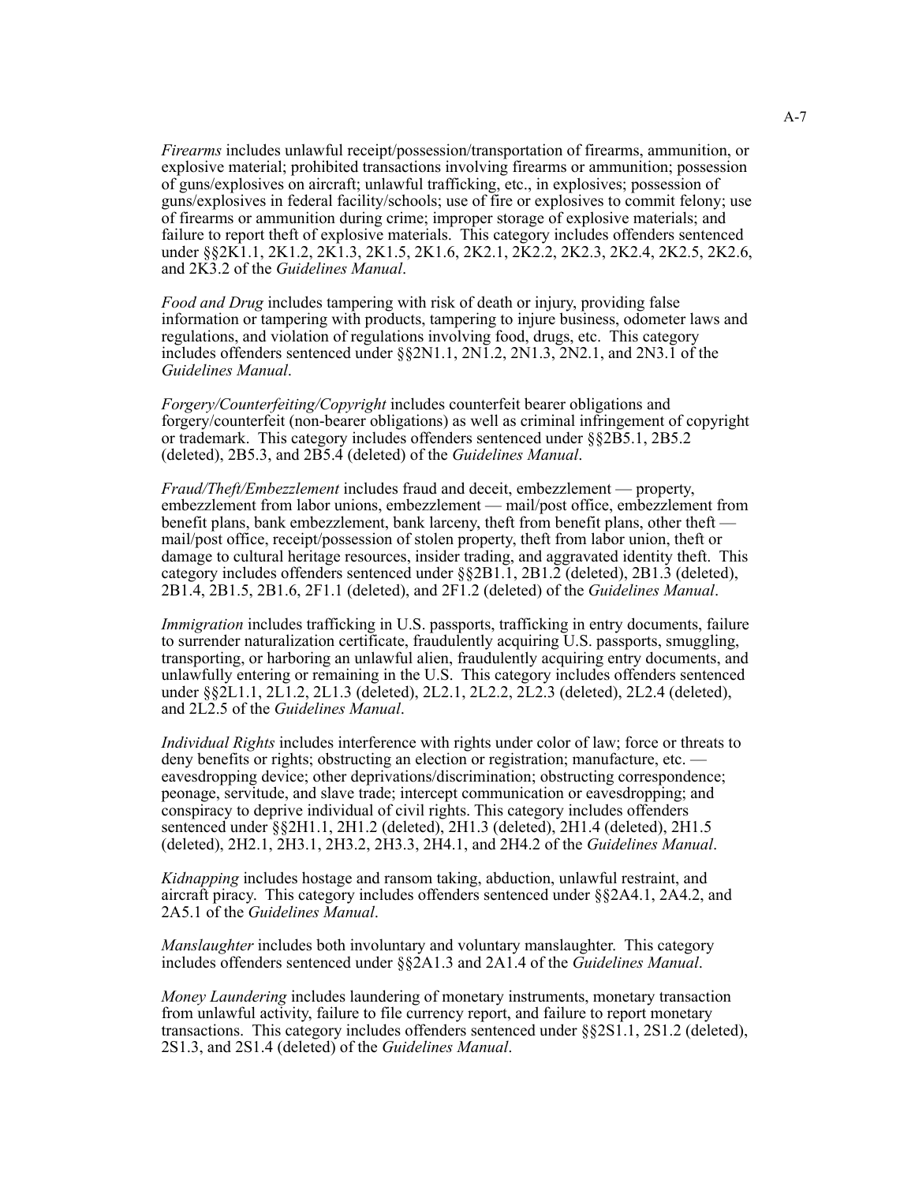*Firearms* includes unlawful receipt/possession/transportation of firearms, ammunition, or explosive material; prohibited transactions involving firearms or ammunition; possession of guns/explosives on aircraft; unlawful trafficking, etc., in explosives; possession of guns/explosives in federal facility/schools; use of fire or explosives to commit felony; use of firearms or ammunition during crime; improper storage of explosive materials; and failure to report theft of explosive materials. This category includes offenders sentenced under §§2K1.1, 2K1.2, 2K1.3, 2K1.5, 2K1.6, 2K2.1, 2K2.2, 2K2.3, 2K2.4, 2K2.5, 2K2.6, and 2K3.2 of the *Guidelines Manual*.

*Food and Drug* includes tampering with risk of death or injury, providing false information or tampering with products, tampering to injure business, odometer laws and regulations, and violation of regulations involving food, drugs, etc. This category includes offenders sentenced under §§2N1.1, 2N1.2, 2N1.3, 2N2.1, and 2N3.1 of the *Guidelines Manual*.

*Forgery/Counterfeiting/Copyright* includes counterfeit bearer obligations and forgery/counterfeit (non-bearer obligations) as well as criminal infringement of copyright or trademark. This category includes offenders sentenced under §§2B5.1, 2B5.2 (deleted), 2B5.3, and 2B5.4 (deleted) of the *Guidelines Manual*.

*Fraud/Theft/Embezzlement* includes fraud and deceit, embezzlement — property, embezzlement from labor unions, embezzlement — mail/post office, embezzlement from benefit plans, bank embezzlement, bank larceny, theft from benefit plans, other theft — mail/post office, receipt/possession of stolen property, theft from labor union, theft or damage to cultural heritage resources, insider trading, and aggravated identity theft. This category includes offenders sentenced under §§2B1.1, 2B1.2 (deleted), 2B1.3 (deleted), 2B1.4, 2B1.5, 2B1.6, 2F1.1 (deleted), and 2F1.2 (deleted) of the *Guidelines Manual*.

*Immigration* includes trafficking in U.S. passports, trafficking in entry documents, failure to surrender naturalization certificate, fraudulently acquiring U.S. passports, smuggling, transporting, or harboring an unlawful alien, fraudulently acquiring entry documents, and unlawfully entering or remaining in the U.S. This category includes offenders sentenced under §§2L1.1, 2L1.2, 2L1.3 (deleted), 2L2.1, 2L2.2, 2L2.3 (deleted), 2L2.4 (deleted), and 2L2.5 of the *Guidelines Manual*.

*Individual Rights* includes interference with rights under color of law; force or threats to deny benefits or rights; obstructing an election or registration; manufacture, etc. — eavesdropping device; other deprivations/discrimination; obstructing correspondence; peonage, servitude, and slave trade; intercept communication or eavesdropping; and conspiracy to deprive individual of civil rights. This category includes offenders sentenced under §§2H1.1, 2H1.2 (deleted), 2H1.3 (deleted), 2H1.4 (deleted), 2H1.5 (deleted), 2H2.1, 2H3.1, 2H3.2, 2H3.3, 2H4.1, and 2H4.2 of the *Guidelines Manual*.

*Kidnapping* includes hostage and ransom taking, abduction, unlawful restraint, and aircraft piracy. This category includes offenders sentenced under §§2A4.1, 2A4.2, and 2A5.1 of the *Guidelines Manual*.

*Manslaughter* includes both involuntary and voluntary manslaughter. This category includes offenders sentenced under §§2A1.3 and 2A1.4 of the *Guidelines Manual*.

*Money Laundering* includes laundering of monetary instruments, monetary transaction from unlawful activity, failure to file currency report, and failure to report monetary transactions. This category includes offenders sentenced under §§2S1.1, 2S1.2 (deleted), 2S1.3, and 2S1.4 (deleted) of the *Guidelines Manual*.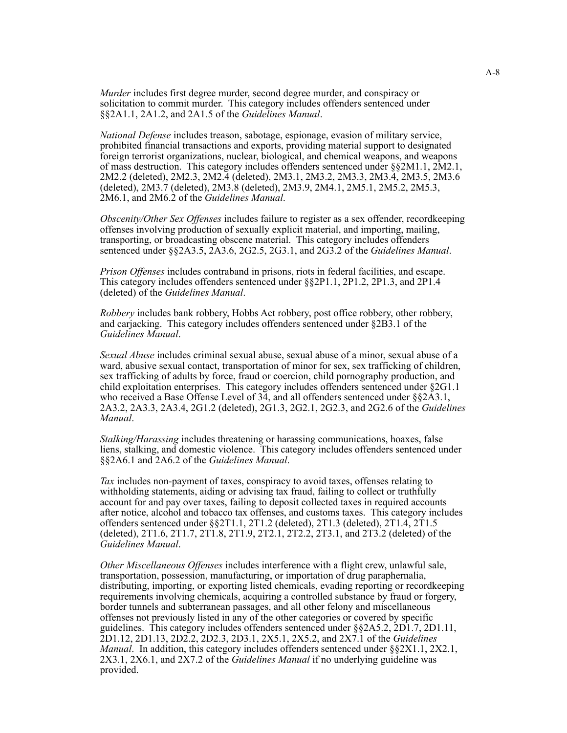*Murder* includes first degree murder, second degree murder, and conspiracy or solicitation to commit murder. This category includes offenders sentenced under §§2A1.1, 2A1.2, and 2A1.5 of the *Guidelines Manual*.

*National Defense* includes treason, sabotage, espionage, evasion of military service, prohibited financial transactions and exports, providing material support to designated foreign terrorist organizations, nuclear, biological, and chemical weapons, and weapons of mass destruction. This category includes offenders sentenced under §§2M1.1, 2M2.1, 2M2.2 (deleted), 2M2.3, 2M2.4 (deleted), 2M3.1, 2M3.2, 2M3.3, 2M3.4, 2M3.5, 2M3.6 (deleted), 2M3.7 (deleted), 2M3.8 (deleted), 2M3.9, 2M4.1, 2M5.1, 2M5.2, 2M5.3, 2M6.1, and 2M6.2 of the *Guidelines Manual*.

*Obscenity/Other Sex Offenses* includes failure to register as a sex offender, recordkeeping offenses involving production of sexually explicit material, and importing, mailing, transporting, or broadcasting obscene material. This category includes offenders sentenced under §§2A3.5, 2A3.6, 2G2.5, 2G3.1, and 2G3.2 of the *Guidelines Manual*.

*Prison Offenses* includes contraband in prisons, riots in federal facilities, and escape. This category includes offenders sentenced under §§2P1.1, 2P1.2, 2P1.3, and 2P1.4 (deleted) of the *Guidelines Manual*.

*Robbery* includes bank robbery, Hobbs Act robbery, post office robbery, other robbery, and carjacking. This category includes offenders sentenced under §2B3.1 of the *Guidelines Manual*.

*Sexual Abuse* includes criminal sexual abuse, sexual abuse of a minor, sexual abuse of a ward, abusive sexual contact, transportation of minor for sex, sex trafficking of children, sex trafficking of adults by force, fraud or coercion, child pornography production, and child exploitation enterprises. This category includes offenders sentenced under §2G1.1 who received a Base Offense Level of 34, and all offenders sentenced under §§2A3.1, 2A3.2, 2A3.3, 2A3.4, 2G1.2 (deleted), 2G1.3, 2G2.1, 2G2.3, and 2G2.6 of the *Guidelines Manual*.

*Stalking/Harassing* includes threatening or harassing communications, hoaxes, false liens, stalking, and domestic violence. This category includes offenders sentenced under §§2A6.1 and 2A6.2 of the *Guidelines Manual*.

*Tax* includes non-payment of taxes, conspiracy to avoid taxes, offenses relating to withholding statements, aiding or advising tax fraud, failing to collect or truthfully account for and pay over taxes, failing to deposit collected taxes in required accounts after notice, alcohol and tobacco tax offenses, and customs taxes. This category includes offenders sentenced under §§2T1.1, 2T1.2 (deleted), 2T1.3 (deleted), 2T1.4, 2T1.5 (deleted), 2T1.6, 2T1.7, 2T1.8, 2T1.9, 2T2.1, 2T2.2, 2T3.1, and 2T3.2 (deleted) of the *Guidelines Manual*.

*Other Miscellaneous Offenses* includes interference with a flight crew, unlawful sale, transportation, possession, manufacturing, or importation of drug paraphernalia, distributing, importing, or exporting listed chemicals, evading reporting or recordkeeping requirements involving chemicals, acquiring a controlled substance by fraud or forgery, border tunnels and subterranean passages, and all other felony and miscellaneous offenses not previously listed in any of the other categories or covered by specific guidelines. This category includes offenders sentenced under §§2A5.2, 2D1.7, 2D1.11, 2D1.12, 2D1.13, 2D2.2, 2D2.3, 2D3.1, 2X5.1, 2X5.2, and 2X7.1 of the *Guidelines Manual*. In addition, this category includes offenders sentenced under §§2X1.1, 2X2.1, 2X3.1, 2X6.1, and 2X7.2 of the *Guidelines Manual* if no underlying guideline was provided.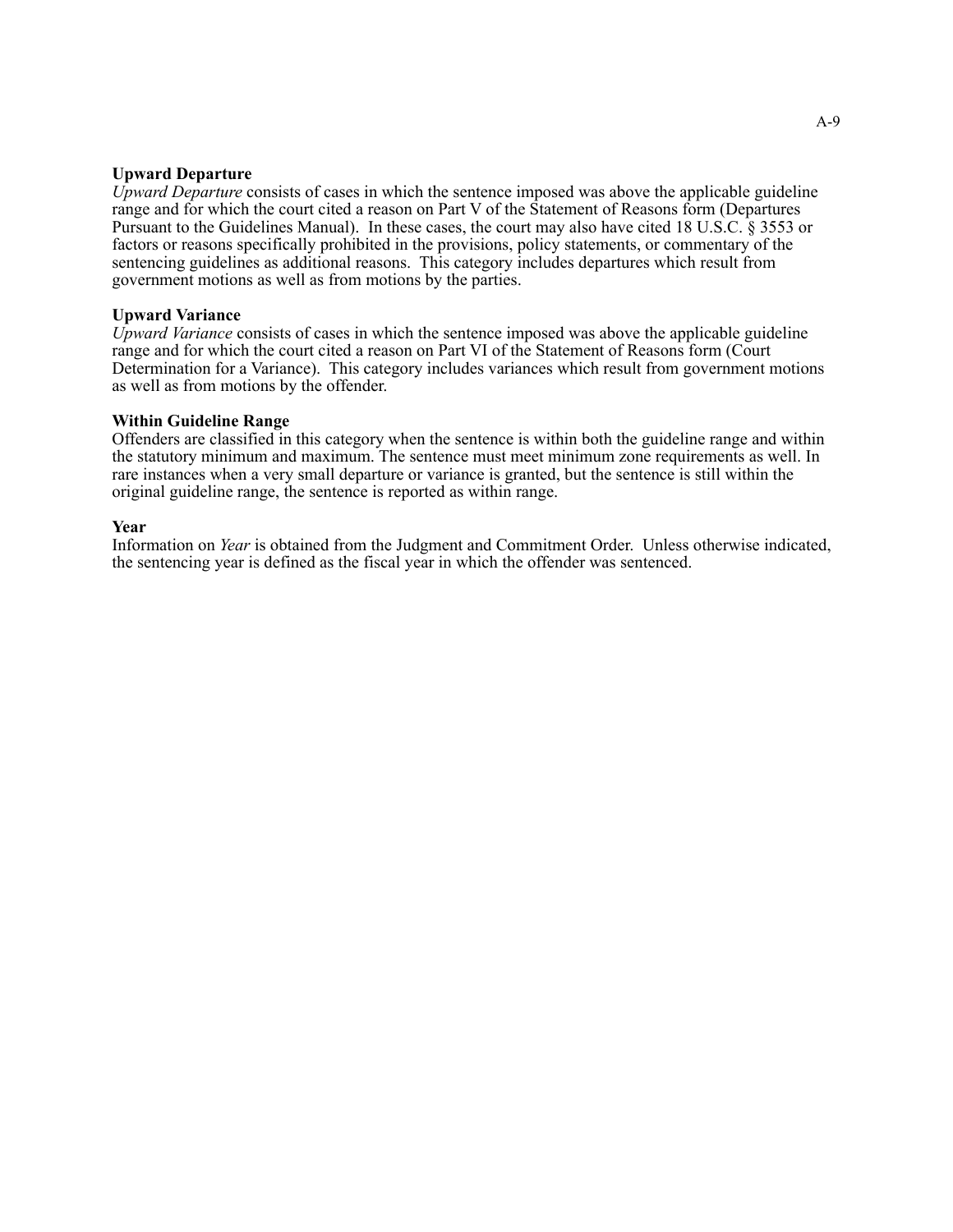**Upward Departure**

*Upward Departure* consists of cases in which the sentence imposed was above the applicable guideline range and for which the court cited a reason on Part V of the Statement of Reasons form (Departures Pursuant to the Guidelines Manual). In these cases, the court may also have cited 18 U.S.C. § 3553 or factors or reasons specifically prohibited in the provisions, policy statements, or commentary of the sentencing guidelines as additional reasons. This category includes departures which result from government motions as well as from motions by the parties.

**Upward Variance**

*Upward Variance* consists of cases in which the sentence imposed was above the applicable guideline range and for which the court cited a reason on Part VI of the Statement of Reasons form (Court Determination for a Variance). This category includes variances which result from government motions as well as from motions by the offender.

**Within Guideline Range**

Offenders are classified in this category when the sentence is within both the guideline range and within the statutory minimum and maximum. The sentence must meet minimum zone requirements as well. In rare instances when a very small departure or variance is granted, but the sentence is still within the original guideline range, the sentence is reported as within range.

**Year**

Information on *Year* is obtained from the Judgment and Commitment Order. Unless otherwise indicated, the sentencing year is defined as the fiscal year in which the offender was sentenced.